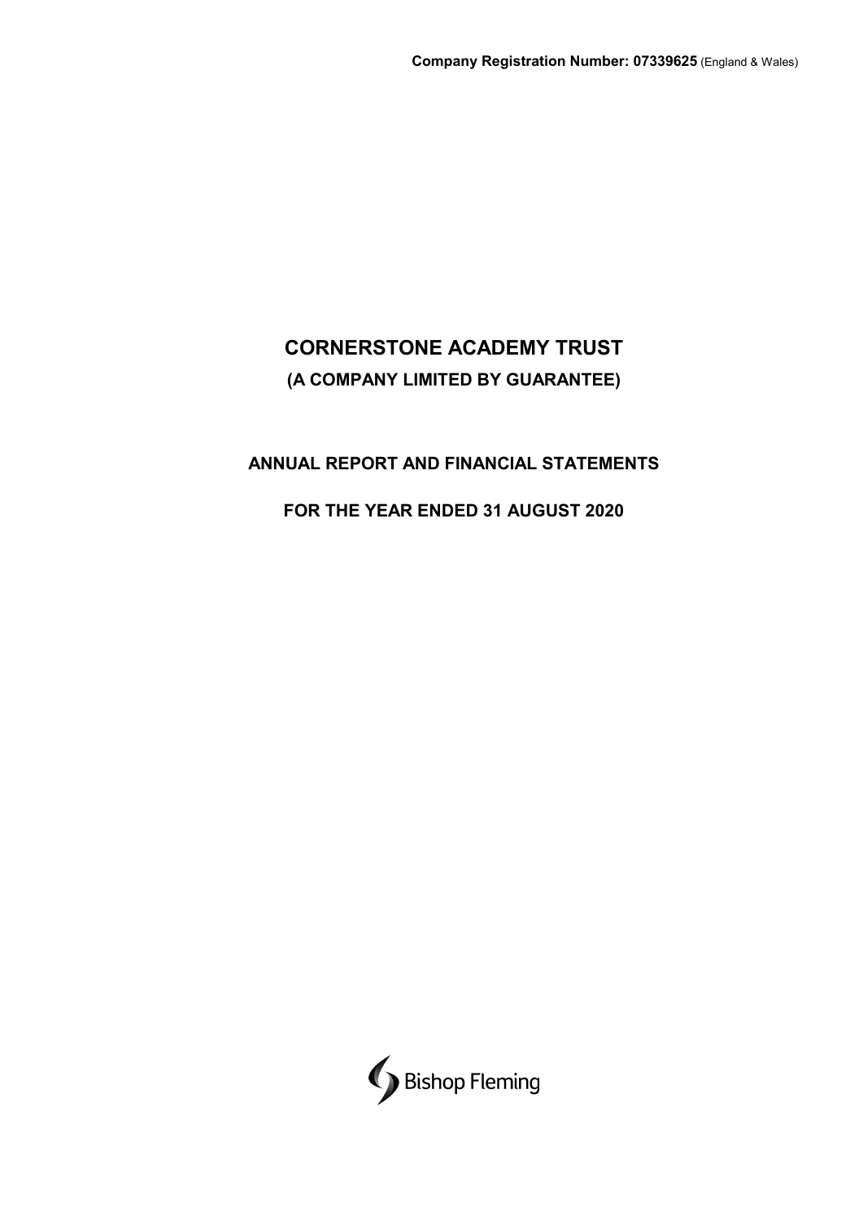**Company Registration Number: 07339625** (England & Wales)

# CORNERSTONE ACADEMY TRUST

## (A COMPANY LIMITED BY GUARANTEE)

## ANNUAL REPORT AND FINANCIAL STATEMENTS

## FOR THE YEAR ENDED 31 AUGUST 2020

Bishop Fleming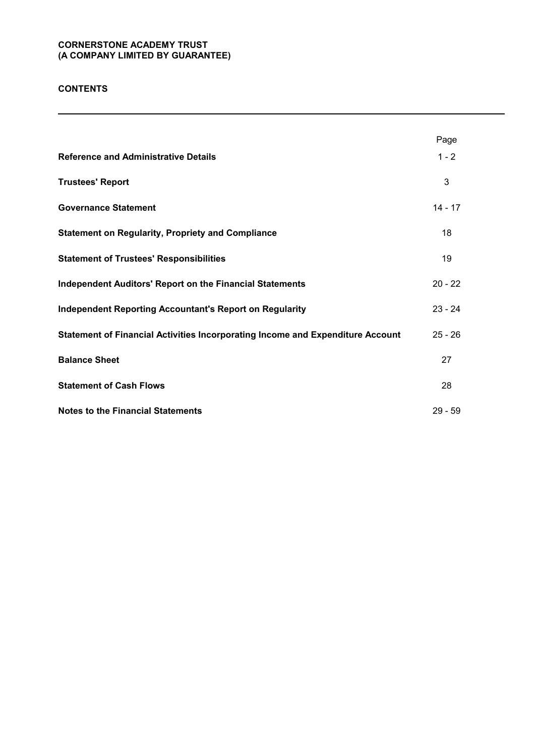**CORNERSTONE ACADEMY TRUST**
**(A COMPANY LIMITED BY GUARANTEE)**

## CONTENTS

| | Page |
|---|---|
| **Reference and Administrative Details** | 1 - 2 |
| **Trustees' Report** | 3 |
| **Governance Statement** | 14 - 17 |
| **Statement on Regularity, Propriety and Compliance** | 18 |
| **Statement of Trustees' Responsibilities** | 19 |
| **Independent Auditors' Report on the Financial Statements** | 20 - 22 |
| **Independent Reporting Accountant's Report on Regularity** | 23 - 24 |
| **Statement of Financial Activities Incorporating Income and Expenditure Account** | 25 - 26 |
| **Balance Sheet** | 27 |
| **Statement of Cash Flows** | 28 |
| **Notes to the Financial Statements** | 29 - 59 |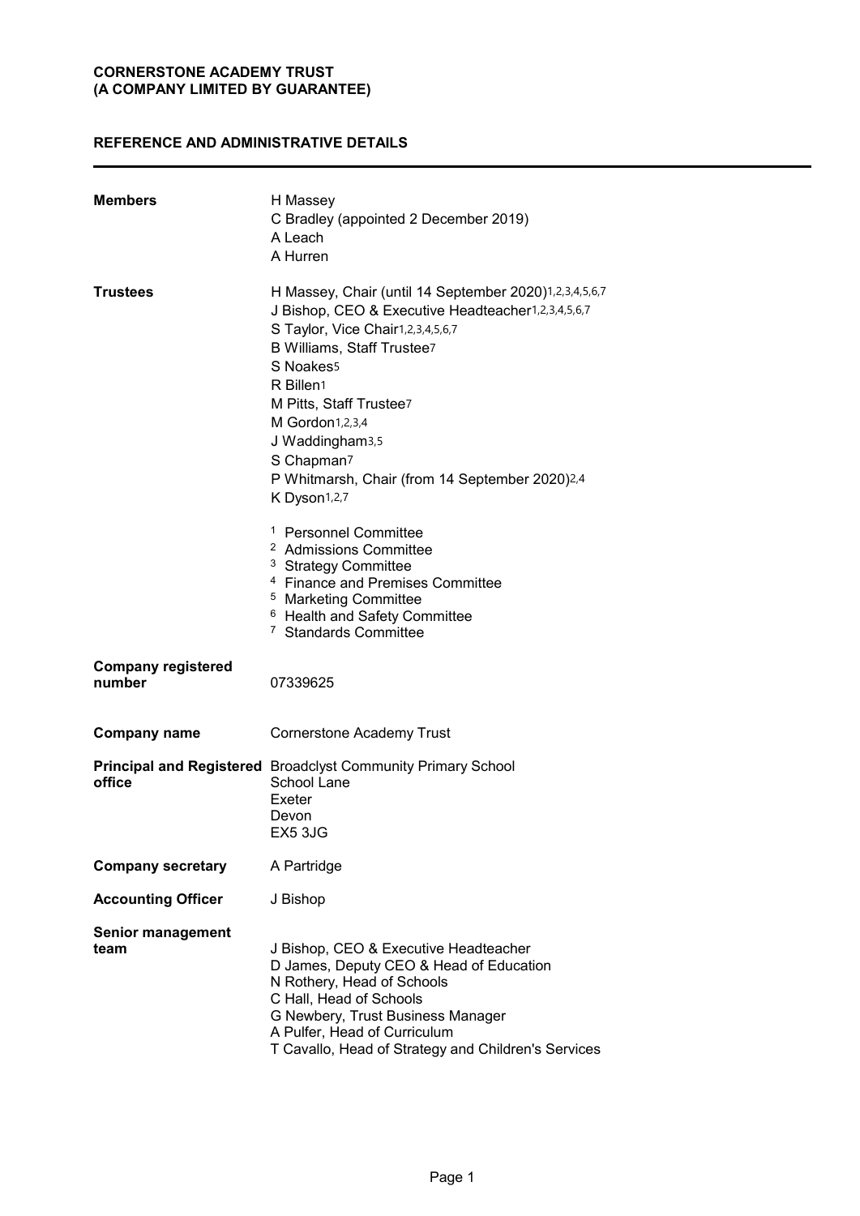**CORNERSTONE ACADEMY TRUST**
**(A COMPANY LIMITED BY GUARANTEE)**

## REFERENCE AND ADMINISTRATIVE DETAILS

| | |
|---|---|
| **Members** | H Massey<br>C Bradley (appointed 2 December 2019)<br>A Leach<br>A Hurren |
| **Trustees** | H Massey, Chair (until 14 September 2020)[1,2,3,4,5,6,7]<br>J Bishop, CEO & Executive Headteacher[1,2,3,4,5,6,7]<br>S Taylor, Vice Chair[1,2,3,4,5,6,7]<br>B Williams, Staff Trustee[7]<br>S Noakes[5]<br>R Billen[1]<br>M Pitts, Staff Trustee[7]<br>M Gordon[1,2,3,4]<br>J Waddingham[3,5]<br>S Chapman[7]<br>P Whitmarsh, Chair (from 14 September 2020)[2,4]<br>K Dyson[1,2,7]<br><br>[1] Personnel Committee<br>[2] Admissions Committee<br>[3] Strategy Committee<br>[4] Finance and Premises Committee<br>[5] Marketing Committee<br>[6] Health and Safety Committee<br>[7] Standards Committee |
| **Company registered number** | 07339625 |
| **Company name** | Cornerstone Academy Trust |
| **Principal and Registered office** | Broadclyst Community Primary School<br>School Lane<br>Exeter<br>Devon<br>EX5 3JG |
| **Company secretary** | A Partridge |
| **Accounting Officer** | J Bishop |
| **Senior management team** | J Bishop, CEO & Executive Headteacher<br>D James, Deputy CEO & Head of Education<br>N Rothery, Head of Schools<br>C Hall, Head of Schools<br>G Newbery, Trust Business Manager<br>A Pulfer, Head of Curriculum<br>T Cavallo, Head of Strategy and Children's Services |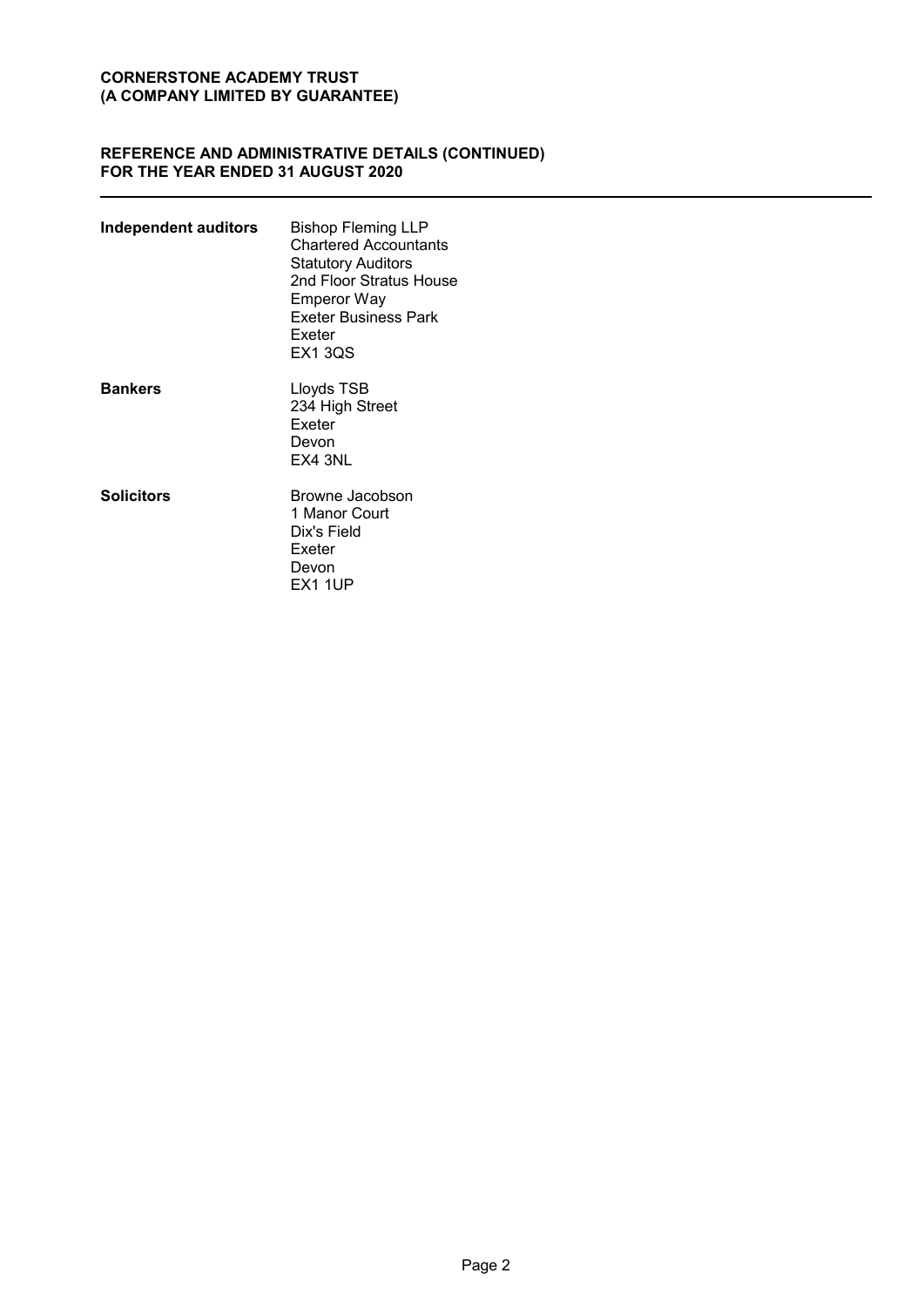**CORNERSTONE ACADEMY TRUST**
**(A COMPANY LIMITED BY GUARANTEE)**

## REFERENCE AND ADMINISTRATIVE DETAILS (CONTINUED)
## FOR THE YEAR ENDED 31 AUGUST 2020

| | |
|---|---|
| **Independent auditors** | Bishop Fleming LLP<br>Chartered Accountants<br>Statutory Auditors<br>2nd Floor Stratus House<br>Emperor Way<br>Exeter Business Park<br>Exeter<br>EX1 3QS |
| **Bankers** | Lloyds TSB<br>234 High Street<br>Exeter<br>Devon<br>EX4 3NL |
| **Solicitors** | Browne Jacobson<br>1 Manor Court<br>Dix's Field<br>Exeter<br>Devon<br>EX1 1UP |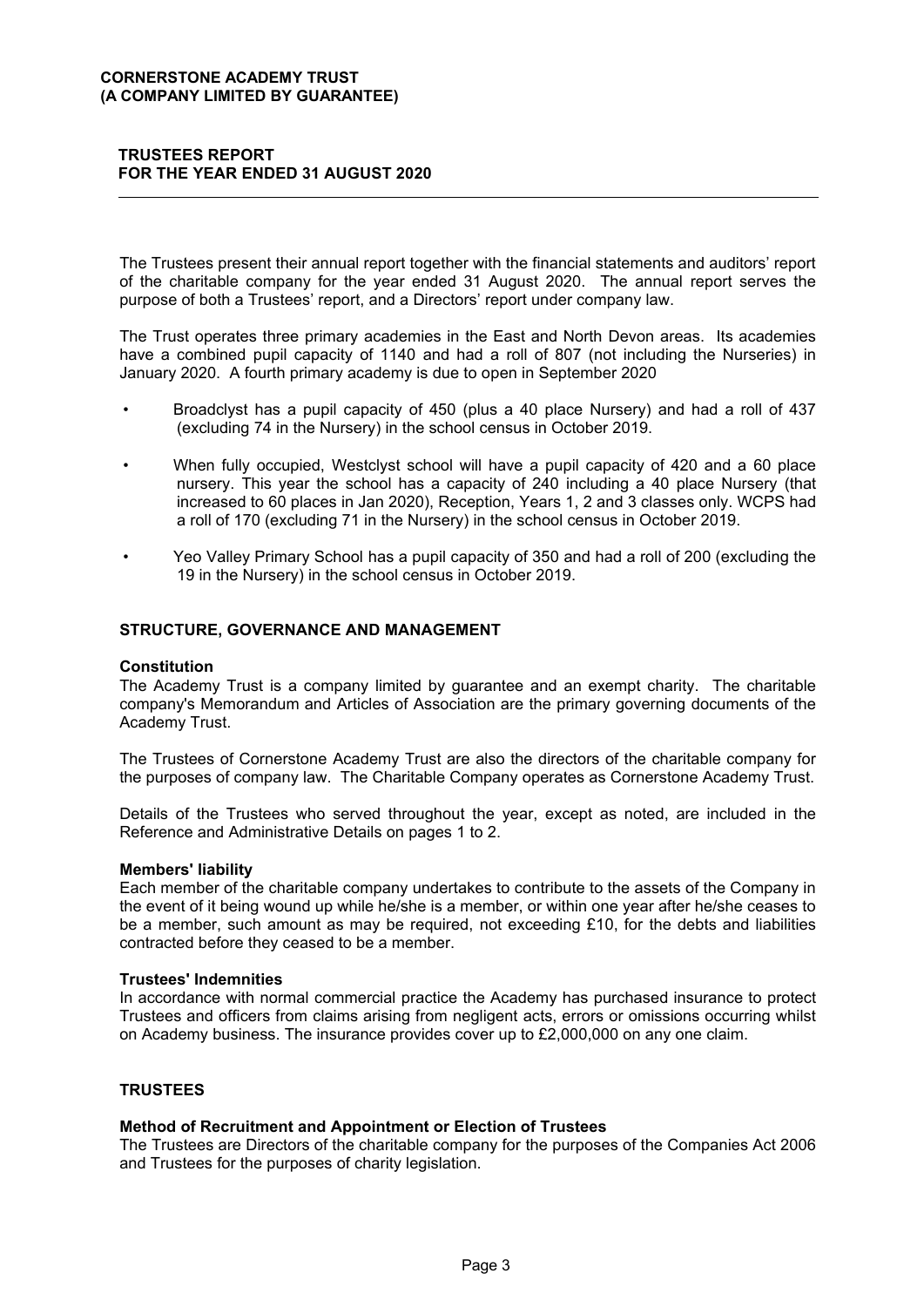## TRUSTEES REPORT FOR THE YEAR ENDED 31 AUGUST 2020

The Trustees present their annual report together with the financial statements and auditors' report of the charitable company for the year ended 31 August 2020. The annual report serves the purpose of both a Trustees' report, and a Directors' report under company law.

The Trust operates three primary academies in the East and North Devon areas. Its academies have a combined pupil capacity of 1140 and had a roll of 807 (not including the Nurseries) in January 2020. A fourth primary academy is due to open in September 2020

- Broadclyst has a pupil capacity of 450 (plus a 40 place Nursery) and had a roll of 437 (excluding 74 in the Nursery) in the school census in October 2019.
- When fully occupied, Westclyst school will have a pupil capacity of 420 and a 60 place nursery. This year the school has a capacity of 240 including a 40 place Nursery (that increased to 60 places in Jan 2020), Reception, Years 1, 2 and 3 classes only. WCPS had a roll of 170 (excluding 71 in the Nursery) in the school census in October 2019.
- Yeo Valley Primary School has a pupil capacity of 350 and had a roll of 200 (excluding the 19 in the Nursery) in the school census in October 2019.

### STRUCTURE, GOVERNANCE AND MANAGEMENT

**Constitution**

The Academy Trust is a company limited by guarantee and an exempt charity. The charitable company's Memorandum and Articles of Association are the primary governing documents of the Academy Trust.

The Trustees of Cornerstone Academy Trust are also the directors of the charitable company for the purposes of company law. The Charitable Company operates as Cornerstone Academy Trust.

Details of the Trustees who served throughout the year, except as noted, are included in the Reference and Administrative Details on pages 1 to 2.

**Members' liability**

Each member of the charitable company undertakes to contribute to the assets of the Company in the event of it being wound up while he/she is a member, or within one year after he/she ceases to be a member, such amount as may be required, not exceeding £10, for the debts and liabilities contracted before they ceased to be a member.

**Trustees' Indemnities**

In accordance with normal commercial practice the Academy has purchased insurance to protect Trustees and officers from claims arising from negligent acts, errors or omissions occurring whilst on Academy business. The insurance provides cover up to £2,000,000 on any one claim.

### TRUSTEES

**Method of Recruitment and Appointment or Election of Trustees**

The Trustees are Directors of the charitable company for the purposes of the Companies Act 2006 and Trustees for the purposes of charity legislation.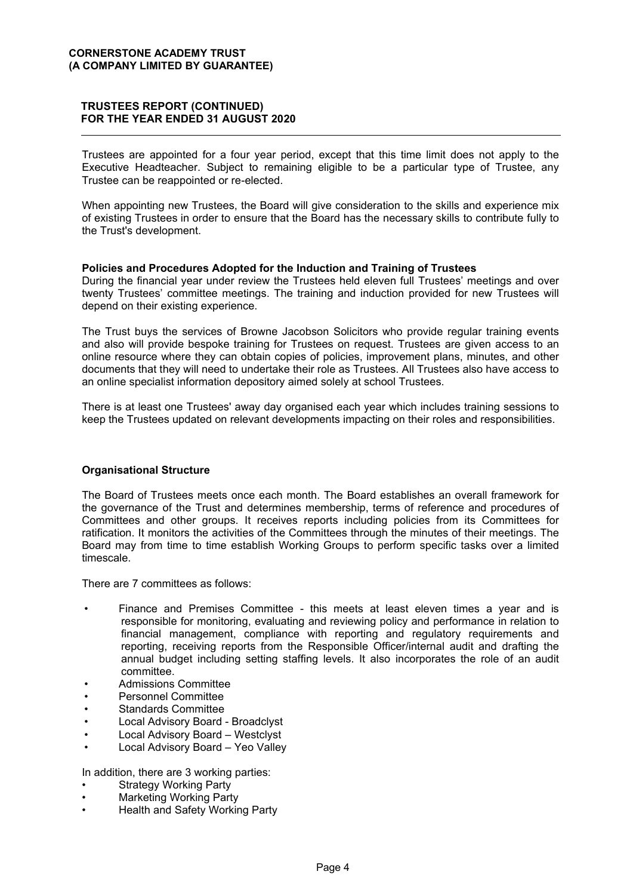Trustees are appointed for a four year period, except that this time limit does not apply to the Executive Headteacher. Subject to remaining eligible to be a particular type of Trustee, any Trustee can be reappointed or re-elected.

When appointing new Trustees, the Board will give consideration to the skills and experience mix of existing Trustees in order to ensure that the Board has the necessary skills to contribute fully to the Trust's development.

**Policies and Procedures Adopted for the Induction and Training of Trustees**

During the financial year under review the Trustees held eleven full Trustees' meetings and over twenty Trustees' committee meetings. The training and induction provided for new Trustees will depend on their existing experience.

The Trust buys the services of Browne Jacobson Solicitors who provide regular training events and also will provide bespoke training for Trustees on request. Trustees are given access to an online resource where they can obtain copies of policies, improvement plans, minutes, and other documents that they will need to undertake their role as Trustees. All Trustees also have access to an online specialist information depository aimed solely at school Trustees.

There is at least one Trustees' away day organised each year which includes training sessions to keep the Trustees updated on relevant developments impacting on their roles and responsibilities.

**Organisational Structure**

The Board of Trustees meets once each month. The Board establishes an overall framework for the governance of the Trust and determines membership, terms of reference and procedures of Committees and other groups. It receives reports including policies from its Committees for ratification. It monitors the activities of the Committees through the minutes of their meetings. The Board may from time to time establish Working Groups to perform specific tasks over a limited timescale.

There are 7 committees as follows:

- Finance and Premises Committee - this meets at least eleven times a year and is responsible for monitoring, evaluating and reviewing policy and performance in relation to financial management, compliance with reporting and regulatory requirements and reporting, receiving reports from the Responsible Officer/internal audit and drafting the annual budget including setting staffing levels. It also incorporates the role of an audit committee.
- Admissions Committee
- Personnel Committee
- Standards Committee
- Local Advisory Board - Broadclyst
- Local Advisory Board – Westclyst
- Local Advisory Board – Yeo Valley

In addition, there are 3 working parties:

- Strategy Working Party
- Marketing Working Party
- Health and Safety Working Party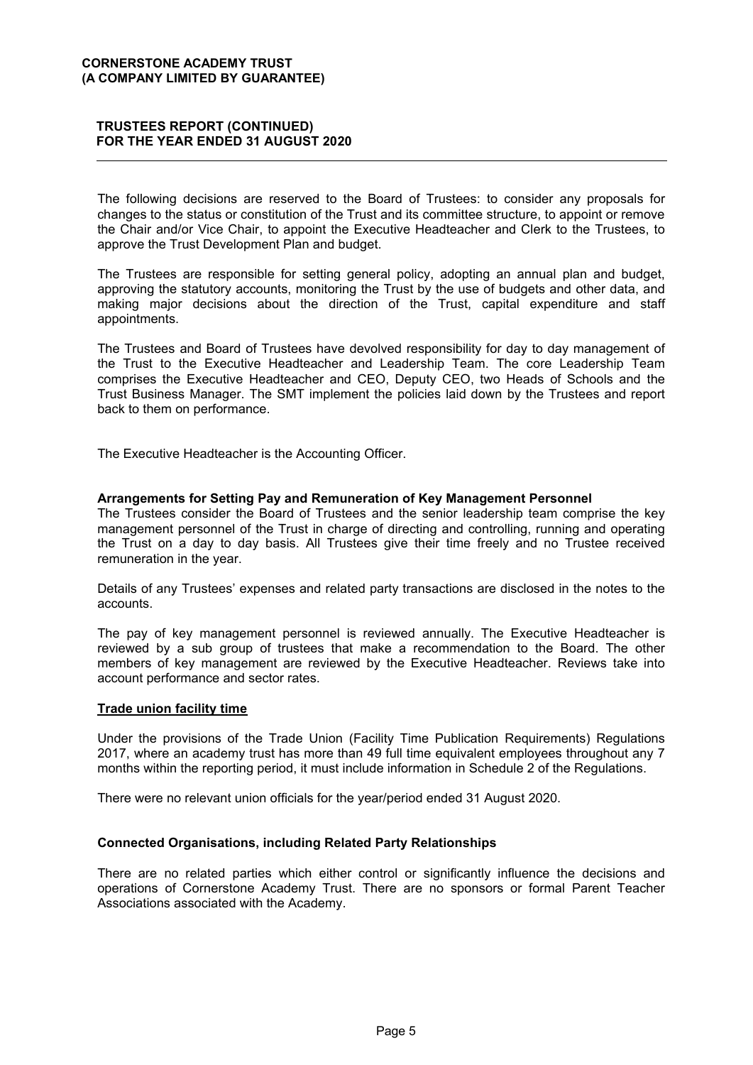The following decisions are reserved to the Board of Trustees: to consider any proposals for changes to the status or constitution of the Trust and its committee structure, to appoint or remove the Chair and/or Vice Chair, to appoint the Executive Headteacher and Clerk to the Trustees, to approve the Trust Development Plan and budget.

The Trustees are responsible for setting general policy, adopting an annual plan and budget, approving the statutory accounts, monitoring the Trust by the use of budgets and other data, and making major decisions about the direction of the Trust, capital expenditure and staff appointments.

The Trustees and Board of Trustees have devolved responsibility for day to day management of the Trust to the Executive Headteacher and Leadership Team. The core Leadership Team comprises the Executive Headteacher and CEO, Deputy CEO, two Heads of Schools and the Trust Business Manager. The SMT implement the policies laid down by the Trustees and report back to them on performance.

The Executive Headteacher is the Accounting Officer.

### Arrangements for Setting Pay and Remuneration of Key Management Personnel

The Trustees consider the Board of Trustees and the senior leadership team comprise the key management personnel of the Trust in charge of directing and controlling, running and operating the Trust on a day to day basis. All Trustees give their time freely and no Trustee received remuneration in the year.

Details of any Trustees' expenses and related party transactions are disclosed in the notes to the accounts.

The pay of key management personnel is reviewed annually. The Executive Headteacher is reviewed by a sub group of trustees that make a recommendation to the Board. The other members of key management are reviewed by the Executive Headteacher. Reviews take into account performance and sector rates.

### Trade union facility time

Under the provisions of the Trade Union (Facility Time Publication Requirements) Regulations 2017, where an academy trust has more than 49 full time equivalent employees throughout any 7 months within the reporting period, it must include information in Schedule 2 of the Regulations.

There were no relevant union officials for the year/period ended 31 August 2020.

### Connected Organisations, including Related Party Relationships

There are no related parties which either control or significantly influence the decisions and operations of Cornerstone Academy Trust. There are no sponsors or formal Parent Teacher Associations associated with the Academy.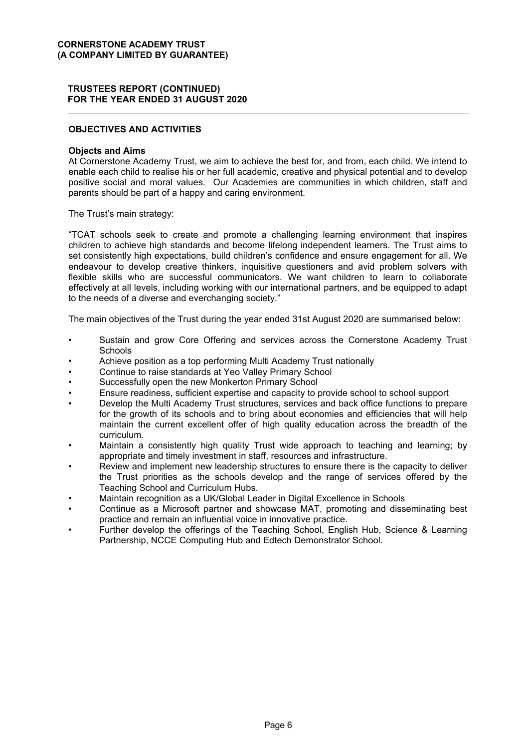## OBJECTIVES AND ACTIVITIES

### Objects and Aims

At Cornerstone Academy Trust, we aim to achieve the best for, and from, each child. We intend to enable each child to realise his or her full academic, creative and physical potential and to develop positive social and moral values. Our Academies are communities in which children, staff and parents should be part of a happy and caring environment.

The Trust's main strategy:

"TCAT schools seek to create and promote a challenging learning environment that inspires children to achieve high standards and become lifelong independent learners. The Trust aims to set consistently high expectations, build children's confidence and ensure engagement for all. We endeavour to develop creative thinkers, inquisitive questioners and avid problem solvers with flexible skills who are successful communicators. We want children to learn to collaborate effectively at all levels, including working with our international partners, and be equipped to adapt to the needs of a diverse and everchanging society."

The main objectives of the Trust during the year ended 31st August 2020 are summarised below:

- Sustain and grow Core Offering and services across the Cornerstone Academy Trust Schools
- Achieve position as a top performing Multi Academy Trust nationally
- Continue to raise standards at Yeo Valley Primary School
- Successfully open the new Monkerton Primary School
- Ensure readiness, sufficient expertise and capacity to provide school to school support
- Develop the Multi Academy Trust structures, services and back office functions to prepare for the growth of its schools and to bring about economies and efficiencies that will help maintain the current excellent offer of high quality education across the breadth of the curriculum.
- Maintain a consistently high quality Trust wide approach to teaching and learning; by appropriate and timely investment in staff, resources and infrastructure.
- Review and implement new leadership structures to ensure there is the capacity to deliver the Trust priorities as the schools develop and the range of services offered by the Teaching School and Curriculum Hubs.
- Maintain recognition as a UK/Global Leader in Digital Excellence in Schools
- Continue as a Microsoft partner and showcase MAT, promoting and disseminating best practice and remain an influential voice in innovative practice.
- Further develop the offerings of the Teaching School, English Hub, Science & Learning Partnership, NCCE Computing Hub and Edtech Demonstrator School.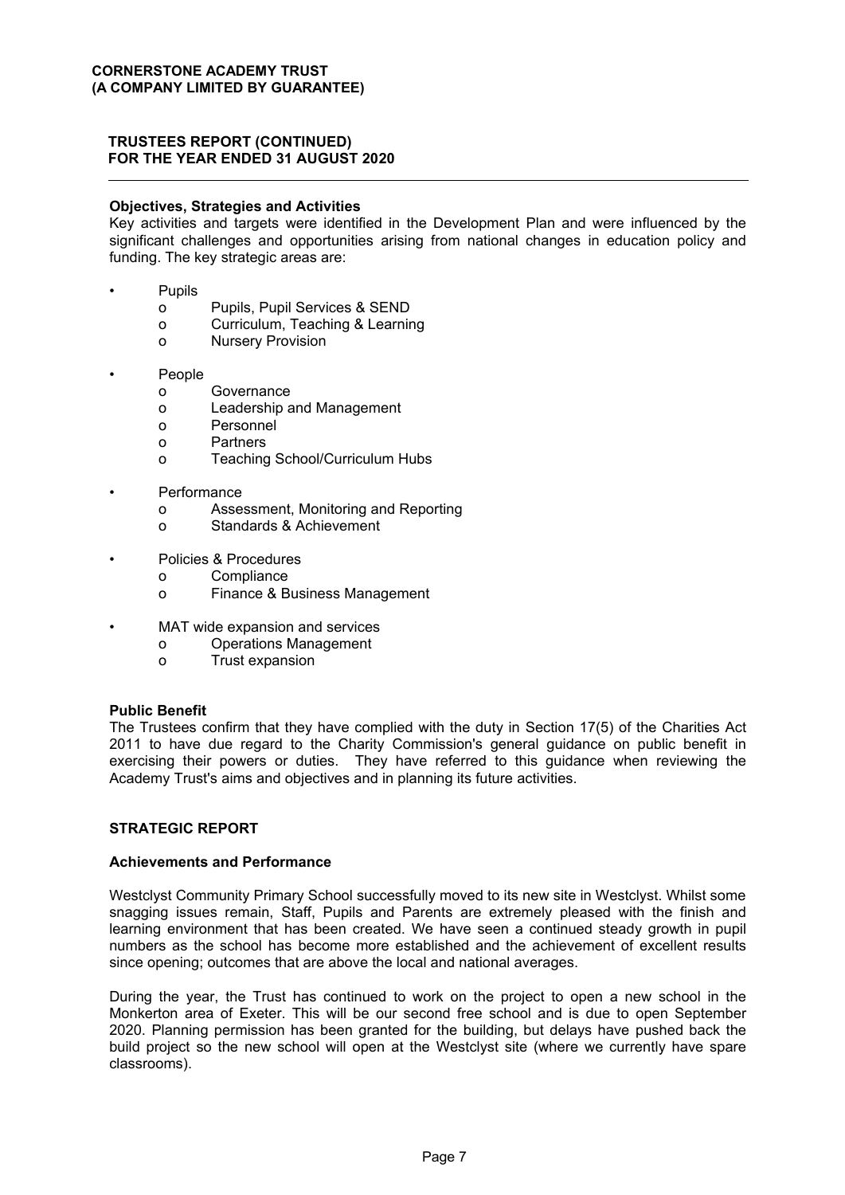### Objectives, Strategies and Activities

Key activities and targets were identified in the Development Plan and were influenced by the significant challenges and opportunities arising from national changes in education policy and funding. The key strategic areas are:

- Pupils
  - Pupils, Pupil Services & SEND
  - Curriculum, Teaching & Learning
  - Nursery Provision
- People
  - Governance
  - Leadership and Management
  - Personnel
  - Partners
  - Teaching School/Curriculum Hubs
- Performance
  - Assessment, Monitoring and Reporting
  - Standards & Achievement
- Policies & Procedures
  - Compliance
  - Finance & Business Management
- MAT wide expansion and services
  - Operations Management
  - Trust expansion

### Public Benefit

The Trustees confirm that they have complied with the duty in Section 17(5) of the Charities Act 2011 to have due regard to the Charity Commission's general guidance on public benefit in exercising their powers or duties. They have referred to this guidance when reviewing the Academy Trust's aims and objectives and in planning its future activities.

## STRATEGIC REPORT

### Achievements and Performance

Westclyst Community Primary School successfully moved to its new site in Westclyst. Whilst some snagging issues remain, Staff, Pupils and Parents are extremely pleased with the finish and learning environment that has been created. We have seen a continued steady growth in pupil numbers as the school has become more established and the achievement of excellent results since opening; outcomes that are above the local and national averages.

During the year, the Trust has continued to work on the project to open a new school in the Monkerton area of Exeter. This will be our second free school and is due to open September 2020. Planning permission has been granted for the building, but delays have pushed back the build project so the new school will open at the Westclyst site (where we currently have spare classrooms).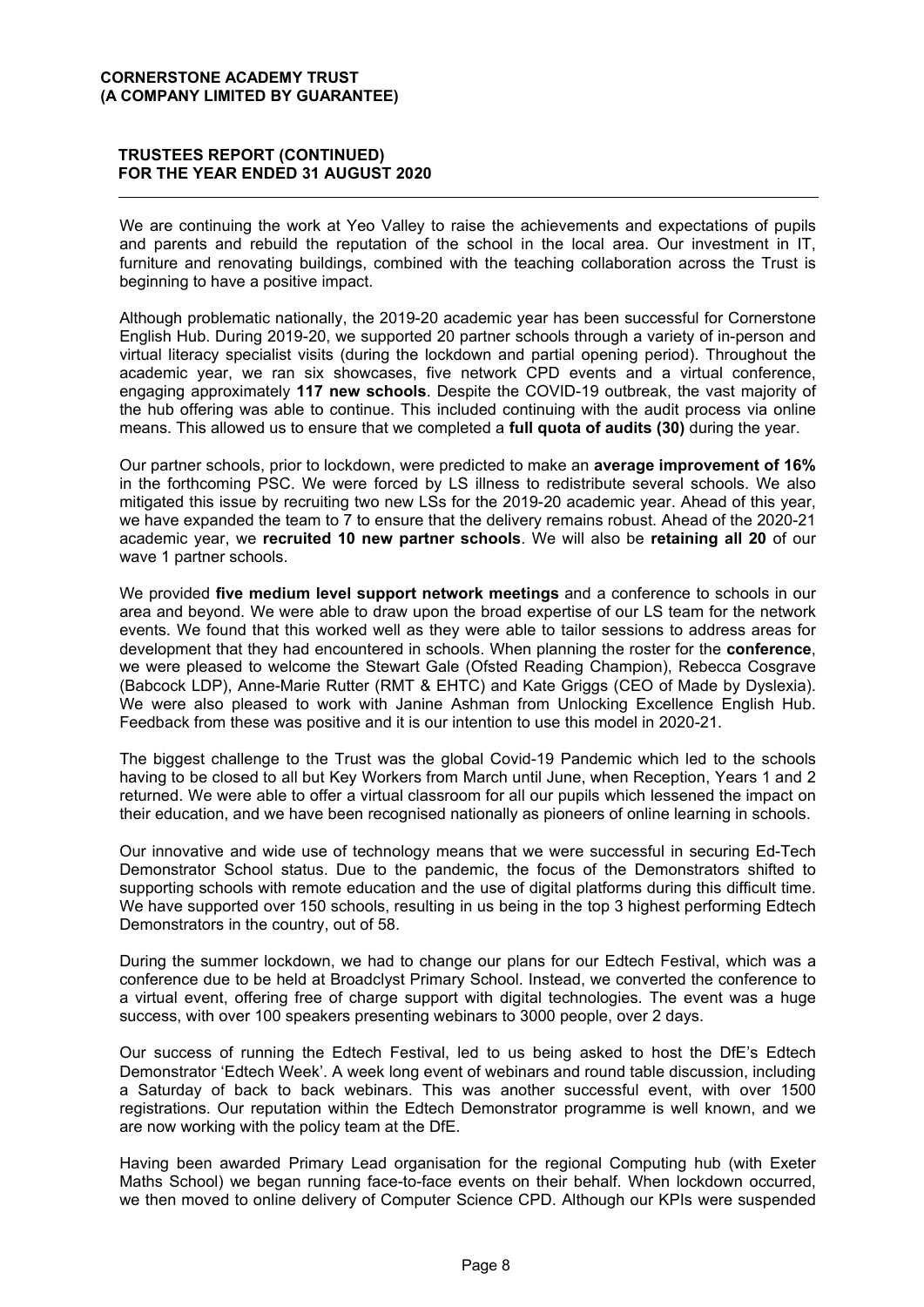We are continuing the work at Yeo Valley to raise the achievements and expectations of pupils and parents and rebuild the reputation of the school in the local area. Our investment in IT, furniture and renovating buildings, combined with the teaching collaboration across the Trust is beginning to have a positive impact.

Although problematic nationally, the 2019-20 academic year has been successful for Cornerstone English Hub. During 2019-20, we supported 20 partner schools through a variety of in-person and virtual literacy specialist visits (during the lockdown and partial opening period). Throughout the academic year, we ran six showcases, five network CPD events and a virtual conference, engaging approximately **117 new schools**. Despite the COVID-19 outbreak, the vast majority of the hub offering was able to continue. This included continuing with the audit process via online means. This allowed us to ensure that we completed a **full quota of audits (30)** during the year.

Our partner schools, prior to lockdown, were predicted to make an **average improvement of 16%** in the forthcoming PSC. We were forced by LS illness to redistribute several schools. We also mitigated this issue by recruiting two new LSs for the 2019-20 academic year. Ahead of this year, we have expanded the team to 7 to ensure that the delivery remains robust. Ahead of the 2020-21 academic year, we **recruited 10 new partner schools**. We will also be **retaining all 20** of our wave 1 partner schools.

We provided **five medium level support network meetings** and a conference to schools in our area and beyond. We were able to draw upon the broad expertise of our LS team for the network events. We found that this worked well as they were able to tailor sessions to address areas for development that they had encountered in schools. When planning the roster for the **conference**, we were pleased to welcome the Stewart Gale (Ofsted Reading Champion), Rebecca Cosgrave (Babcock LDP), Anne-Marie Rutter (RMT & EHTC) and Kate Griggs (CEO of Made by Dyslexia). We were also pleased to work with Janine Ashman from Unlocking Excellence English Hub. Feedback from these was positive and it is our intention to use this model in 2020-21.

The biggest challenge to the Trust was the global Covid-19 Pandemic which led to the schools having to be closed to all but Key Workers from March until June, when Reception, Years 1 and 2 returned. We were able to offer a virtual classroom for all our pupils which lessened the impact on their education, and we have been recognised nationally as pioneers of online learning in schools.

Our innovative and wide use of technology means that we were successful in securing Ed-Tech Demonstrator School status. Due to the pandemic, the focus of the Demonstrators shifted to supporting schools with remote education and the use of digital platforms during this difficult time. We have supported over 150 schools, resulting in us being in the top 3 highest performing Edtech Demonstrators in the country, out of 58.

During the summer lockdown, we had to change our plans for our Edtech Festival, which was a conference due to be held at Broadclyst Primary School. Instead, we converted the conference to a virtual event, offering free of charge support with digital technologies. The event was a huge success, with over 100 speakers presenting webinars to 3000 people, over 2 days.

Our success of running the Edtech Festival, led to us being asked to host the DfE's Edtech Demonstrator 'Edtech Week'. A week long event of webinars and round table discussion, including a Saturday of back to back webinars. This was another successful event, with over 1500 registrations. Our reputation within the Edtech Demonstrator programme is well known, and we are now working with the policy team at the DfE.

Having been awarded Primary Lead organisation for the regional Computing hub (with Exeter Maths School) we began running face-to-face events on their behalf. When lockdown occurred, we then moved to online delivery of Computer Science CPD. Although our KPIs were suspended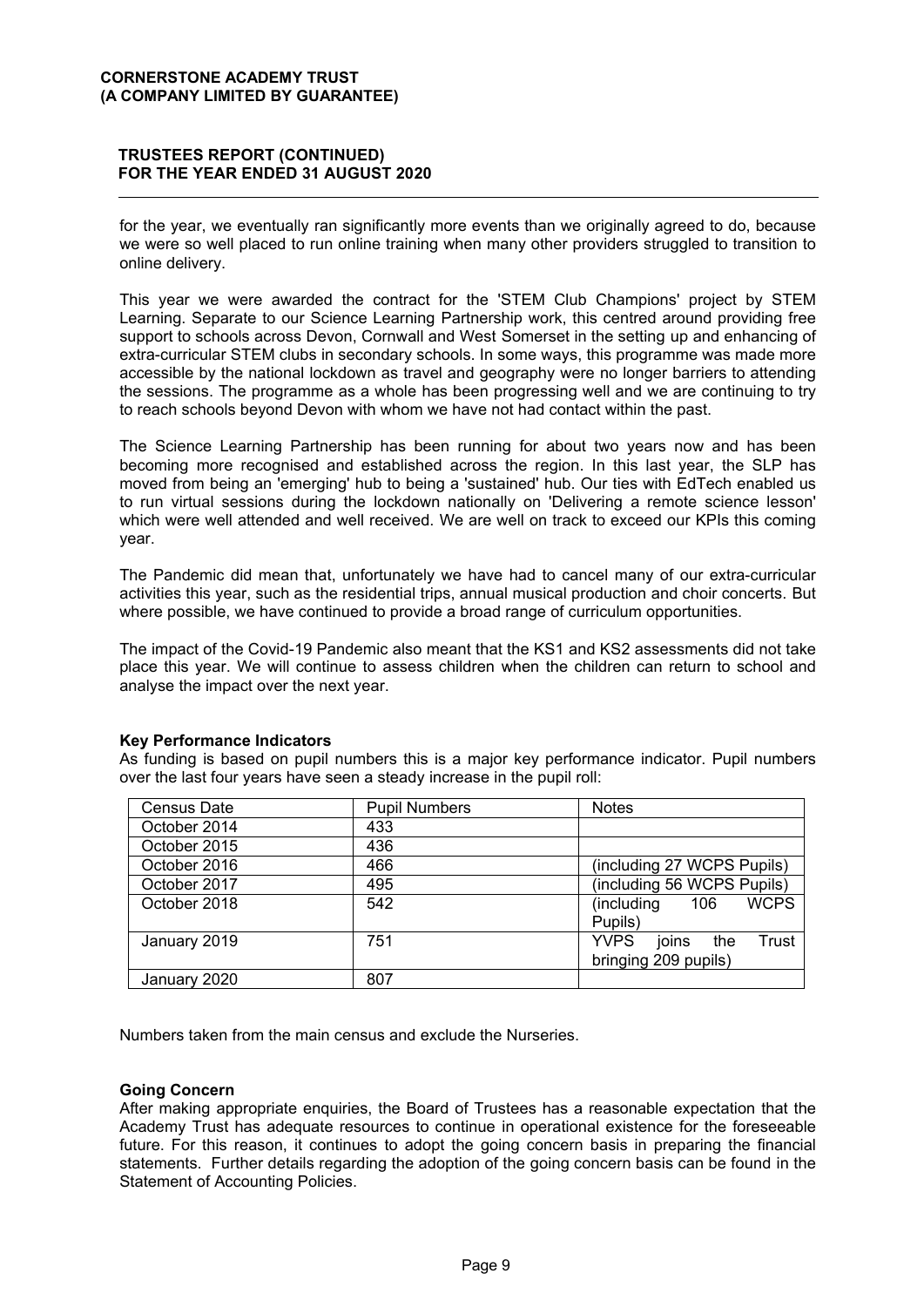for the year, we eventually ran significantly more events than we originally agreed to do, because we were so well placed to run online training when many other providers struggled to transition to online delivery.

This year we were awarded the contract for the 'STEM Club Champions' project by STEM Learning. Separate to our Science Learning Partnership work, this centred around providing free support to schools across Devon, Cornwall and West Somerset in the setting up and enhancing of extra-curricular STEM clubs in secondary schools. In some ways, this programme was made more accessible by the national lockdown as travel and geography were no longer barriers to attending the sessions. The programme as a whole has been progressing well and we are continuing to try to reach schools beyond Devon with whom we have not had contact within the past.

The Science Learning Partnership has been running for about two years now and has been becoming more recognised and established across the region. In this last year, the SLP has moved from being an 'emerging' hub to being a 'sustained' hub. Our ties with EdTech enabled us to run virtual sessions during the lockdown nationally on 'Delivering a remote science lesson' which were well attended and well received. We are well on track to exceed our KPIs this coming year.

The Pandemic did mean that, unfortunately we have had to cancel many of our extra-curricular activities this year, such as the residential trips, annual musical production and choir concerts. But where possible, we have continued to provide a broad range of curriculum opportunities.

The impact of the Covid-19 Pandemic also meant that the KS1 and KS2 assessments did not take place this year. We will continue to assess children when the children can return to school and analyse the impact over the next year.

**Key Performance Indicators**

As funding is based on pupil numbers this is a major key performance indicator. Pupil numbers over the last four years have seen a steady increase in the pupil roll:

| Census Date | Pupil Numbers | Notes |
|---|---|---|
| October 2014 | 433 | |
| October 2015 | 436 | |
| October 2016 | 466 | (including 27 WCPS Pupils) |
| October 2017 | 495 | (including 56 WCPS Pupils) |
| October 2018 | 542 | (including 106 WCPS Pupils) |
| January 2019 | 751 | YVPS joins the Trust bringing 209 pupils) |
| January 2020 | 807 | |

Numbers taken from the main census and exclude the Nurseries.

**Going Concern**

After making appropriate enquiries, the Board of Trustees has a reasonable expectation that the Academy Trust has adequate resources to continue in operational existence for the foreseeable future. For this reason, it continues to adopt the going concern basis in preparing the financial statements. Further details regarding the adoption of the going concern basis can be found in the Statement of Accounting Policies.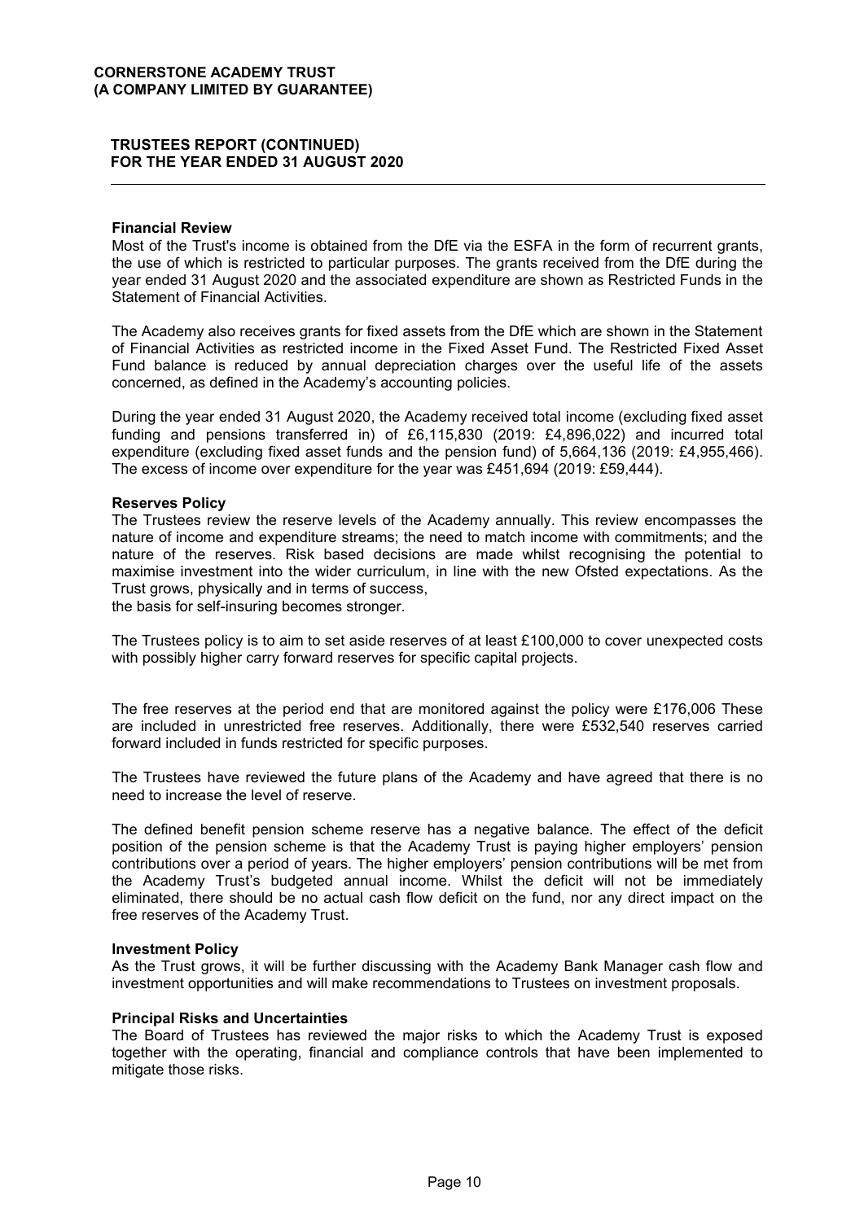**CORNERSTONE ACADEMY TRUST**
**(A COMPANY LIMITED BY GUARANTEE)**

**TRUSTEES REPORT (CONTINUED)**
**FOR THE YEAR ENDED 31 AUGUST 2020**

**Financial Review**

Most of the Trust's income is obtained from the DfE via the ESFA in the form of recurrent grants, the use of which is restricted to particular purposes. The grants received from the DfE during the year ended 31 August 2020 and the associated expenditure are shown as Restricted Funds in the Statement of Financial Activities.

The Academy also receives grants for fixed assets from the DfE which are shown in the Statement of Financial Activities as restricted income in the Fixed Asset Fund. The Restricted Fixed Asset Fund balance is reduced by annual depreciation charges over the useful life of the assets concerned, as defined in the Academy's accounting policies.

During the year ended 31 August 2020, the Academy received total income (excluding fixed asset funding and pensions transferred in) of £6,115,830 (2019: £4,896,022) and incurred total expenditure (excluding fixed asset funds and the pension fund) of 5,664,136 (2019: £4,955,466). The excess of income over expenditure for the year was £451,694 (2019: £59,444).

**Reserves Policy**

The Trustees review the reserve levels of the Academy annually. This review encompasses the nature of income and expenditure streams; the need to match income with commitments; and the nature of the reserves. Risk based decisions are made whilst recognising the potential to maximise investment into the wider curriculum, in line with the new Ofsted expectations. As the Trust grows, physically and in terms of success,
the basis for self-insuring becomes stronger.

The Trustees policy is to aim to set aside reserves of at least £100,000 to cover unexpected costs with possibly higher carry forward reserves for specific capital projects.

The free reserves at the period end that are monitored against the policy were £176,006 These are included in unrestricted free reserves. Additionally, there were £532,540 reserves carried forward included in funds restricted for specific purposes.

The Trustees have reviewed the future plans of the Academy and have agreed that there is no need to increase the level of reserve.

The defined benefit pension scheme reserve has a negative balance. The effect of the deficit position of the pension scheme is that the Academy Trust is paying higher employers' pension contributions over a period of years. The higher employers' pension contributions will be met from the Academy Trust's budgeted annual income. Whilst the deficit will not be immediately eliminated, there should be no actual cash flow deficit on the fund, nor any direct impact on the free reserves of the Academy Trust.

**Investment Policy**

As the Trust grows, it will be further discussing with the Academy Bank Manager cash flow and investment opportunities and will make recommendations to Trustees on investment proposals.

**Principal Risks and Uncertainties**

The Board of Trustees has reviewed the major risks to which the Academy Trust is exposed together with the operating, financial and compliance controls that have been implemented to mitigate those risks.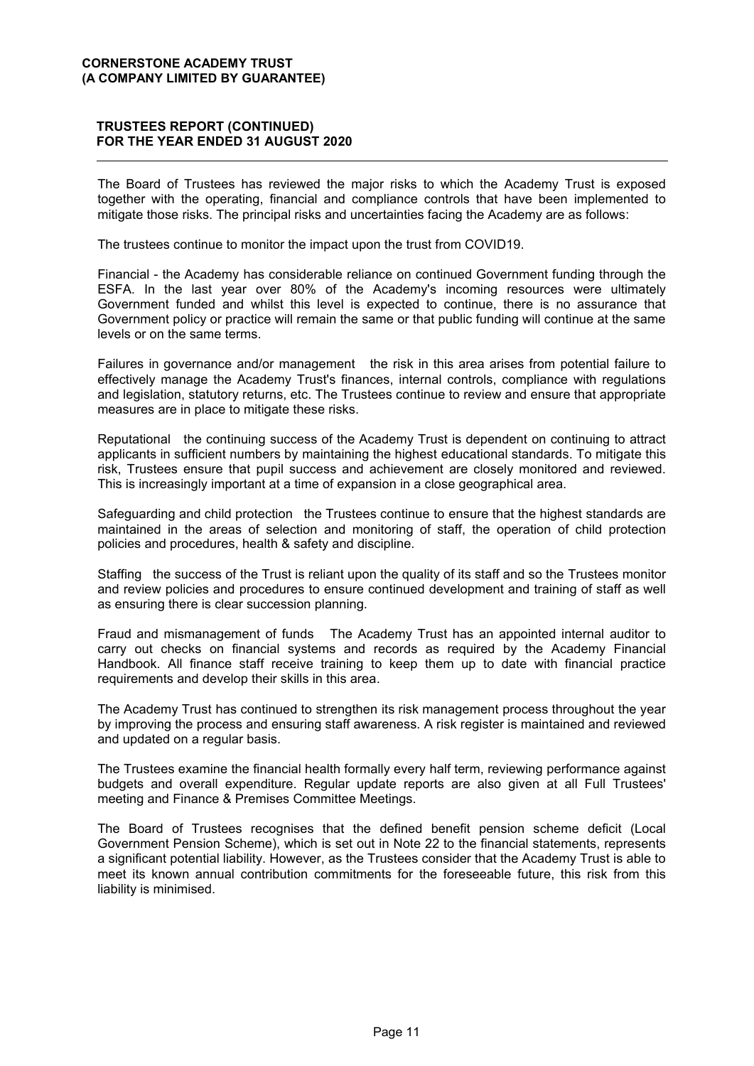The Board of Trustees has reviewed the major risks to which the Academy Trust is exposed together with the operating, financial and compliance controls that have been implemented to mitigate those risks. The principal risks and uncertainties facing the Academy are as follows:

The trustees continue to monitor the impact upon the trust from COVID19.

Financial - the Academy has considerable reliance on continued Government funding through the ESFA. In the last year over 80% of the Academy's incoming resources were ultimately Government funded and whilst this level is expected to continue, there is no assurance that Government policy or practice will remain the same or that public funding will continue at the same levels or on the same terms.

Failures in governance and/or management   the risk in this area arises from potential failure to effectively manage the Academy Trust's finances, internal controls, compliance with regulations and legislation, statutory returns, etc. The Trustees continue to review and ensure that appropriate measures are in place to mitigate these risks.

Reputational   the continuing success of the Academy Trust is dependent on continuing to attract applicants in sufficient numbers by maintaining the highest educational standards. To mitigate this risk, Trustees ensure that pupil success and achievement are closely monitored and reviewed. This is increasingly important at a time of expansion in a close geographical area.

Safeguarding and child protection   the Trustees continue to ensure that the highest standards are maintained in the areas of selection and monitoring of staff, the operation of child protection policies and procedures, health & safety and discipline.

Staffing   the success of the Trust is reliant upon the quality of its staff and so the Trustees monitor and review policies and procedures to ensure continued development and training of staff as well as ensuring there is clear succession planning.

Fraud and mismanagement of funds   The Academy Trust has an appointed internal auditor to carry out checks on financial systems and records as required by the Academy Financial Handbook. All finance staff receive training to keep them up to date with financial practice requirements and develop their skills in this area.

The Academy Trust has continued to strengthen its risk management process throughout the year by improving the process and ensuring staff awareness. A risk register is maintained and reviewed and updated on a regular basis.

The Trustees examine the financial health formally every half term, reviewing performance against budgets and overall expenditure. Regular update reports are also given at all Full Trustees' meeting and Finance & Premises Committee Meetings.

The Board of Trustees recognises that the defined benefit pension scheme deficit (Local Government Pension Scheme), which is set out in Note 22 to the financial statements, represents a significant potential liability. However, as the Trustees consider that the Academy Trust is able to meet its known annual contribution commitments for the foreseeable future, this risk from this liability is minimised.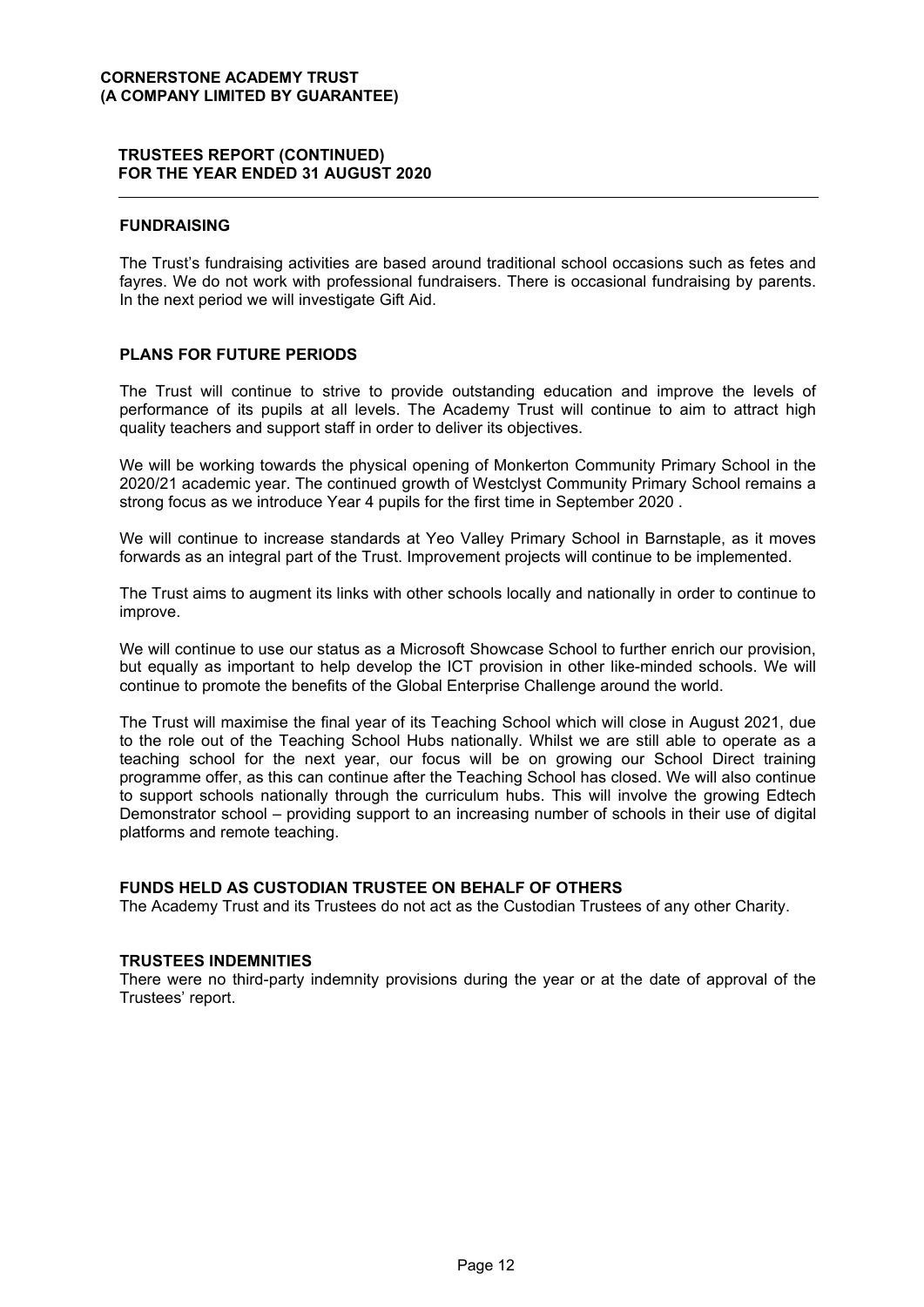## FUNDRAISING

The Trust's fundraising activities are based around traditional school occasions such as fetes and fayres. We do not work with professional fundraisers. There is occasional fundraising by parents. In the next period we will investigate Gift Aid.

## PLANS FOR FUTURE PERIODS

The Trust will continue to strive to provide outstanding education and improve the levels of performance of its pupils at all levels. The Academy Trust will continue to aim to attract high quality teachers and support staff in order to deliver its objectives.

We will be working towards the physical opening of Monkerton Community Primary School in the 2020/21 academic year. The continued growth of Westclyst Community Primary School remains a strong focus as we introduce Year 4 pupils for the first time in September 2020 .

We will continue to increase standards at Yeo Valley Primary School in Barnstaple, as it moves forwards as an integral part of the Trust. Improvement projects will continue to be implemented.

The Trust aims to augment its links with other schools locally and nationally in order to continue to improve.

We will continue to use our status as a Microsoft Showcase School to further enrich our provision, but equally as important to help develop the ICT provision in other like-minded schools. We will continue to promote the benefits of the Global Enterprise Challenge around the world.

The Trust will maximise the final year of its Teaching School which will close in August 2021, due to the role out of the Teaching School Hubs nationally. Whilst we are still able to operate as a teaching school for the next year, our focus will be on growing our School Direct training programme offer, as this can continue after the Teaching School has closed. We will also continue to support schools nationally through the curriculum hubs. This will involve the growing Edtech Demonstrator school – providing support to an increasing number of schools in their use of digital platforms and remote teaching.

## FUNDS HELD AS CUSTODIAN TRUSTEE ON BEHALF OF OTHERS

The Academy Trust and its Trustees do not act as the Custodian Trustees of any other Charity.

## TRUSTEES INDEMNITIES

There were no third-party indemnity provisions during the year or at the date of approval of the Trustees' report.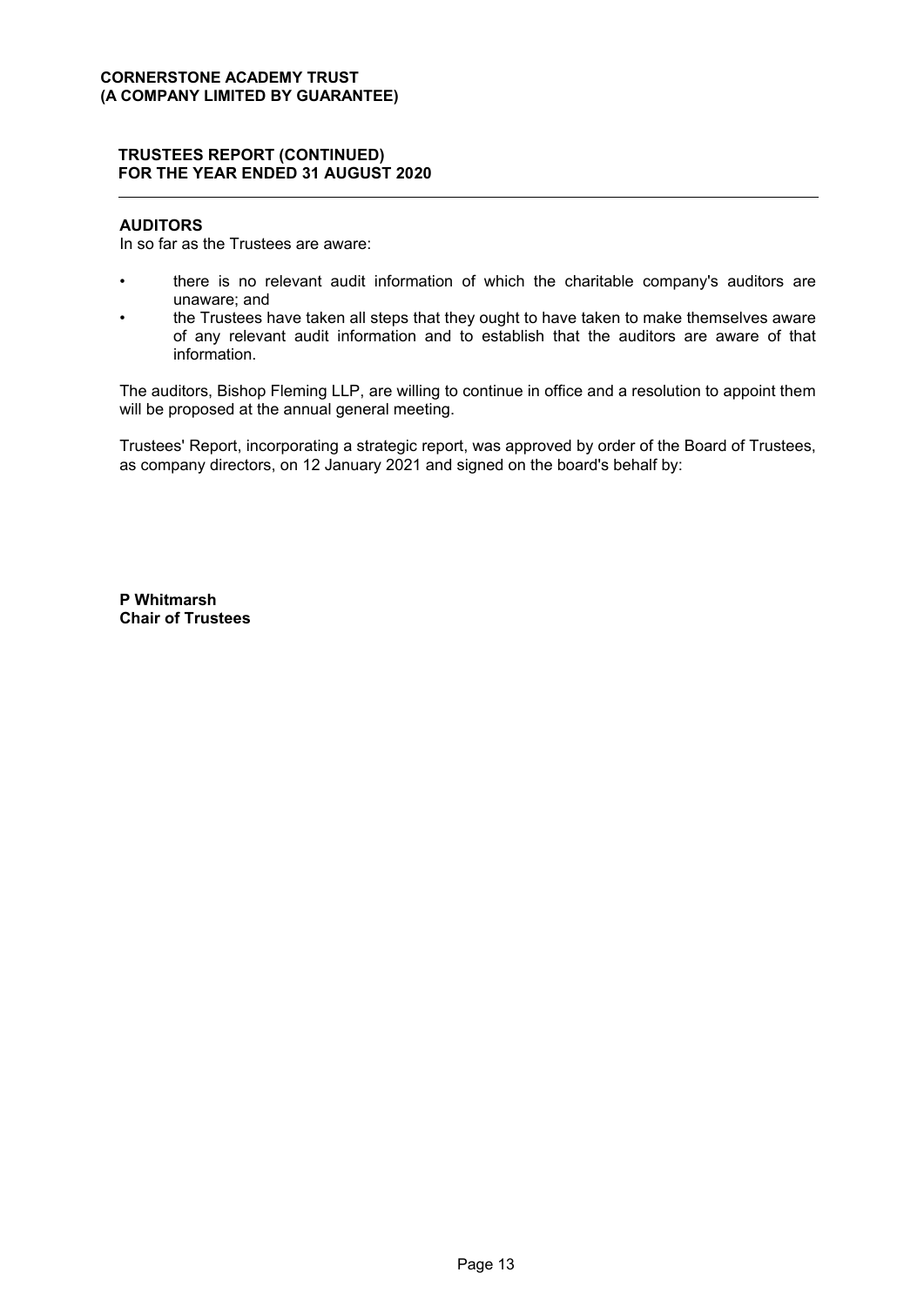## AUDITORS

In so far as the Trustees are aware:

- there is no relevant audit information of which the charitable company's auditors are unaware; and
- the Trustees have taken all steps that they ought to have taken to make themselves aware of any relevant audit information and to establish that the auditors are aware of that information.

The auditors, Bishop Fleming LLP, are willing to continue in office and a resolution to appoint them will be proposed at the annual general meeting.

Trustees' Report, incorporating a strategic report, was approved by order of the Board of Trustees, as company directors, on 12 January 2021 and signed on the board's behalf by:

**P Whitmarsh**
**Chair of Trustees**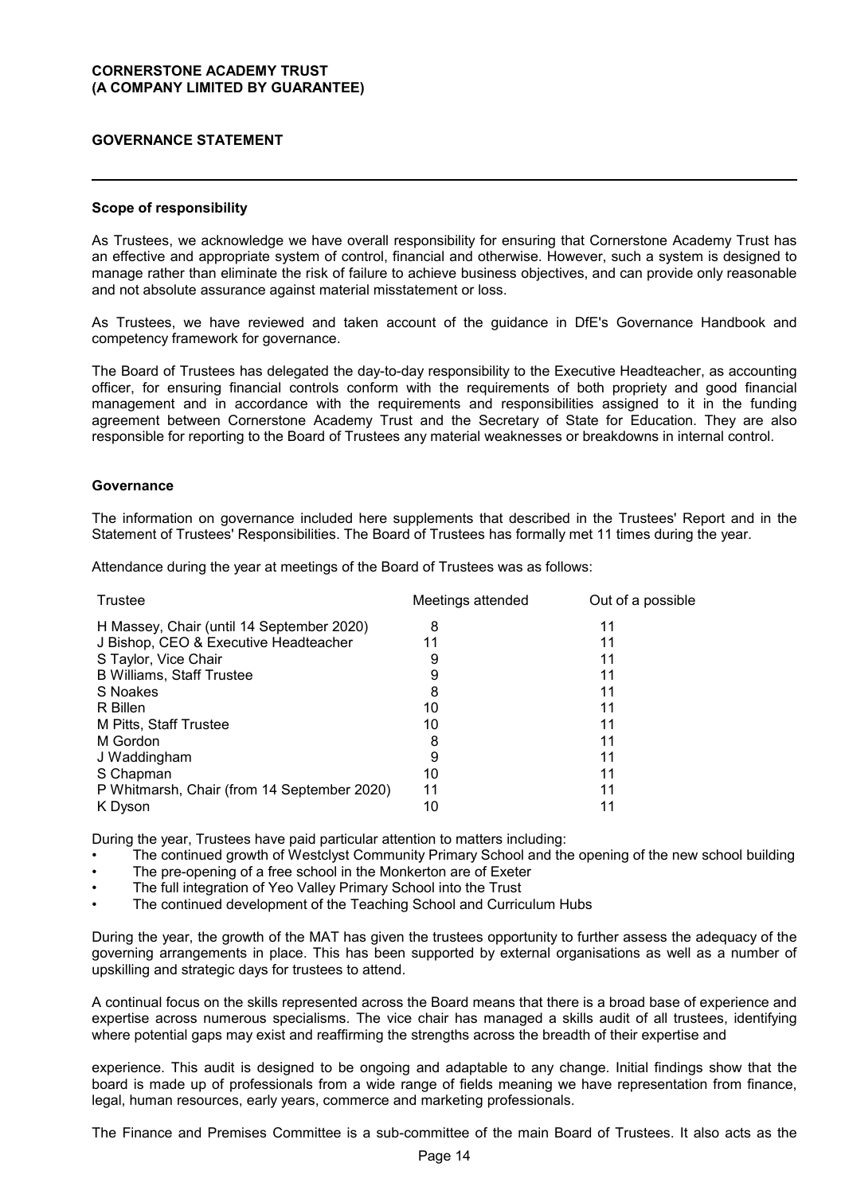## GOVERNANCE STATEMENT

### Scope of responsibility

As Trustees, we acknowledge we have overall responsibility for ensuring that Cornerstone Academy Trust has an effective and appropriate system of control, financial and otherwise. However, such a system is designed to manage rather than eliminate the risk of failure to achieve business objectives, and can provide only reasonable and not absolute assurance against material misstatement or loss.

As Trustees, we have reviewed and taken account of the guidance in DfE's Governance Handbook and competency framework for governance.

The Board of Trustees has delegated the day-to-day responsibility to the Executive Headteacher, as accounting officer, for ensuring financial controls conform with the requirements of both propriety and good financial management and in accordance with the requirements and responsibilities assigned to it in the funding agreement between Cornerstone Academy Trust and the Secretary of State for Education. They are also responsible for reporting to the Board of Trustees any material weaknesses or breakdowns in internal control.

### Governance

The information on governance included here supplements that described in the Trustees' Report and in the Statement of Trustees' Responsibilities. The Board of Trustees has formally met 11 times during the year.

Attendance during the year at meetings of the Board of Trustees was as follows:

| Trustee | Meetings attended | Out of a possible |
|---|---|---|
| H Massey, Chair (until 14 September 2020) | 8 | 11 |
| J Bishop, CEO & Executive Headteacher | 11 | 11 |
| S Taylor, Vice Chair | 9 | 11 |
| B Williams, Staff Trustee | 9 | 11 |
| S Noakes | 8 | 11 |
| R Billen | 10 | 11 |
| M Pitts, Staff Trustee | 10 | 11 |
| M Gordon | 8 | 11 |
| J Waddingham | 9 | 11 |
| S Chapman | 10 | 11 |
| P Whitmarsh, Chair (from 14 September 2020) | 11 | 11 |
| K Dyson | 10 | 11 |

During the year, Trustees have paid particular attention to matters including:

- The continued growth of Westclyst Community Primary School and the opening of the new school building
- The pre-opening of a free school in the Monkerton are of Exeter
- The full integration of Yeo Valley Primary School into the Trust
- The continued development of the Teaching School and Curriculum Hubs

During the year, the growth of the MAT has given the trustees opportunity to further assess the adequacy of the governing arrangements in place. This has been supported by external organisations as well as a number of upskilling and strategic days for trustees to attend.

A continual focus on the skills represented across the Board means that there is a broad base of experience and expertise across numerous specialisms. The vice chair has managed a skills audit of all trustees, identifying where potential gaps may exist and reaffirming the strengths across the breadth of their expertise and

experience. This audit is designed to be ongoing and adaptable to any change. Initial findings show that the board is made up of professionals from a wide range of fields meaning we have representation from finance, legal, human resources, early years, commerce and marketing professionals.

The Finance and Premises Committee is a sub-committee of the main Board of Trustees. It also acts as the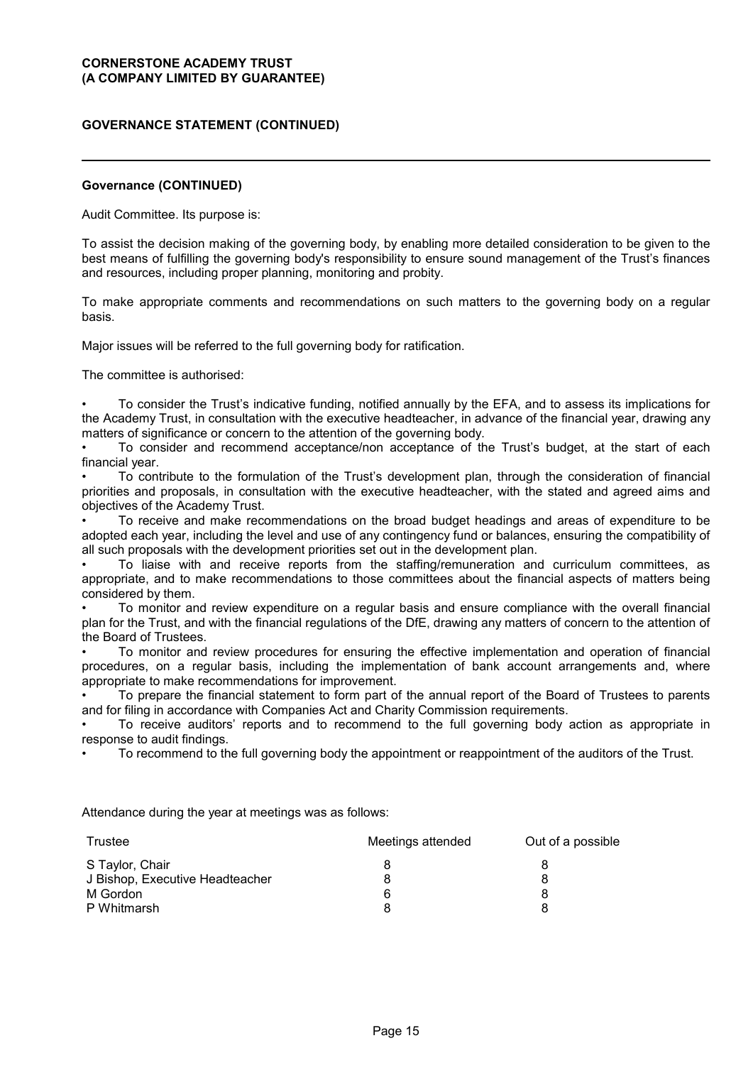## Governance (CONTINUED)

Audit Committee. Its purpose is:

To assist the decision making of the governing body, by enabling more detailed consideration to be given to the best means of fulfilling the governing body's responsibility to ensure sound management of the Trust's finances and resources, including proper planning, monitoring and probity.

To make appropriate comments and recommendations on such matters to the governing body on a regular basis.

Major issues will be referred to the full governing body for ratification.

The committee is authorised:

- To consider the Trust's indicative funding, notified annually by the EFA, and to assess its implications for the Academy Trust, in consultation with the executive headteacher, in advance of the financial year, drawing any matters of significance or concern to the attention of the governing body.
- To consider and recommend acceptance/non acceptance of the Trust's budget, at the start of each financial year.
- To contribute to the formulation of the Trust's development plan, through the consideration of financial priorities and proposals, in consultation with the executive headteacher, with the stated and agreed aims and objectives of the Academy Trust.
- To receive and make recommendations on the broad budget headings and areas of expenditure to be adopted each year, including the level and use of any contingency fund or balances, ensuring the compatibility of all such proposals with the development priorities set out in the development plan.
- To liaise with and receive reports from the staffing/remuneration and curriculum committees, as appropriate, and to make recommendations to those committees about the financial aspects of matters being considered by them.
- To monitor and review expenditure on a regular basis and ensure compliance with the overall financial plan for the Trust, and with the financial regulations of the DfE, drawing any matters of concern to the attention of the Board of Trustees.
- To monitor and review procedures for ensuring the effective implementation and operation of financial procedures, on a regular basis, including the implementation of bank account arrangements and, where appropriate to make recommendations for improvement.
- To prepare the financial statement to form part of the annual report of the Board of Trustees to parents and for filing in accordance with Companies Act and Charity Commission requirements.
- To receive auditors' reports and to recommend to the full governing body action as appropriate in response to audit findings.
- To recommend to the full governing body the appointment or reappointment of the auditors of the Trust.

Attendance during the year at meetings was as follows:

| Trustee | Meetings attended | Out of a possible |
|---|---|---|
| S Taylor, Chair | 8 | 8 |
| J Bishop, Executive Headteacher | 8 | 8 |
| M Gordon | 6 | 8 |
| P Whitmarsh | 8 | 8 |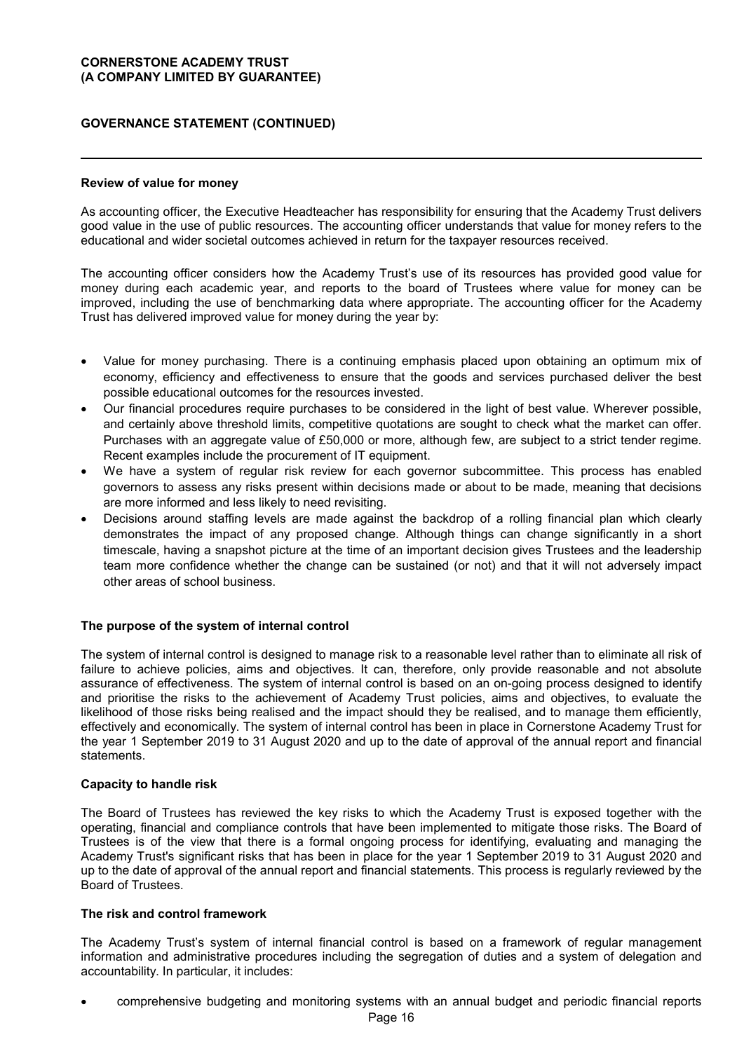## GOVERNANCE STATEMENT (CONTINUED)

### Review of value for money

As accounting officer, the Executive Headteacher has responsibility for ensuring that the Academy Trust delivers good value in the use of public resources. The accounting officer understands that value for money refers to the educational and wider societal outcomes achieved in return for the taxpayer resources received.

The accounting officer considers how the Academy Trust's use of its resources has provided good value for money during each academic year, and reports to the board of Trustees where value for money can be improved, including the use of benchmarking data where appropriate. The accounting officer for the Academy Trust has delivered improved value for money during the year by:

- Value for money purchasing. There is a continuing emphasis placed upon obtaining an optimum mix of economy, efficiency and effectiveness to ensure that the goods and services purchased deliver the best possible educational outcomes for the resources invested.
- Our financial procedures require purchases to be considered in the light of best value. Wherever possible, and certainly above threshold limits, competitive quotations are sought to check what the market can offer. Purchases with an aggregate value of £50,000 or more, although few, are subject to a strict tender regime. Recent examples include the procurement of IT equipment.
- We have a system of regular risk review for each governor subcommittee. This process has enabled governors to assess any risks present within decisions made or about to be made, meaning that decisions are more informed and less likely to need revisiting.
- Decisions around staffing levels are made against the backdrop of a rolling financial plan which clearly demonstrates the impact of any proposed change. Although things can change significantly in a short timescale, having a snapshot picture at the time of an important decision gives Trustees and the leadership team more confidence whether the change can be sustained (or not) and that it will not adversely impact other areas of school business.

### The purpose of the system of internal control

The system of internal control is designed to manage risk to a reasonable level rather than to eliminate all risk of failure to achieve policies, aims and objectives. It can, therefore, only provide reasonable and not absolute assurance of effectiveness. The system of internal control is based on an on-going process designed to identify and prioritise the risks to the achievement of Academy Trust policies, aims and objectives, to evaluate the likelihood of those risks being realised and the impact should they be realised, and to manage them efficiently, effectively and economically. The system of internal control has been in place in Cornerstone Academy Trust for the year 1 September 2019 to 31 August 2020 and up to the date of approval of the annual report and financial statements.

### Capacity to handle risk

The Board of Trustees has reviewed the key risks to which the Academy Trust is exposed together with the operating, financial and compliance controls that have been implemented to mitigate those risks. The Board of Trustees is of the view that there is a formal ongoing process for identifying, evaluating and managing the Academy Trust's significant risks that has been in place for the year 1 September 2019 to 31 August 2020 and up to the date of approval of the annual report and financial statements. This process is regularly reviewed by the Board of Trustees.

### The risk and control framework

The Academy Trust's system of internal financial control is based on a framework of regular management information and administrative procedures including the segregation of duties and a system of delegation and accountability. In particular, it includes:

- comprehensive budgeting and monitoring systems with an annual budget and periodic financial reports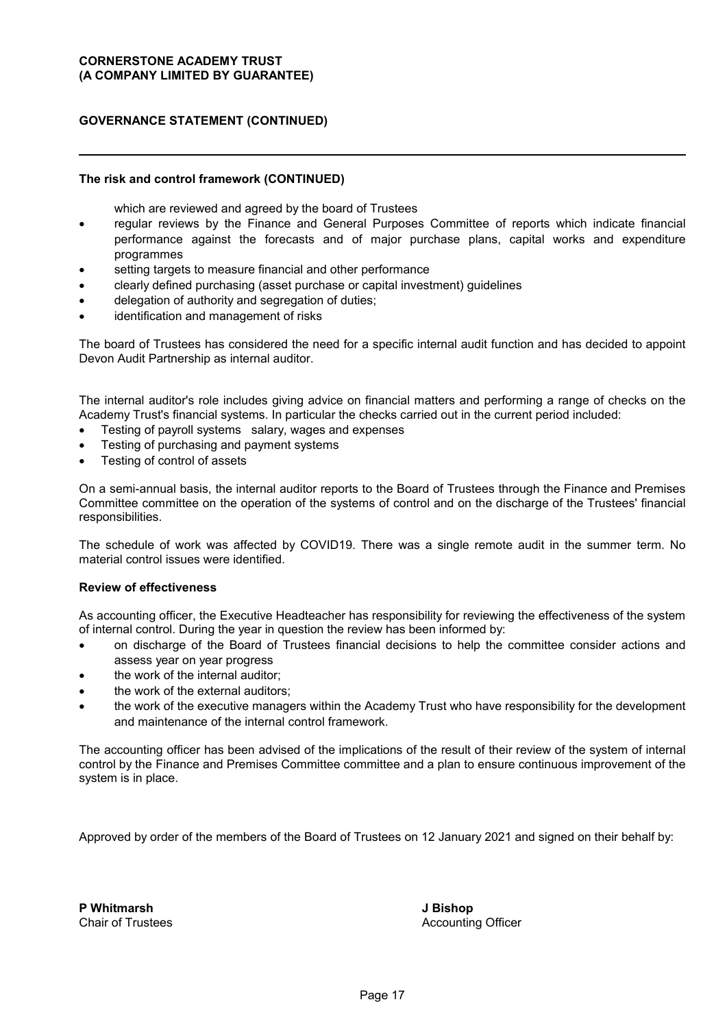## The risk and control framework (CONTINUED)

which are reviewed and agreed by the board of Trustees

- regular reviews by the Finance and General Purposes Committee of reports which indicate financial performance against the forecasts and of major purchase plans, capital works and expenditure programmes
- setting targets to measure financial and other performance
- clearly defined purchasing (asset purchase or capital investment) guidelines
- delegation of authority and segregation of duties;
- identification and management of risks

The board of Trustees has considered the need for a specific internal audit function and has decided to appoint Devon Audit Partnership as internal auditor.

The internal auditor's role includes giving advice on financial matters and performing a range of checks on the Academy Trust's financial systems. In particular the checks carried out in the current period included:

- Testing of payroll systems salary, wages and expenses
- Testing of purchasing and payment systems
- Testing of control of assets

On a semi-annual basis, the internal auditor reports to the Board of Trustees through the Finance and Premises Committee committee on the operation of the systems of control and on the discharge of the Trustees' financial responsibilities.

The schedule of work was affected by COVID19. There was a single remote audit in the summer term. No material control issues were identified.

### Review of effectiveness

As accounting officer, the Executive Headteacher has responsibility for reviewing the effectiveness of the system of internal control. During the year in question the review has been informed by:

- on discharge of the Board of Trustees financial decisions to help the committee consider actions and assess year on year progress
- the work of the internal auditor;
- the work of the external auditors;
- the work of the executive managers within the Academy Trust who have responsibility for the development and maintenance of the internal control framework.

The accounting officer has been advised of the implications of the result of their review of the system of internal control by the Finance and Premises Committee committee and a plan to ensure continuous improvement of the system is in place.

Approved by order of the members of the Board of Trustees on 12 January 2021 and signed on their behalf by:

**P Whitmarsh**
Chair of Trustees

**J Bishop**
Accounting Officer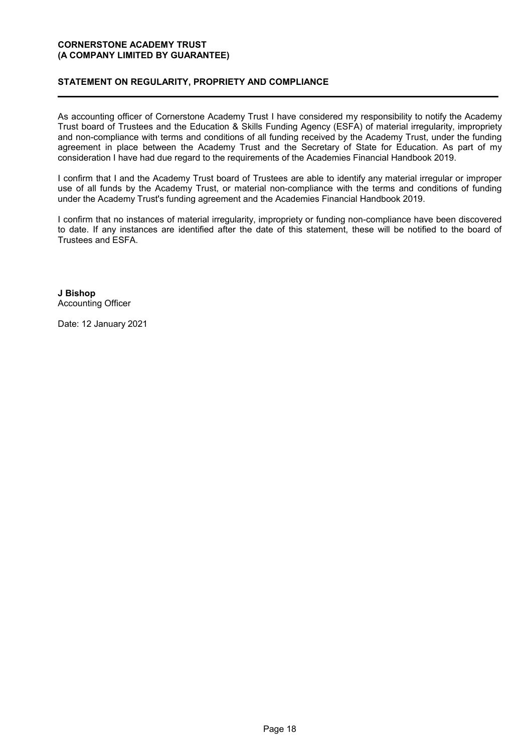**CORNERSTONE ACADEMY TRUST**
**(A COMPANY LIMITED BY GUARANTEE)**

## STATEMENT ON REGULARITY, PROPRIETY AND COMPLIANCE

As accounting officer of Cornerstone Academy Trust I have considered my responsibility to notify the Academy Trust board of Trustees and the Education & Skills Funding Agency (ESFA) of material irregularity, impropriety and non-compliance with terms and conditions of all funding received by the Academy Trust, under the funding agreement in place between the Academy Trust and the Secretary of State for Education. As part of my consideration I have had due regard to the requirements of the Academies Financial Handbook 2019.

I confirm that I and the Academy Trust board of Trustees are able to identify any material irregular or improper use of all funds by the Academy Trust, or material non-compliance with the terms and conditions of funding under the Academy Trust's funding agreement and the Academies Financial Handbook 2019.

I confirm that no instances of material irregularity, impropriety or funding non-compliance have been discovered to date. If any instances are identified after the date of this statement, these will be notified to the board of Trustees and ESFA.

**J Bishop**
Accounting Officer

Date: 12 January 2021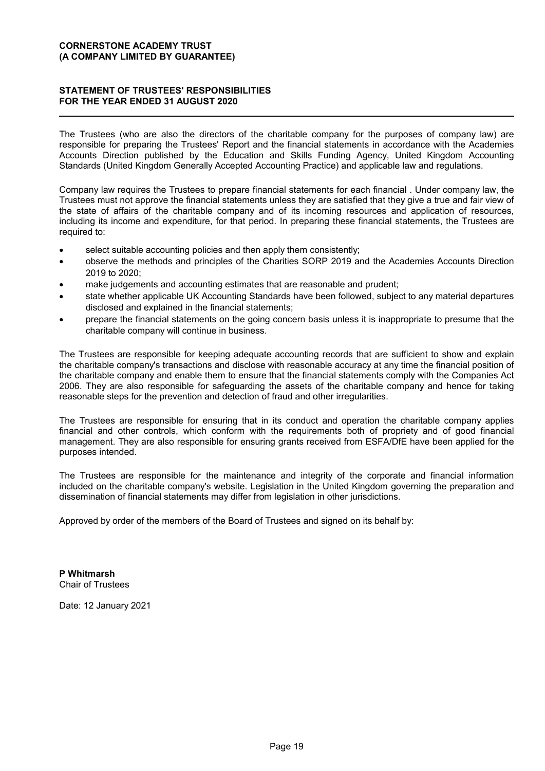**CORNERSTONE ACADEMY TRUST**
**(A COMPANY LIMITED BY GUARANTEE)**

## STATEMENT OF TRUSTEES' RESPONSIBILITIES FOR THE YEAR ENDED 31 AUGUST 2020

The Trustees (who are also the directors of the charitable company for the purposes of company law) are responsible for preparing the Trustees' Report and the financial statements in accordance with the Academies Accounts Direction published by the Education and Skills Funding Agency, United Kingdom Accounting Standards (United Kingdom Generally Accepted Accounting Practice) and applicable law and regulations.

Company law requires the Trustees to prepare financial statements for each financial . Under company law, the Trustees must not approve the financial statements unless they are satisfied that they give a true and fair view of the state of affairs of the charitable company and of its incoming resources and application of resources, including its income and expenditure, for that period. In preparing these financial statements, the Trustees are required to:

- select suitable accounting policies and then apply them consistently;
- observe the methods and principles of the Charities SORP 2019 and the Academies Accounts Direction 2019 to 2020;
- make judgements and accounting estimates that are reasonable and prudent;
- state whether applicable UK Accounting Standards have been followed, subject to any material departures disclosed and explained in the financial statements;
- prepare the financial statements on the going concern basis unless it is inappropriate to presume that the charitable company will continue in business.

The Trustees are responsible for keeping adequate accounting records that are sufficient to show and explain the charitable company's transactions and disclose with reasonable accuracy at any time the financial position of the charitable company and enable them to ensure that the financial statements comply with the Companies Act 2006. They are also responsible for safeguarding the assets of the charitable company and hence for taking reasonable steps for the prevention and detection of fraud and other irregularities.

The Trustees are responsible for ensuring that in its conduct and operation the charitable company applies financial and other controls, which conform with the requirements both of propriety and of good financial management. They are also responsible for ensuring grants received from ESFA/DfE have been applied for the purposes intended.

The Trustees are responsible for the maintenance and integrity of the corporate and financial information included on the charitable company's website. Legislation in the United Kingdom governing the preparation and dissemination of financial statements may differ from legislation in other jurisdictions.

Approved by order of the members of the Board of Trustees and signed on its behalf by:

**P Whitmarsh**
Chair of Trustees

Date: 12 January 2021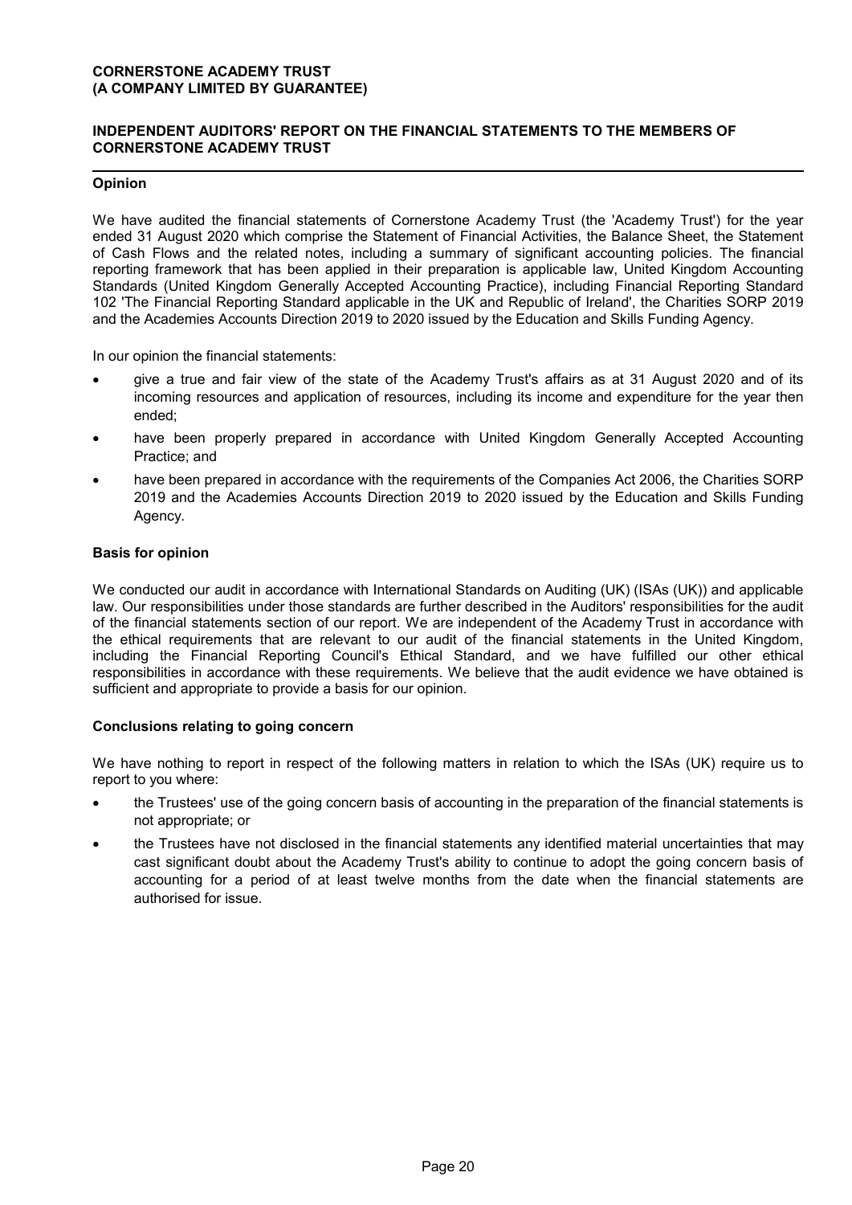**CORNERSTONE ACADEMY TRUST**
**(A COMPANY LIMITED BY GUARANTEE)**

## INDEPENDENT AUDITORS' REPORT ON THE FINANCIAL STATEMENTS TO THE MEMBERS OF CORNERSTONE ACADEMY TRUST

### Opinion

We have audited the financial statements of Cornerstone Academy Trust (the 'Academy Trust') for the year ended 31 August 2020 which comprise the Statement of Financial Activities, the Balance Sheet, the Statement of Cash Flows and the related notes, including a summary of significant accounting policies. The financial reporting framework that has been applied in their preparation is applicable law, United Kingdom Accounting Standards (United Kingdom Generally Accepted Accounting Practice), including Financial Reporting Standard 102 'The Financial Reporting Standard applicable in the UK and Republic of Ireland', the Charities SORP 2019 and the Academies Accounts Direction 2019 to 2020 issued by the Education and Skills Funding Agency.

In our opinion the financial statements:

- give a true and fair view of the state of the Academy Trust's affairs as at 31 August 2020 and of its incoming resources and application of resources, including its income and expenditure for the year then ended;
- have been properly prepared in accordance with United Kingdom Generally Accepted Accounting Practice; and
- have been prepared in accordance with the requirements of the Companies Act 2006, the Charities SORP 2019 and the Academies Accounts Direction 2019 to 2020 issued by the Education and Skills Funding Agency.

### Basis for opinion

We conducted our audit in accordance with International Standards on Auditing (UK) (ISAs (UK)) and applicable law. Our responsibilities under those standards are further described in the Auditors' responsibilities for the audit of the financial statements section of our report. We are independent of the Academy Trust in accordance with the ethical requirements that are relevant to our audit of the financial statements in the United Kingdom, including the Financial Reporting Council's Ethical Standard, and we have fulfilled our other ethical responsibilities in accordance with these requirements. We believe that the audit evidence we have obtained is sufficient and appropriate to provide a basis for our opinion.

### Conclusions relating to going concern

We have nothing to report in respect of the following matters in relation to which the ISAs (UK) require us to report to you where:

- the Trustees' use of the going concern basis of accounting in the preparation of the financial statements is not appropriate; or
- the Trustees have not disclosed in the financial statements any identified material uncertainties that may cast significant doubt about the Academy Trust's ability to continue to adopt the going concern basis of accounting for a period of at least twelve months from the date when the financial statements are authorised for issue.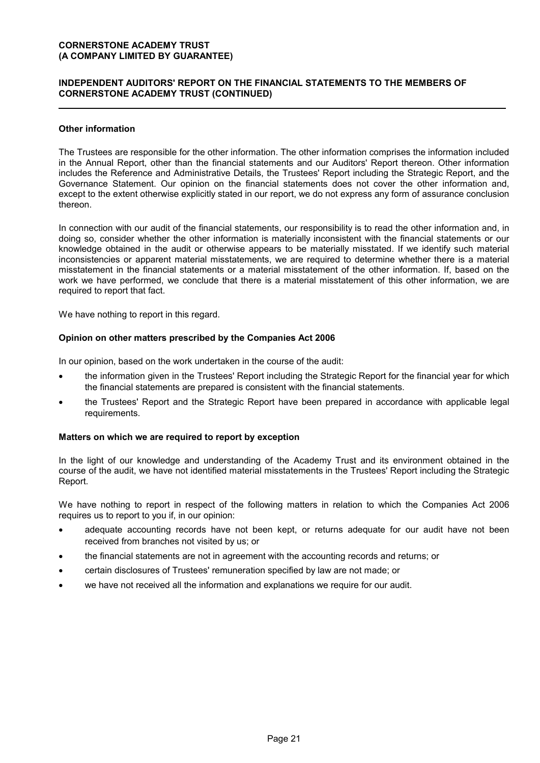## Other information

The Trustees are responsible for the other information. The other information comprises the information included in the Annual Report, other than the financial statements and our Auditors' Report thereon. Other information includes the Reference and Administrative Details, the Trustees' Report including the Strategic Report, and the Governance Statement. Our opinion on the financial statements does not cover the other information and, except to the extent otherwise explicitly stated in our report, we do not express any form of assurance conclusion thereon.

In connection with our audit of the financial statements, our responsibility is to read the other information and, in doing so, consider whether the other information is materially inconsistent with the financial statements or our knowledge obtained in the audit or otherwise appears to be materially misstated. If we identify such material inconsistencies or apparent material misstatements, we are required to determine whether there is a material misstatement in the financial statements or a material misstatement of the other information. If, based on the work we have performed, we conclude that there is a material misstatement of this other information, we are required to report that fact.

We have nothing to report in this regard.

## Opinion on other matters prescribed by the Companies Act 2006

In our opinion, based on the work undertaken in the course of the audit:

- the information given in the Trustees' Report including the Strategic Report for the financial year for which the financial statements are prepared is consistent with the financial statements.
- the Trustees' Report and the Strategic Report have been prepared in accordance with applicable legal requirements.

## Matters on which we are required to report by exception

In the light of our knowledge and understanding of the Academy Trust and its environment obtained in the course of the audit, we have not identified material misstatements in the Trustees' Report including the Strategic Report.

We have nothing to report in respect of the following matters in relation to which the Companies Act 2006 requires us to report to you if, in our opinion:

- adequate accounting records have not been kept, or returns adequate for our audit have not been received from branches not visited by us; or
- the financial statements are not in agreement with the accounting records and returns; or
- certain disclosures of Trustees' remuneration specified by law are not made; or
- we have not received all the information and explanations we require for our audit.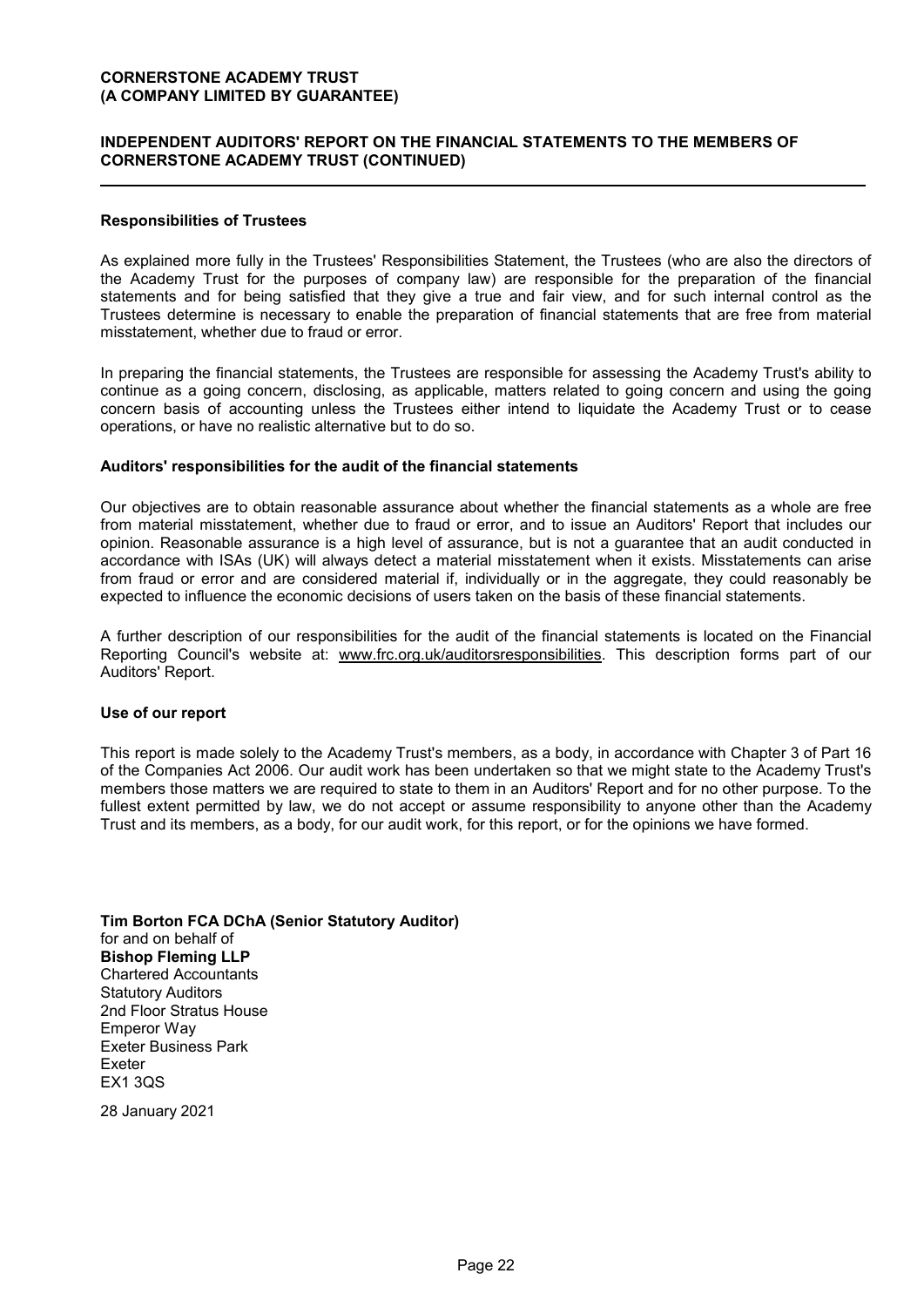### Responsibilities of Trustees

As explained more fully in the Trustees' Responsibilities Statement, the Trustees (who are also the directors of the Academy Trust for the purposes of company law) are responsible for the preparation of the financial statements and for being satisfied that they give a true and fair view, and for such internal control as the Trustees determine is necessary to enable the preparation of financial statements that are free from material misstatement, whether due to fraud or error.

In preparing the financial statements, the Trustees are responsible for assessing the Academy Trust's ability to continue as a going concern, disclosing, as applicable, matters related to going concern and using the going concern basis of accounting unless the Trustees either intend to liquidate the Academy Trust or to cease operations, or have no realistic alternative but to do so.

### Auditors' responsibilities for the audit of the financial statements

Our objectives are to obtain reasonable assurance about whether the financial statements as a whole are free from material misstatement, whether due to fraud or error, and to issue an Auditors' Report that includes our opinion. Reasonable assurance is a high level of assurance, but is not a guarantee that an audit conducted in accordance with ISAs (UK) will always detect a material misstatement when it exists. Misstatements can arise from fraud or error and are considered material if, individually or in the aggregate, they could reasonably be expected to influence the economic decisions of users taken on the basis of these financial statements.

A further description of our responsibilities for the audit of the financial statements is located on the Financial Reporting Council's website at: www.frc.org.uk/auditorsresponsibilities. This description forms part of our Auditors' Report.

### Use of our report

This report is made solely to the Academy Trust's members, as a body, in accordance with Chapter 3 of Part 16 of the Companies Act 2006. Our audit work has been undertaken so that we might state to the Academy Trust's members those matters we are required to state to them in an Auditors' Report and for no other purpose. To the fullest extent permitted by law, we do not accept or assume responsibility to anyone other than the Academy Trust and its members, as a body, for our audit work, for this report, or for the opinions we have formed.

**Tim Borton FCA DChA (Senior Statutory Auditor)**
for and on behalf of
**Bishop Fleming LLP**
Chartered Accountants
Statutory Auditors
2nd Floor Stratus House
Emperor Way
Exeter Business Park
Exeter
EX1 3QS

28 January 2021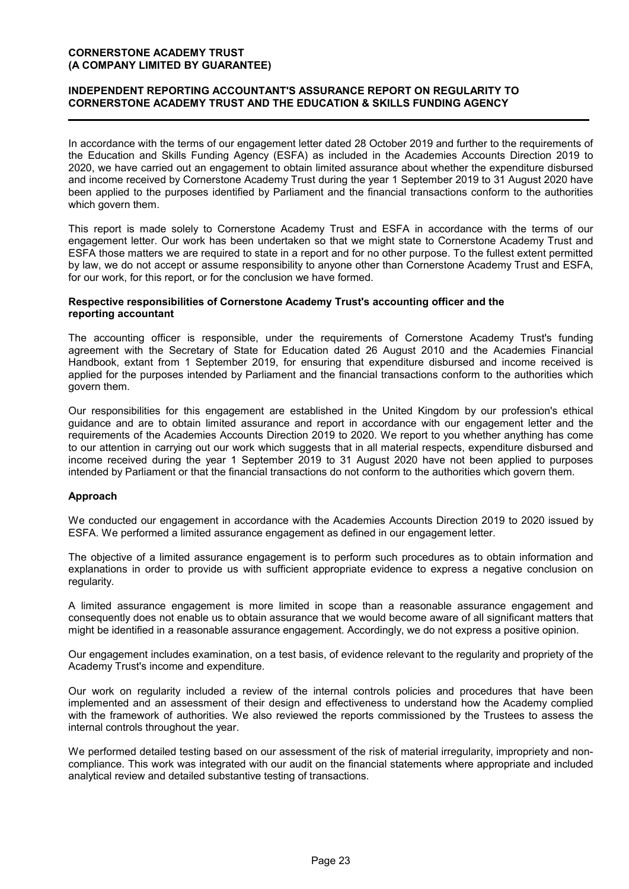**CORNERSTONE ACADEMY TRUST**
**(A COMPANY LIMITED BY GUARANTEE)**

**INDEPENDENT REPORTING ACCOUNTANT'S ASSURANCE REPORT ON REGULARITY TO CORNERSTONE ACADEMY TRUST AND THE EDUCATION & SKILLS FUNDING AGENCY**

In accordance with the terms of our engagement letter dated 28 October 2019 and further to the requirements of the Education and Skills Funding Agency (ESFA) as included in the Academies Accounts Direction 2019 to 2020, we have carried out an engagement to obtain limited assurance about whether the expenditure disbursed and income received by Cornerstone Academy Trust during the year 1 September 2019 to 31 August 2020 have been applied to the purposes identified by Parliament and the financial transactions conform to the authorities which govern them.

This report is made solely to Cornerstone Academy Trust and ESFA in accordance with the terms of our engagement letter. Our work has been undertaken so that we might state to Cornerstone Academy Trust and ESFA those matters we are required to state in a report and for no other purpose. To the fullest extent permitted by law, we do not accept or assume responsibility to anyone other than Cornerstone Academy Trust and ESFA, for our work, for this report, or for the conclusion we have formed.

**Respective responsibilities of Cornerstone Academy Trust's accounting officer and the reporting accountant**

The accounting officer is responsible, under the requirements of Cornerstone Academy Trust's funding agreement with the Secretary of State for Education dated 26 August 2010 and the Academies Financial Handbook, extant from 1 September 2019, for ensuring that expenditure disbursed and income received is applied for the purposes intended by Parliament and the financial transactions conform to the authorities which govern them.

Our responsibilities for this engagement are established in the United Kingdom by our profession's ethical guidance and are to obtain limited assurance and report in accordance with our engagement letter and the requirements of the Academies Accounts Direction 2019 to 2020. We report to you whether anything has come to our attention in carrying out our work which suggests that in all material respects, expenditure disbursed and income received during the year 1 September 2019 to 31 August 2020 have not been applied to purposes intended by Parliament or that the financial transactions do not conform to the authorities which govern them.

**Approach**

We conducted our engagement in accordance with the Academies Accounts Direction 2019 to 2020 issued by ESFA. We performed a limited assurance engagement as defined in our engagement letter.

The objective of a limited assurance engagement is to perform such procedures as to obtain information and explanations in order to provide us with sufficient appropriate evidence to express a negative conclusion on regularity.

A limited assurance engagement is more limited in scope than a reasonable assurance engagement and consequently does not enable us to obtain assurance that we would become aware of all significant matters that might be identified in a reasonable assurance engagement. Accordingly, we do not express a positive opinion.

Our engagement includes examination, on a test basis, of evidence relevant to the regularity and propriety of the Academy Trust's income and expenditure.

Our work on regularity included a review of the internal controls policies and procedures that have been implemented and an assessment of their design and effectiveness to understand how the Academy complied with the framework of authorities. We also reviewed the reports commissioned by the Trustees to assess the internal controls throughout the year.

We performed detailed testing based on our assessment of the risk of material irregularity, impropriety and non-compliance. This work was integrated with our audit on the financial statements where appropriate and included analytical review and detailed substantive testing of transactions.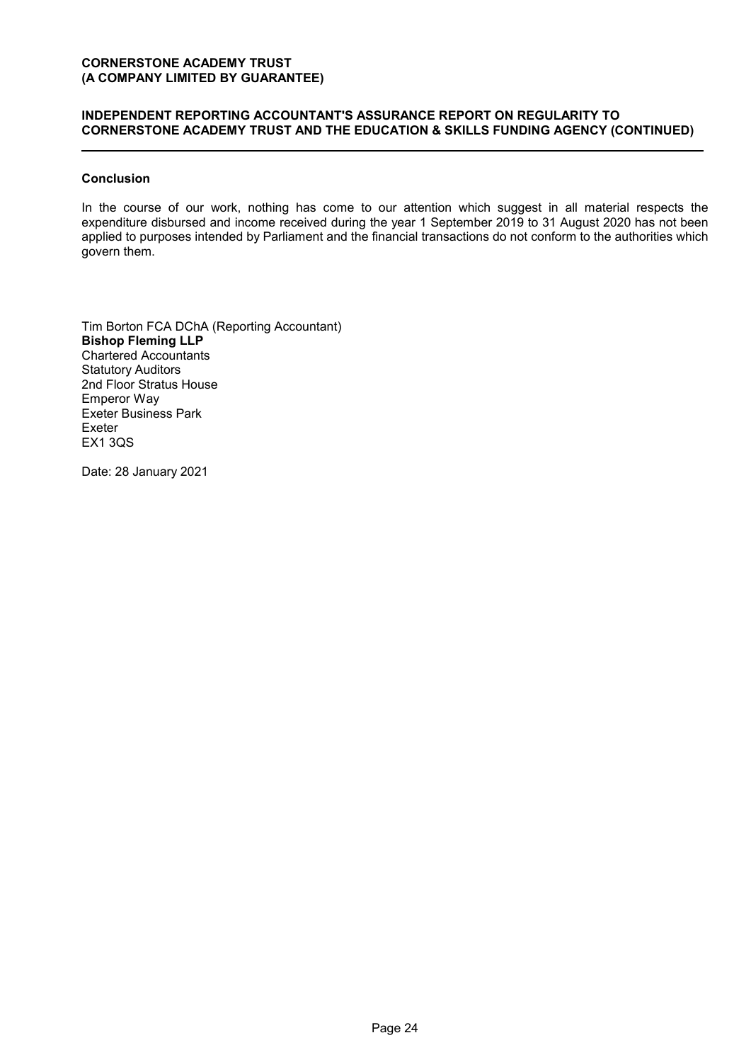## Conclusion

In the course of our work, nothing has come to our attention which suggest in all material respects the expenditure disbursed and income received during the year 1 September 2019 to 31 August 2020 has not been applied to purposes intended by Parliament and the financial transactions do not conform to the authorities which govern them.

Tim Borton FCA DChA (Reporting Accountant)
**Bishop Fleming LLP**
Chartered Accountants
Statutory Auditors
2nd Floor Stratus House
Emperor Way
Exeter Business Park
Exeter
EX1 3QS

Date: 28 January 2021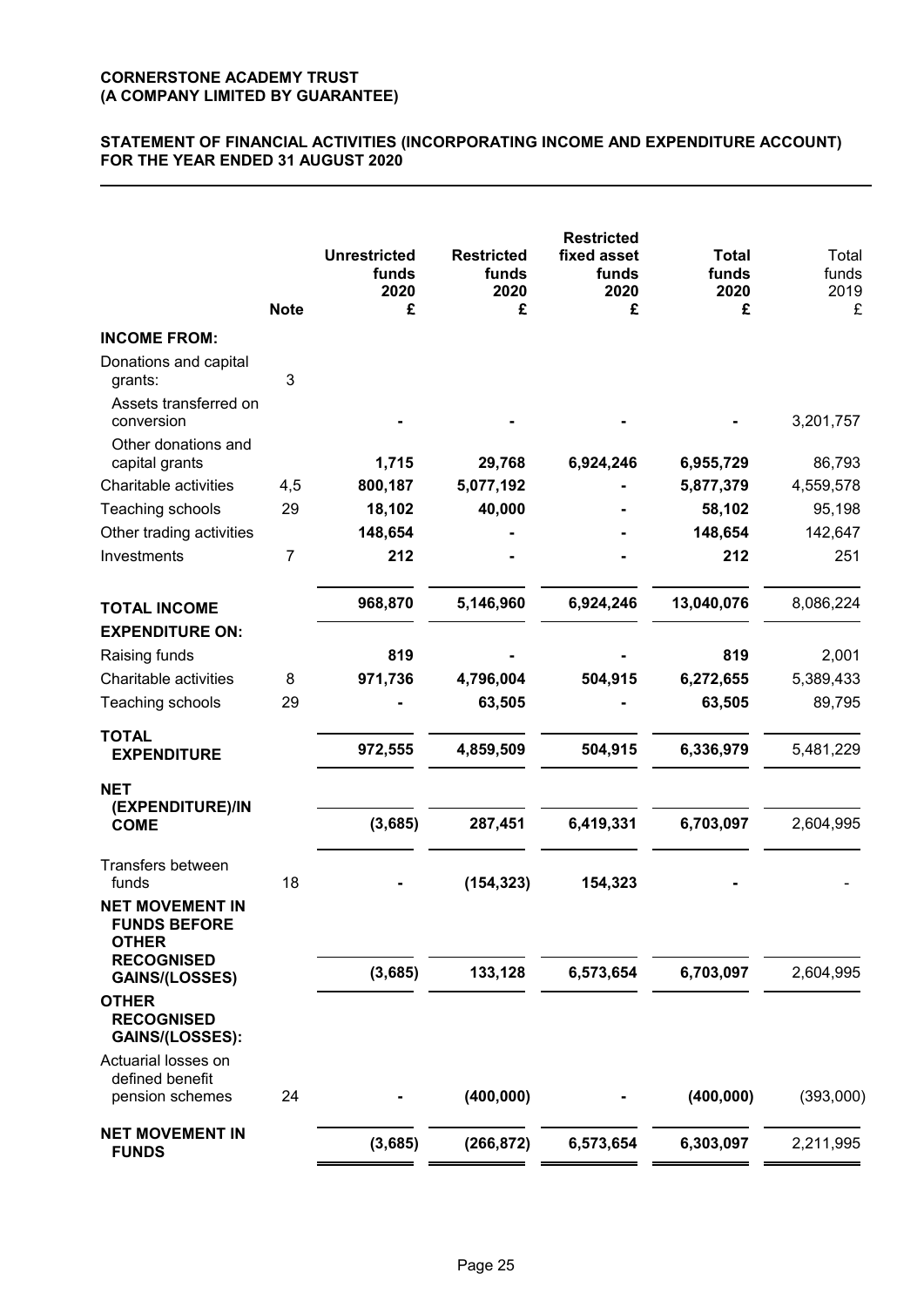**CORNERSTONE ACADEMY TRUST**
**(A COMPANY LIMITED BY GUARANTEE)**

**STATEMENT OF FINANCIAL ACTIVITIES (INCORPORATING INCOME AND EXPENDITURE ACCOUNT) FOR THE YEAR ENDED 31 AUGUST 2020**

| | Note | Unrestricted funds 2020 £ | Restricted funds 2020 £ | Restricted fixed asset funds 2020 £ | Total funds 2020 £ | Total funds 2019 £ |
|---|---|---|---|---|---|---|
| **INCOME FROM:** | | | | | | |
| Donations and capital grants: | 3 | | | | | |
| Assets transferred on conversion | | - | - | - | - | 3,201,757 |
| Other donations and capital grants | | 1,715 | 29,768 | 6,924,246 | 6,955,729 | 86,793 |
| Charitable activities | 4,5 | 800,187 | 5,077,192 | - | 5,877,379 | 4,559,578 |
| Teaching schools | 29 | 18,102 | 40,000 | - | 58,102 | 95,198 |
| Other trading activities | | 148,654 | - | - | 148,654 | 142,647 |
| Investments | 7 | 212 | - | - | 212 | 251 |
| **TOTAL INCOME** | | **968,870** | **5,146,960** | **6,924,246** | **13,040,076** | 8,086,224 |
| **EXPENDITURE ON:** | | | | | | |
| Raising funds | | 819 | - | - | 819 | 2,001 |
| Charitable activities | 8 | 971,736 | 4,796,004 | 504,915 | 6,272,655 | 5,389,433 |
| Teaching schools | 29 | - | 63,505 | - | 63,505 | 89,795 |
| **TOTAL EXPENDITURE** | | **972,555** | **4,859,509** | **504,915** | **6,336,979** | 5,481,229 |
| **NET (EXPENDITURE)/INCOME** | | **(3,685)** | **287,451** | **6,419,331** | **6,703,097** | 2,604,995 |
| Transfers between funds | 18 | - | (154,323) | 154,323 | - | - |
| **NET MOVEMENT IN FUNDS BEFORE OTHER RECOGNISED GAINS/(LOSSES)** | | **(3,685)** | **133,128** | **6,573,654** | **6,703,097** | 2,604,995 |
| **OTHER RECOGNISED GAINS/(LOSSES):** | | | | | | |
| Actuarial losses on defined benefit pension schemes | 24 | - | (400,000) | - | (400,000) | (393,000) |
| **NET MOVEMENT IN FUNDS** | | **(3,685)** | **(266,872)** | **6,573,654** | **6,303,097** | 2,211,995 |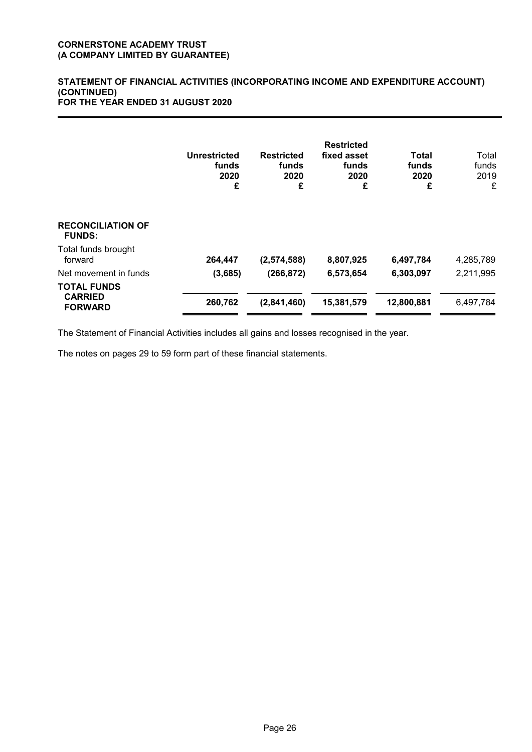**CORNERSTONE ACADEMY TRUST**
**(A COMPANY LIMITED BY GUARANTEE)**

## STATEMENT OF FINANCIAL ACTIVITIES (INCORPORATING INCOME AND EXPENDITURE ACCOUNT) (CONTINUED)
## FOR THE YEAR ENDED 31 AUGUST 2020

| | Unrestricted funds 2020 £ | Restricted funds 2020 £ | Restricted fixed asset funds 2020 £ | Total funds 2020 £ | Total funds 2019 £ |
|---|---|---|---|---|---|
| **RECONCILIATION OF FUNDS:** | | | | | |
| Total funds brought forward | **264,447** | **(2,574,588)** | **8,807,925** | **6,497,784** | 4,285,789 |
| Net movement in funds | **(3,685)** | **(266,872)** | **6,573,654** | **6,303,097** | 2,211,995 |
| **TOTAL FUNDS CARRIED FORWARD** | **260,762** | **(2,841,460)** | **15,381,579** | **12,800,881** | 6,497,784 |

The Statement of Financial Activities includes all gains and losses recognised in the year.

The notes on pages 29 to 59 form part of these financial statements.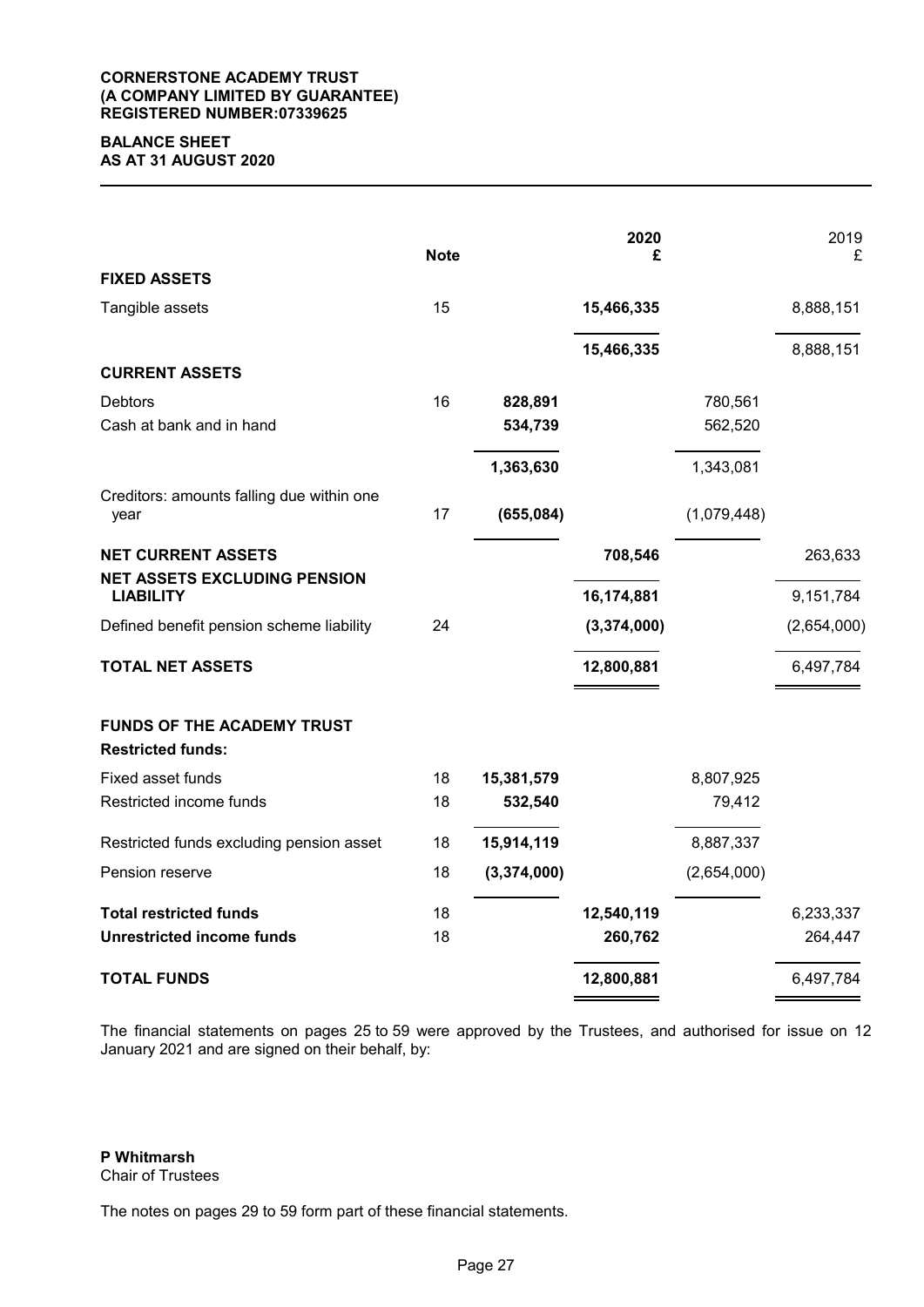**CORNERSTONE ACADEMY TRUST**
**(A COMPANY LIMITED BY GUARANTEE)**
**REGISTERED NUMBER:07339625**

# BALANCE SHEET
## AS AT 31 AUGUST 2020

| | Note | | 2020 £ | | 2019 £ |
|---|---|---|---|---|---|
| **FIXED ASSETS** | | | | | |
| Tangible assets | 15 | | **15,466,335** | | 8,888,151 |
| | | | **15,466,335** | | 8,888,151 |
| **CURRENT ASSETS** | | | | | |
| Debtors | 16 | **828,891** | | 780,561 | |
| Cash at bank and in hand | | **534,739** | | 562,520 | |
| | | **1,363,630** | | 1,343,081 | |
| Creditors: amounts falling due within one year | 17 | **(655,084)** | | (1,079,448) | |
| **NET CURRENT ASSETS** | | | **708,546** | | 263,633 |
| **NET ASSETS EXCLUDING PENSION LIABILITY** | | | **16,174,881** | | 9,151,784 |
| Defined benefit pension scheme liability | 24 | | **(3,374,000)** | | (2,654,000) |
| **TOTAL NET ASSETS** | | | **12,800,881** | | 6,497,784 |
| **FUNDS OF THE ACADEMY TRUST** | | | | | |
| **Restricted funds:** | | | | | |
| Fixed asset funds | 18 | **15,381,579** | | 8,807,925 | |
| Restricted income funds | 18 | **532,540** | | 79,412 | |
| Restricted funds excluding pension asset | 18 | **15,914,119** | | 8,887,337 | |
| Pension reserve | 18 | **(3,374,000)** | | (2,654,000) | |
| **Total restricted funds** | 18 | | **12,540,119** | | 6,233,337 |
| **Unrestricted income funds** | 18 | | **260,762** | | 264,447 |
| **TOTAL FUNDS** | | | **12,800,881** | | 6,497,784 |

The financial statements on pages 25 to 59 were approved by the Trustees, and authorised for issue on 12 January 2021 and are signed on their behalf, by:

**P Whitmarsh**
Chair of Trustees

The notes on pages 29 to 59 form part of these financial statements.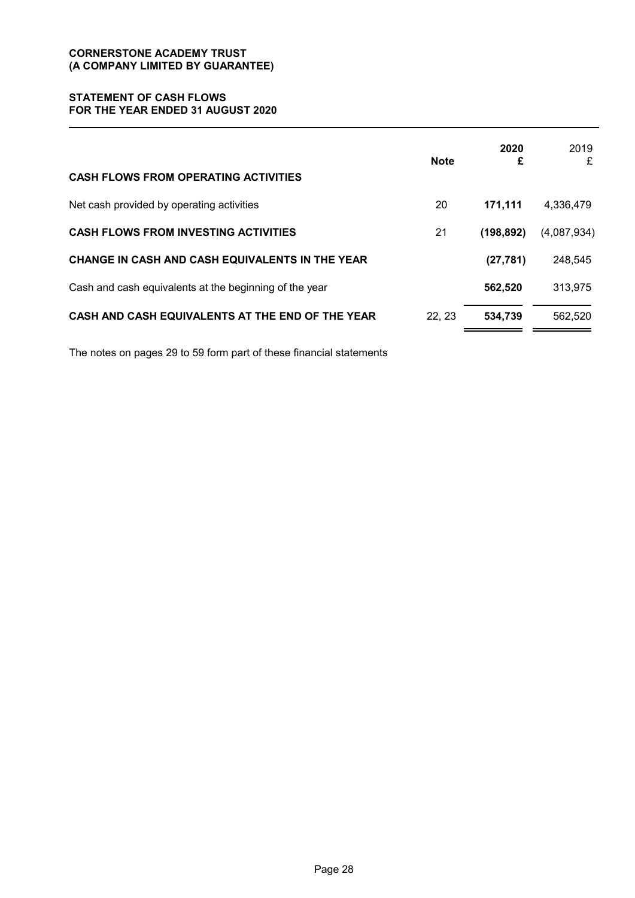**CORNERSTONE ACADEMY TRUST**
**(A COMPANY LIMITED BY GUARANTEE)**

## STATEMENT OF CASH FLOWS
## FOR THE YEAR ENDED 31 AUGUST 2020

| | Note | 2020 £ | 2019 £ |
|---|---|---|---|
| **CASH FLOWS FROM OPERATING ACTIVITIES** | | | |
| Net cash provided by operating activities | 20 | **171,111** | 4,336,479 |
| **CASH FLOWS FROM INVESTING ACTIVITIES** | 21 | **(198,892)** | (4,087,934) |
| **CHANGE IN CASH AND CASH EQUIVALENTS IN THE YEAR** | | **(27,781)** | 248,545 |
| Cash and cash equivalents at the beginning of the year | | **562,520** | 313,975 |
| **CASH AND CASH EQUIVALENTS AT THE END OF THE YEAR** | 22, 23 | **534,739** | 562,520 |

The notes on pages 29 to 59 form part of these financial statements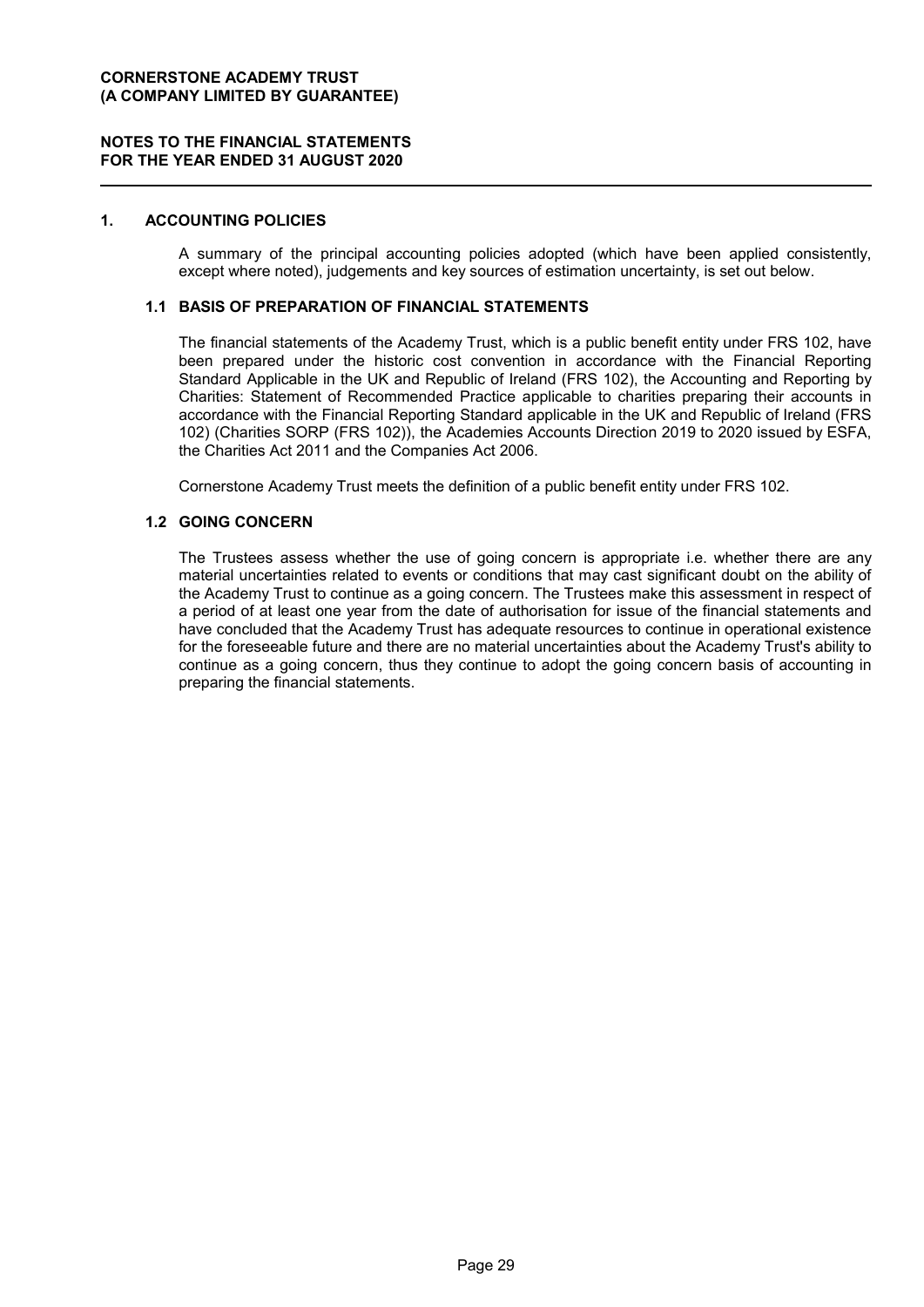**CORNERSTONE ACADEMY TRUST**
**(A COMPANY LIMITED BY GUARANTEE)**

**NOTES TO THE FINANCIAL STATEMENTS**
**FOR THE YEAR ENDED 31 AUGUST 2020**

## 1. ACCOUNTING POLICIES

A summary of the principal accounting policies adopted (which have been applied consistently, except where noted), judgements and key sources of estimation uncertainty, is set out below.

### 1.1 BASIS OF PREPARATION OF FINANCIAL STATEMENTS

The financial statements of the Academy Trust, which is a public benefit entity under FRS 102, have been prepared under the historic cost convention in accordance with the Financial Reporting Standard Applicable in the UK and Republic of Ireland (FRS 102), the Accounting and Reporting by Charities: Statement of Recommended Practice applicable to charities preparing their accounts in accordance with the Financial Reporting Standard applicable in the UK and Republic of Ireland (FRS 102) (Charities SORP (FRS 102)), the Academies Accounts Direction 2019 to 2020 issued by ESFA, the Charities Act 2011 and the Companies Act 2006.

Cornerstone Academy Trust meets the definition of a public benefit entity under FRS 102.

### 1.2 GOING CONCERN

The Trustees assess whether the use of going concern is appropriate i.e. whether there are any material uncertainties related to events or conditions that may cast significant doubt on the ability of the Academy Trust to continue as a going concern. The Trustees make this assessment in respect of a period of at least one year from the date of authorisation for issue of the financial statements and have concluded that the Academy Trust has adequate resources to continue in operational existence for the foreseeable future and there are no material uncertainties about the Academy Trust's ability to continue as a going concern, thus they continue to adopt the going concern basis of accounting in preparing the financial statements.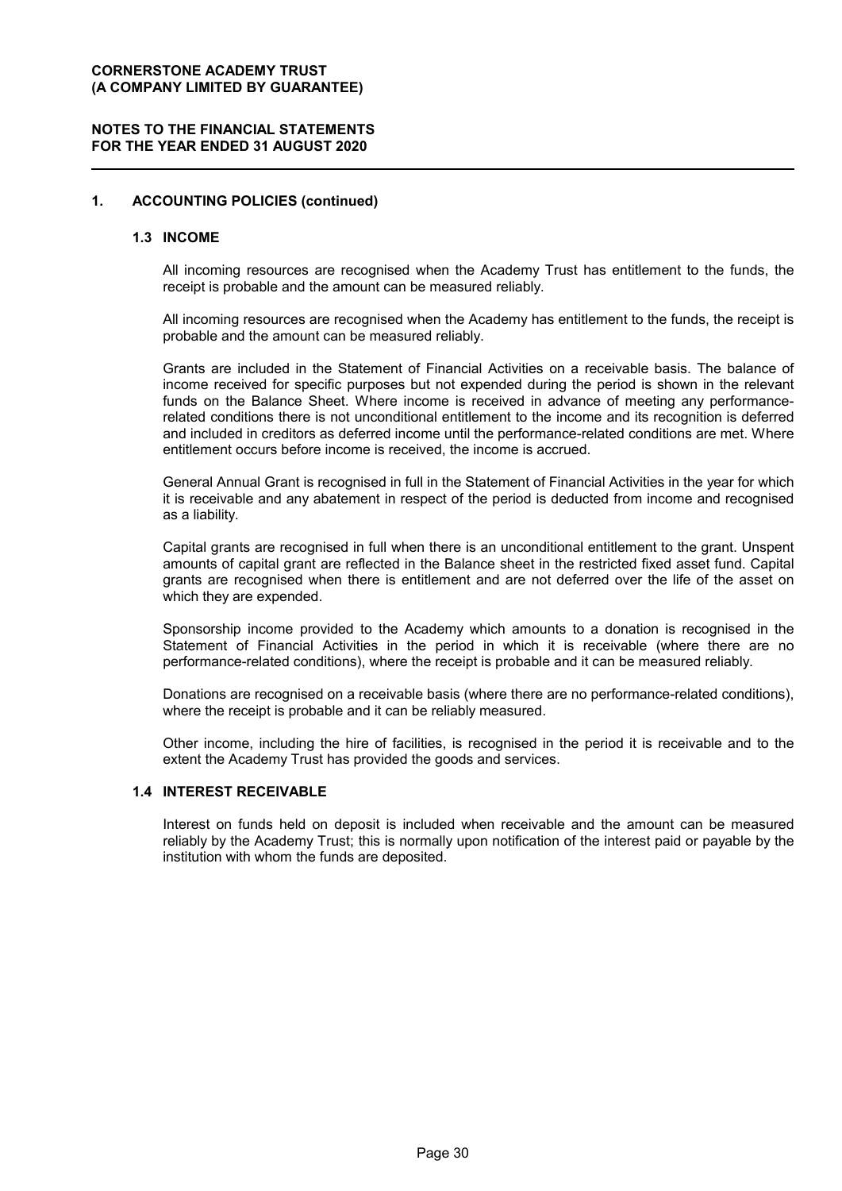## 1. ACCOUNTING POLICIES (continued)

### 1.3 INCOME

All incoming resources are recognised when the Academy Trust has entitlement to the funds, the receipt is probable and the amount can be measured reliably.

All incoming resources are recognised when the Academy has entitlement to the funds, the receipt is probable and the amount can be measured reliably.

Grants are included in the Statement of Financial Activities on a receivable basis. The balance of income received for specific purposes but not expended during the period is shown in the relevant funds on the Balance Sheet. Where income is received in advance of meeting any performance-related conditions there is not unconditional entitlement to the income and its recognition is deferred and included in creditors as deferred income until the performance-related conditions are met. Where entitlement occurs before income is received, the income is accrued.

General Annual Grant is recognised in full in the Statement of Financial Activities in the year for which it is receivable and any abatement in respect of the period is deducted from income and recognised as a liability.

Capital grants are recognised in full when there is an unconditional entitlement to the grant. Unspent amounts of capital grant are reflected in the Balance sheet in the restricted fixed asset fund. Capital grants are recognised when there is entitlement and are not deferred over the life of the asset on which they are expended.

Sponsorship income provided to the Academy which amounts to a donation is recognised in the Statement of Financial Activities in the period in which it is receivable (where there are no performance-related conditions), where the receipt is probable and it can be measured reliably.

Donations are recognised on a receivable basis (where there are no performance-related conditions), where the receipt is probable and it can be reliably measured.

Other income, including the hire of facilities, is recognised in the period it is receivable and to the extent the Academy Trust has provided the goods and services.

### 1.4 INTEREST RECEIVABLE

Interest on funds held on deposit is included when receivable and the amount can be measured reliably by the Academy Trust; this is normally upon notification of the interest paid or payable by the institution with whom the funds are deposited.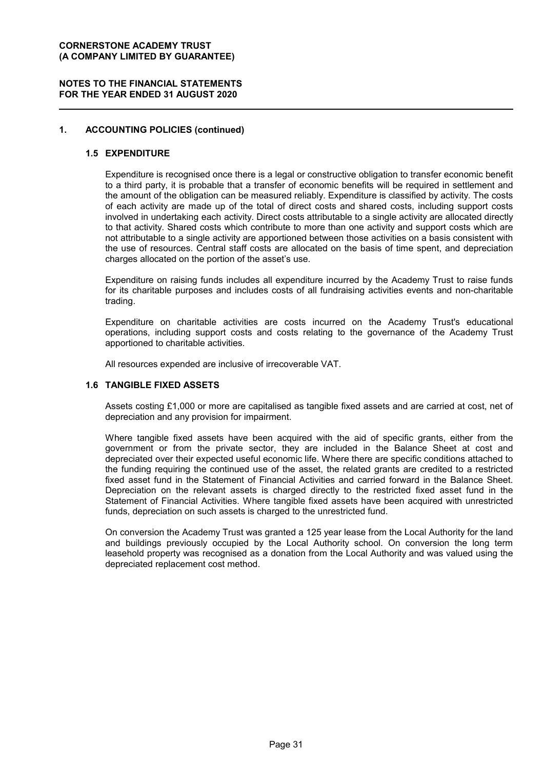## 1. ACCOUNTING POLICIES (continued)

### 1.5 EXPENDITURE

Expenditure is recognised once there is a legal or constructive obligation to transfer economic benefit to a third party, it is probable that a transfer of economic benefits will be required in settlement and the amount of the obligation can be measured reliably. Expenditure is classified by activity. The costs of each activity are made up of the total of direct costs and shared costs, including support costs involved in undertaking each activity. Direct costs attributable to a single activity are allocated directly to that activity. Shared costs which contribute to more than one activity and support costs which are not attributable to a single activity are apportioned between those activities on a basis consistent with the use of resources. Central staff costs are allocated on the basis of time spent, and depreciation charges allocated on the portion of the asset's use.

Expenditure on raising funds includes all expenditure incurred by the Academy Trust to raise funds for its charitable purposes and includes costs of all fundraising activities events and non-charitable trading.

Expenditure on charitable activities are costs incurred on the Academy Trust's educational operations, including support costs and costs relating to the governance of the Academy Trust apportioned to charitable activities.

All resources expended are inclusive of irrecoverable VAT.

### 1.6 TANGIBLE FIXED ASSETS

Assets costing £1,000 or more are capitalised as tangible fixed assets and are carried at cost, net of depreciation and any provision for impairment.

Where tangible fixed assets have been acquired with the aid of specific grants, either from the government or from the private sector, they are included in the Balance Sheet at cost and depreciated over their expected useful economic life. Where there are specific conditions attached to the funding requiring the continued use of the asset, the related grants are credited to a restricted fixed asset fund in the Statement of Financial Activities and carried forward in the Balance Sheet. Depreciation on the relevant assets is charged directly to the restricted fixed asset fund in the Statement of Financial Activities. Where tangible fixed assets have been acquired with unrestricted funds, depreciation on such assets is charged to the unrestricted fund.

On conversion the Academy Trust was granted a 125 year lease from the Local Authority for the land and buildings previously occupied by the Local Authority school. On conversion the long term leasehold property was recognised as a donation from the Local Authority and was valued using the depreciated replacement cost method.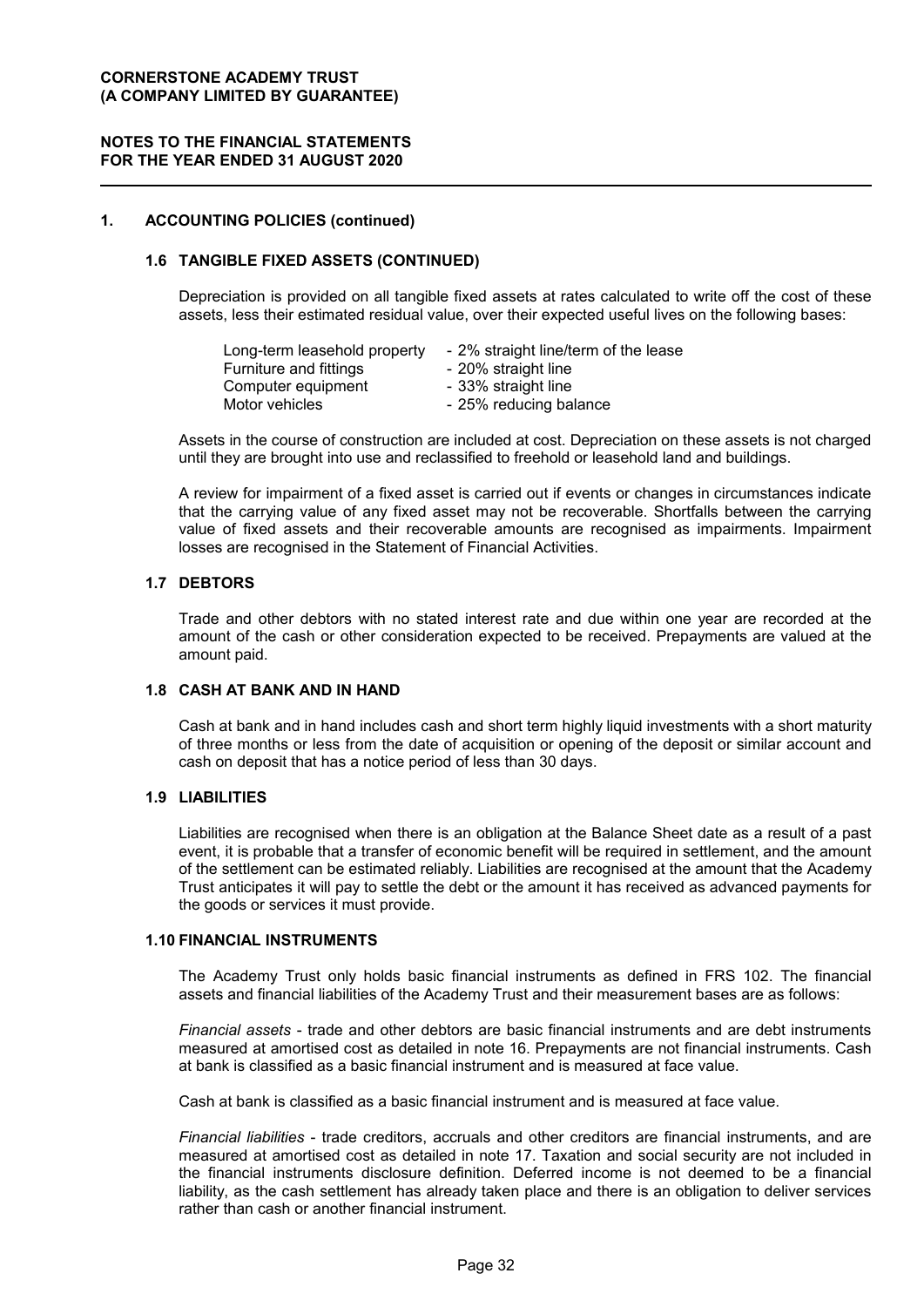## 1. ACCOUNTING POLICIES (continued)

### 1.6 TANGIBLE FIXED ASSETS (CONTINUED)

Depreciation is provided on all tangible fixed assets at rates calculated to write off the cost of these assets, less their estimated residual value, over their expected useful lives on the following bases:

| | |
|---|---|
| Long-term leasehold property | - 2% straight line/term of the lease |
| Furniture and fittings | - 20% straight line |
| Computer equipment | - 33% straight line |
| Motor vehicles | - 25% reducing balance |

Assets in the course of construction are included at cost. Depreciation on these assets is not charged until they are brought into use and reclassified to freehold or leasehold land and buildings.

A review for impairment of a fixed asset is carried out if events or changes in circumstances indicate that the carrying value of any fixed asset may not be recoverable. Shortfalls between the carrying value of fixed assets and their recoverable amounts are recognised as impairments. Impairment losses are recognised in the Statement of Financial Activities.

### 1.7 DEBTORS

Trade and other debtors with no stated interest rate and due within one year are recorded at the amount of the cash or other consideration expected to be received. Prepayments are valued at the amount paid.

### 1.8 CASH AT BANK AND IN HAND

Cash at bank and in hand includes cash and short term highly liquid investments with a short maturity of three months or less from the date of acquisition or opening of the deposit or similar account and cash on deposit that has a notice period of less than 30 days.

### 1.9 LIABILITIES

Liabilities are recognised when there is an obligation at the Balance Sheet date as a result of a past event, it is probable that a transfer of economic benefit will be required in settlement, and the amount of the settlement can be estimated reliably. Liabilities are recognised at the amount that the Academy Trust anticipates it will pay to settle the debt or the amount it has received as advanced payments for the goods or services it must provide.

### 1.10 FINANCIAL INSTRUMENTS

The Academy Trust only holds basic financial instruments as defined in FRS 102. The financial assets and financial liabilities of the Academy Trust and their measurement bases are as follows:

*Financial assets* - trade and other debtors are basic financial instruments and are debt instruments measured at amortised cost as detailed in note 16. Prepayments are not financial instruments. Cash at bank is classified as a basic financial instrument and is measured at face value.

Cash at bank is classified as a basic financial instrument and is measured at face value.

*Financial liabilities* - trade creditors, accruals and other creditors are financial instruments, and are measured at amortised cost as detailed in note 17. Taxation and social security are not included in the financial instruments disclosure definition. Deferred income is not deemed to be a financial liability, as the cash settlement has already taken place and there is an obligation to deliver services rather than cash or another financial instrument.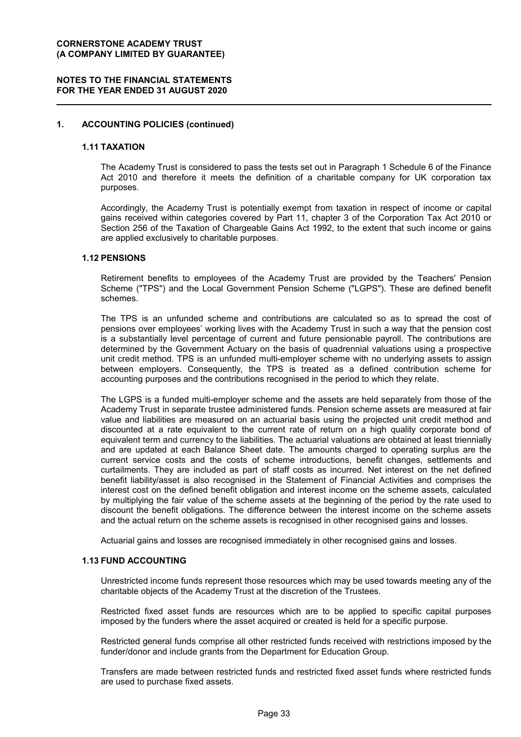## 1. ACCOUNTING POLICIES (continued)

### 1.11 TAXATION

The Academy Trust is considered to pass the tests set out in Paragraph 1 Schedule 6 of the Finance Act 2010 and therefore it meets the definition of a charitable company for UK corporation tax purposes.

Accordingly, the Academy Trust is potentially exempt from taxation in respect of income or capital gains received within categories covered by Part 11, chapter 3 of the Corporation Tax Act 2010 or Section 256 of the Taxation of Chargeable Gains Act 1992, to the extent that such income or gains are applied exclusively to charitable purposes.

### 1.12 PENSIONS

Retirement benefits to employees of the Academy Trust are provided by the Teachers' Pension Scheme ("TPS") and the Local Government Pension Scheme ("LGPS"). These are defined benefit schemes.

The TPS is an unfunded scheme and contributions are calculated so as to spread the cost of pensions over employees' working lives with the Academy Trust in such a way that the pension cost is a substantially level percentage of current and future pensionable payroll. The contributions are determined by the Government Actuary on the basis of quadrennial valuations using a prospective unit credit method. TPS is an unfunded multi-employer scheme with no underlying assets to assign between employers. Consequently, the TPS is treated as a defined contribution scheme for accounting purposes and the contributions recognised in the period to which they relate.

The LGPS is a funded multi-employer scheme and the assets are held separately from those of the Academy Trust in separate trustee administered funds. Pension scheme assets are measured at fair value and liabilities are measured on an actuarial basis using the projected unit credit method and discounted at a rate equivalent to the current rate of return on a high quality corporate bond of equivalent term and currency to the liabilities. The actuarial valuations are obtained at least triennially and are updated at each Balance Sheet date. The amounts charged to operating surplus are the current service costs and the costs of scheme introductions, benefit changes, settlements and curtailments. They are included as part of staff costs as incurred. Net interest on the net defined benefit liability/asset is also recognised in the Statement of Financial Activities and comprises the interest cost on the defined benefit obligation and interest income on the scheme assets, calculated by multiplying the fair value of the scheme assets at the beginning of the period by the rate used to discount the benefit obligations. The difference between the interest income on the scheme assets and the actual return on the scheme assets is recognised in other recognised gains and losses.

Actuarial gains and losses are recognised immediately in other recognised gains and losses.

### 1.13 FUND ACCOUNTING

Unrestricted income funds represent those resources which may be used towards meeting any of the charitable objects of the Academy Trust at the discretion of the Trustees.

Restricted fixed asset funds are resources which are to be applied to specific capital purposes imposed by the funders where the asset acquired or created is held for a specific purpose.

Restricted general funds comprise all other restricted funds received with restrictions imposed by the funder/donor and include grants from the Department for Education Group.

Transfers are made between restricted funds and restricted fixed asset funds where restricted funds are used to purchase fixed assets.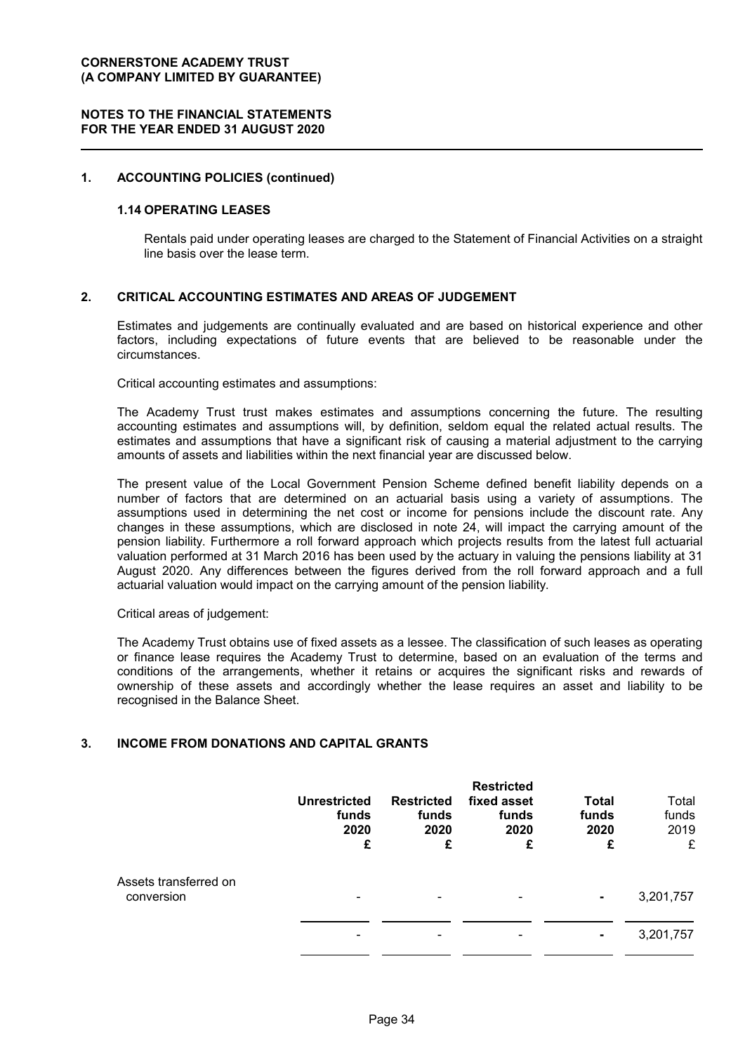## 1. ACCOUNTING POLICIES (continued)

### 1.14 OPERATING LEASES

Rentals paid under operating leases are charged to the Statement of Financial Activities on a straight line basis over the lease term.

## 2. CRITICAL ACCOUNTING ESTIMATES AND AREAS OF JUDGEMENT

Estimates and judgements are continually evaluated and are based on historical experience and other factors, including expectations of future events that are believed to be reasonable under the circumstances.

Critical accounting estimates and assumptions:

The Academy Trust trust makes estimates and assumptions concerning the future. The resulting accounting estimates and assumptions will, by definition, seldom equal the related actual results. The estimates and assumptions that have a significant risk of causing a material adjustment to the carrying amounts of assets and liabilities within the next financial year are discussed below.

The present value of the Local Government Pension Scheme defined benefit liability depends on a number of factors that are determined on an actuarial basis using a variety of assumptions. The assumptions used in determining the net cost or income for pensions include the discount rate. Any changes in these assumptions, which are disclosed in note 24, will impact the carrying amount of the pension liability. Furthermore a roll forward approach which projects results from the latest full actuarial valuation performed at 31 March 2016 has been used by the actuary in valuing the pensions liability at 31 August 2020. Any differences between the figures derived from the roll forward approach and a full actuarial valuation would impact on the carrying amount of the pension liability.

Critical areas of judgement:

The Academy Trust obtains use of fixed assets as a lessee. The classification of such leases as operating or finance lease requires the Academy Trust to determine, based on an evaluation of the terms and conditions of the arrangements, whether it retains or acquires the significant risks and rewards of ownership of these assets and accordingly whether the lease requires an asset and liability to be recognised in the Balance Sheet.

## 3. INCOME FROM DONATIONS AND CAPITAL GRANTS

| | **Unrestricted funds 2020 £** | **Restricted funds 2020 £** | **Restricted fixed asset funds 2020 £** | **Total funds 2020 £** | Total funds 2019 £ |
|---|---|---|---|---|---|
| Assets transferred on conversion | - | - | - | **-** | 3,201,757 |
| | - | - | - | **-** | 3,201,757 |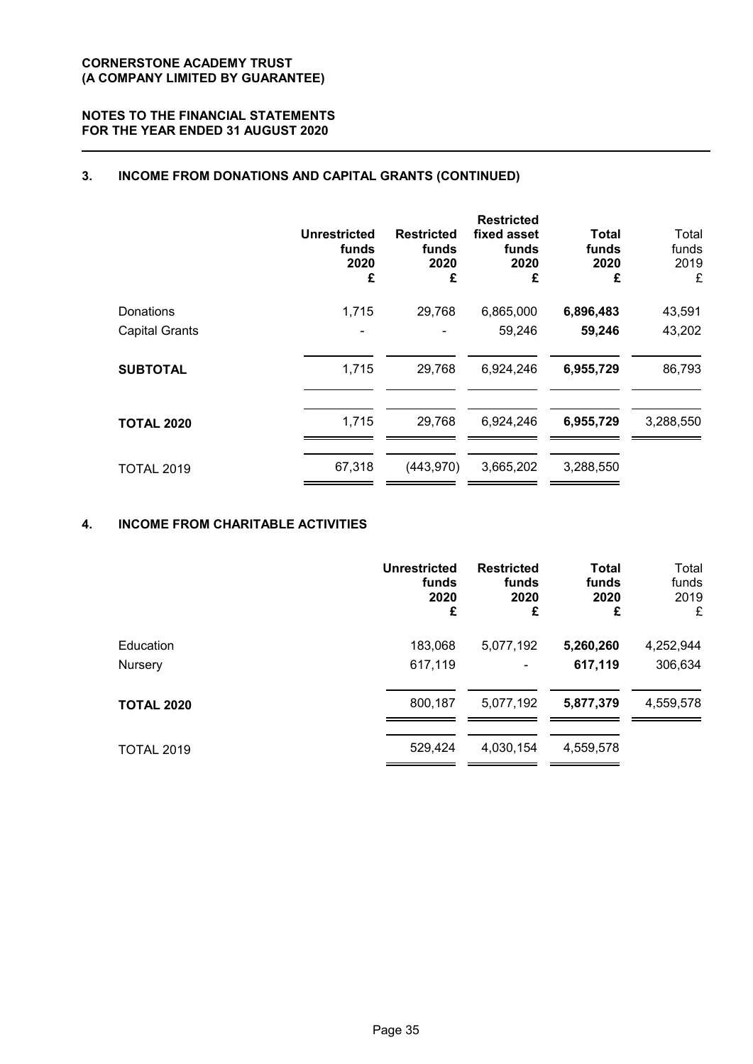**CORNERSTONE ACADEMY TRUST**
**(A COMPANY LIMITED BY GUARANTEE)**

**NOTES TO THE FINANCIAL STATEMENTS**
**FOR THE YEAR ENDED 31 AUGUST 2020**

## 3. INCOME FROM DONATIONS AND CAPITAL GRANTS (CONTINUED)

| | Unrestricted funds 2020 £ | Restricted funds 2020 £ | Restricted fixed asset funds 2020 £ | Total funds 2020 £ | Total funds 2019 £ |
|---|---|---|---|---|---|
| Donations | 1,715 | 29,768 | 6,865,000 | **6,896,483** | 43,591 |
| Capital Grants | - | - | 59,246 | **59,246** | 43,202 |
| **SUBTOTAL** | 1,715 | 29,768 | 6,924,246 | **6,955,729** | 86,793 |
| **TOTAL 2020** | 1,715 | 29,768 | 6,924,246 | **6,955,729** | 3,288,550 |
| TOTAL 2019 | 67,318 | (443,970) | 3,665,202 | 3,288,550 | |

## 4. INCOME FROM CHARITABLE ACTIVITIES

| | Unrestricted funds 2020 £ | Restricted funds 2020 £ | Total funds 2020 £ | Total funds 2019 £ |
|---|---|---|---|---|
| Education | 183,068 | 5,077,192 | **5,260,260** | 4,252,944 |
| Nursery | 617,119 | - | **617,119** | 306,634 |
| **TOTAL 2020** | 800,187 | 5,077,192 | **5,877,379** | 4,559,578 |
| TOTAL 2019 | 529,424 | 4,030,154 | 4,559,578 | |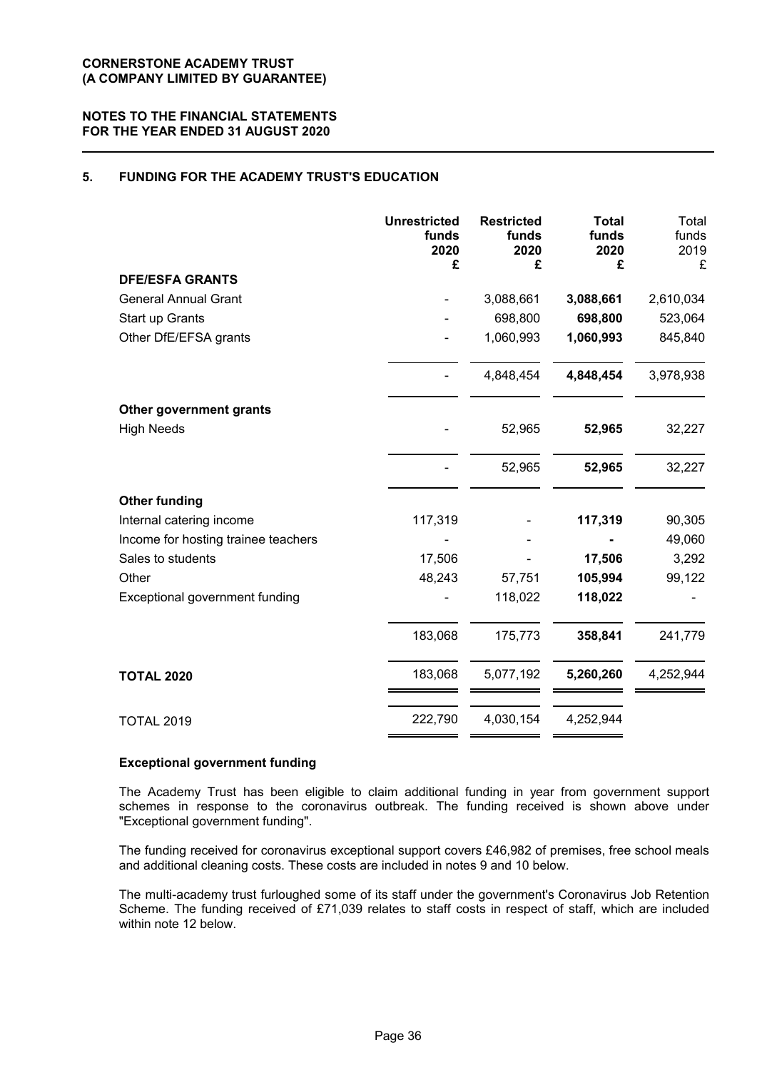**CORNERSTONE ACADEMY TRUST**
**(A COMPANY LIMITED BY GUARANTEE)**

**NOTES TO THE FINANCIAL STATEMENTS**
**FOR THE YEAR ENDED 31 AUGUST 2020**

## 5. FUNDING FOR THE ACADEMY TRUST'S EDUCATION

| | **Unrestricted funds 2020 £** | **Restricted funds 2020 £** | **Total funds 2020 £** | Total funds 2019 £ |
|---|---|---|---|---|
| **DFE/ESFA GRANTS** | | | | |
| General Annual Grant | - | 3,088,661 | **3,088,661** | 2,610,034 |
| Start up Grants | - | 698,800 | **698,800** | 523,064 |
| Other DfE/EFSA grants | - | 1,060,993 | **1,060,993** | 845,840 |
| | - | 4,848,454 | **4,848,454** | 3,978,938 |
| **Other government grants** | | | | |
| High Needs | - | 52,965 | **52,965** | 32,227 |
| | - | 52,965 | **52,965** | 32,227 |
| **Other funding** | | | | |
| Internal catering income | 117,319 | - | **117,319** | 90,305 |
| Income for hosting trainee teachers | - | - | **-** | 49,060 |
| Sales to students | 17,506 | - | **17,506** | 3,292 |
| Other | 48,243 | 57,751 | **105,994** | 99,122 |
| Exceptional government funding | - | 118,022 | **118,022** | - |
| | 183,068 | 175,773 | **358,841** | 241,779 |
| **TOTAL 2020** | 183,068 | 5,077,192 | **5,260,260** | 4,252,944 |
| TOTAL 2019 | 222,790 | 4,030,154 | 4,252,944 | |

**Exceptional government funding**

The Academy Trust has been eligible to claim additional funding in year from government support schemes in response to the coronavirus outbreak. The funding received is shown above under "Exceptional government funding".

The funding received for coronavirus exceptional support covers £46,982 of premises, free school meals and additional cleaning costs. These costs are included in notes 9 and 10 below.

The multi-academy trust furloughed some of its staff under the government's Coronavirus Job Retention Scheme. The funding received of £71,039 relates to staff costs in respect of staff, which are included within note 12 below.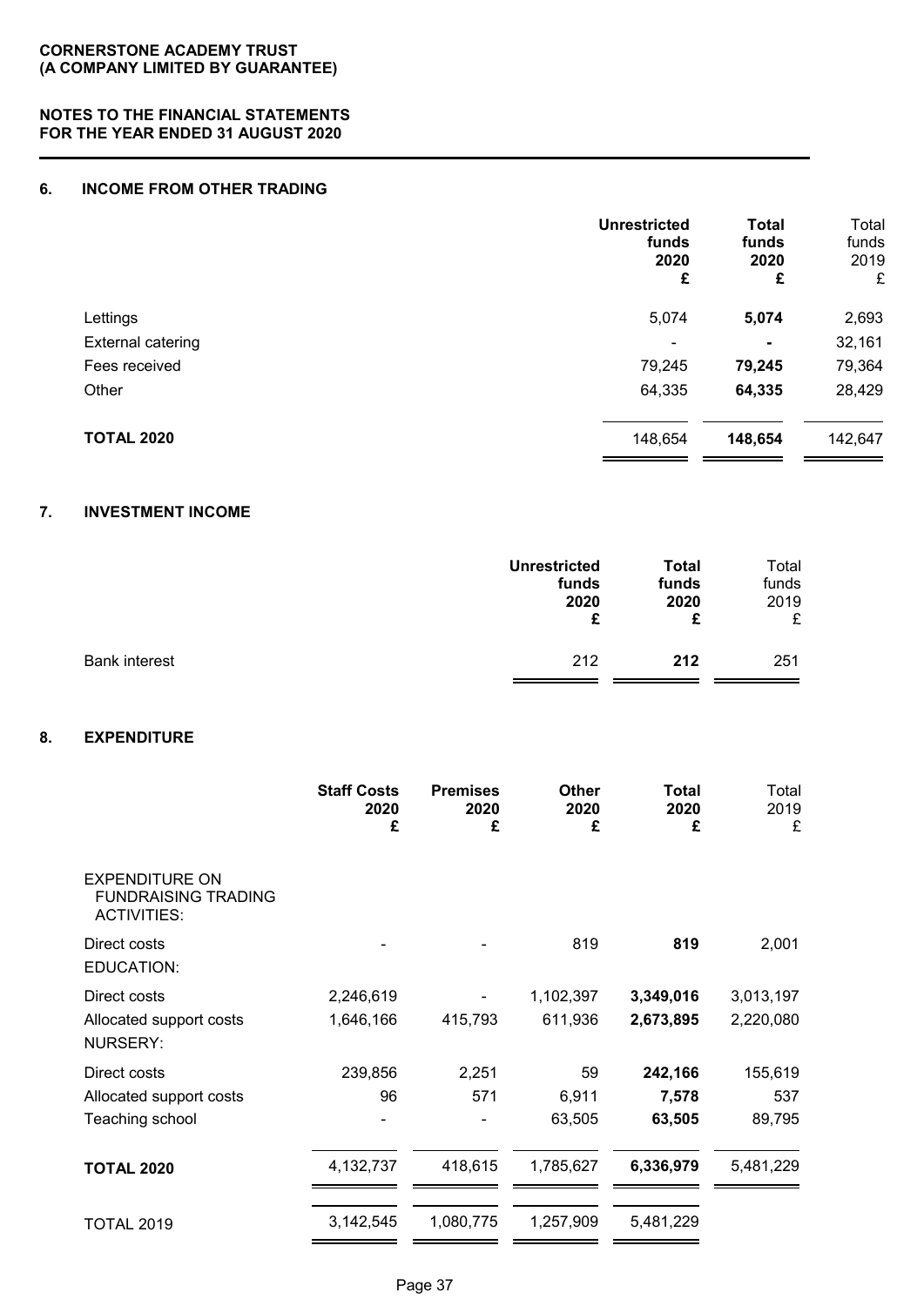## 6. INCOME FROM OTHER TRADING

| | Unrestricted funds 2020 £ | Total funds 2020 £ | Total funds 2019 £ |
|---|---|---|---|
| Lettings | 5,074 | **5,074** | 2,693 |
| External catering | - | **-** | 32,161 |
| Fees received | 79,245 | **79,245** | 79,364 |
| Other | 64,335 | **64,335** | 28,429 |
| **TOTAL 2020** | 148,654 | **148,654** | 142,647 |

## 7. INVESTMENT INCOME

| | Unrestricted funds 2020 £ | Total funds 2020 £ | Total funds 2019 £ |
|---|---|---|---|
| Bank interest | 212 | **212** | 251 |

## 8. EXPENDITURE

| | Staff Costs 2020 £ | Premises 2020 £ | Other 2020 £ | Total 2020 £ | Total 2019 £ |
|---|---|---|---|---|---|
| EXPENDITURE ON FUNDRAISING TRADING ACTIVITIES: | | | | | |
| Direct costs | - | - | 819 | **819** | 2,001 |
| EDUCATION: | | | | | |
| Direct costs | 2,246,619 | - | 1,102,397 | **3,349,016** | 3,013,197 |
| Allocated support costs | 1,646,166 | 415,793 | 611,936 | **2,673,895** | 2,220,080 |
| NURSERY: | | | | | |
| Direct costs | 239,856 | 2,251 | 59 | **242,166** | 155,619 |
| Allocated support costs | 96 | 571 | 6,911 | **7,578** | 537 |
| Teaching school | - | - | 63,505 | **63,505** | 89,795 |
| **TOTAL 2020** | 4,132,737 | 418,615 | 1,785,627 | **6,336,979** | 5,481,229 |
| TOTAL 2019 | 3,142,545 | 1,080,775 | 1,257,909 | 5,481,229 | |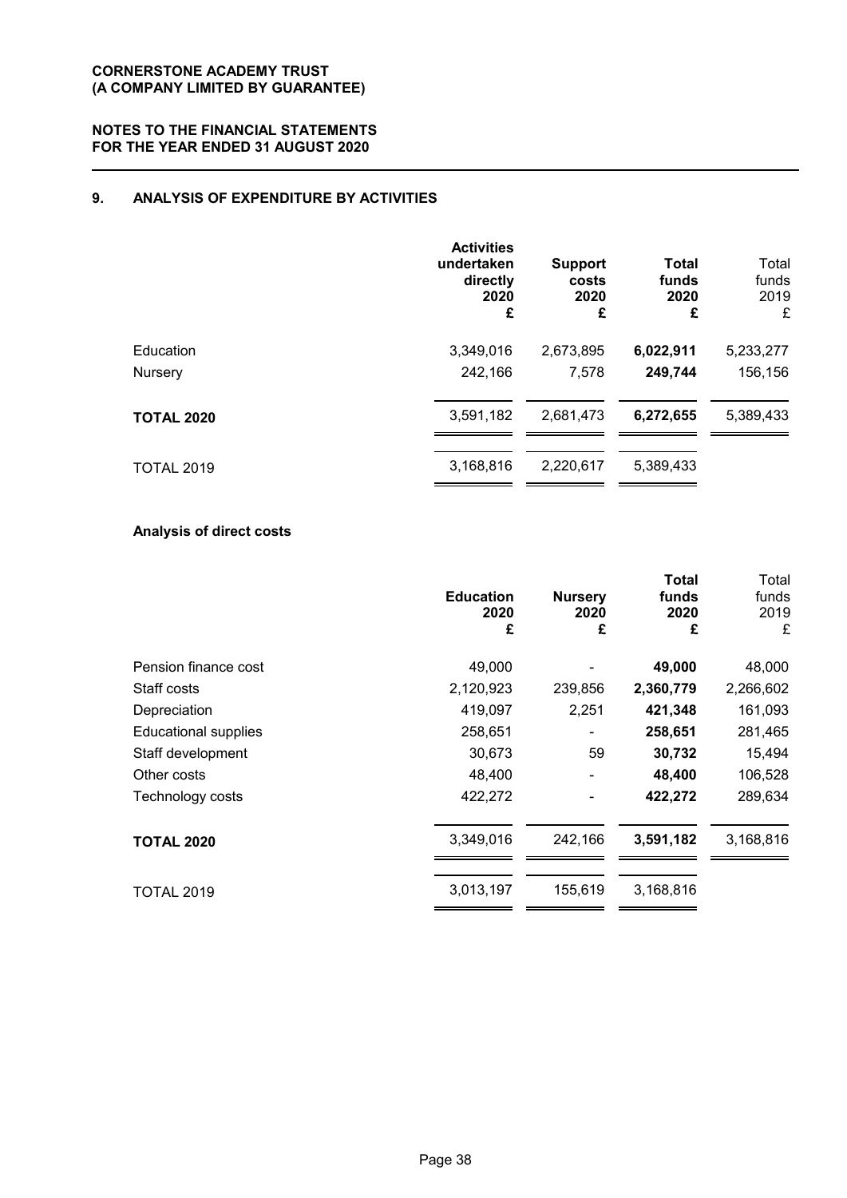**CORNERSTONE ACADEMY TRUST**
**(A COMPANY LIMITED BY GUARANTEE)**

**NOTES TO THE FINANCIAL STATEMENTS**
**FOR THE YEAR ENDED 31 AUGUST 2020**

## 9. ANALYSIS OF EXPENDITURE BY ACTIVITIES

| | Activities undertaken directly 2020 £ | Support costs 2020 £ | Total funds 2020 £ | Total funds 2019 £ |
|---|---|---|---|---|
| Education | 3,349,016 | 2,673,895 | **6,022,911** | 5,233,277 |
| Nursery | 242,166 | 7,578 | **249,744** | 156,156 |
| **TOTAL 2020** | 3,591,182 | 2,681,473 | **6,272,655** | 5,389,433 |
| TOTAL 2019 | 3,168,816 | 2,220,617 | 5,389,433 | |

### Analysis of direct costs

| | Education 2020 £ | Nursery 2020 £ | Total funds 2020 £ | Total funds 2019 £ |
|---|---|---|---|---|
| Pension finance cost | 49,000 | - | **49,000** | 48,000 |
| Staff costs | 2,120,923 | 239,856 | **2,360,779** | 2,266,602 |
| Depreciation | 419,097 | 2,251 | **421,348** | 161,093 |
| Educational supplies | 258,651 | - | **258,651** | 281,465 |
| Staff development | 30,673 | 59 | **30,732** | 15,494 |
| Other costs | 48,400 | - | **48,400** | 106,528 |
| Technology costs | 422,272 | - | **422,272** | 289,634 |
| **TOTAL 2020** | 3,349,016 | 242,166 | **3,591,182** | 3,168,816 |
| TOTAL 2019 | 3,013,197 | 155,619 | 3,168,816 | |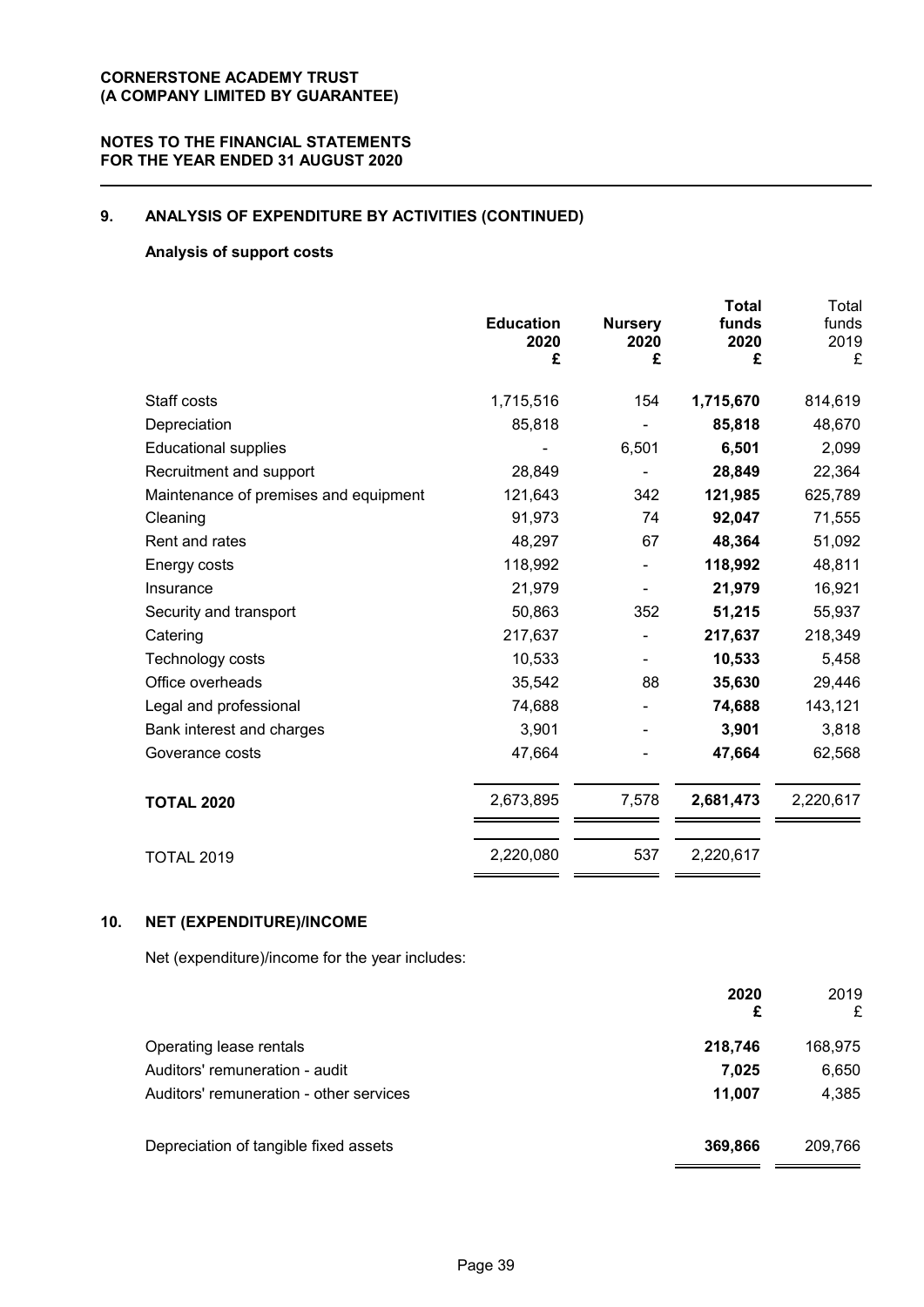**CORNERSTONE ACADEMY TRUST**
**(A COMPANY LIMITED BY GUARANTEE)**

**NOTES TO THE FINANCIAL STATEMENTS**
**FOR THE YEAR ENDED 31 AUGUST 2020**

## 9. ANALYSIS OF EXPENDITURE BY ACTIVITIES (CONTINUED)

### Analysis of support costs

| | Education 2020 £ | Nursery 2020 £ | Total funds 2020 £ | Total funds 2019 £ |
|---|---|---|---|---|
| Staff costs | 1,715,516 | 154 | 1,715,670 | 814,619 |
| Depreciation | 85,818 | - | 85,818 | 48,670 |
| Educational supplies | - | 6,501 | 6,501 | 2,099 |
| Recruitment and support | 28,849 | - | 28,849 | 22,364 |
| Maintenance of premises and equipment | 121,643 | 342 | 121,985 | 625,789 |
| Cleaning | 91,973 | 74 | 92,047 | 71,555 |
| Rent and rates | 48,297 | 67 | 48,364 | 51,092 |
| Energy costs | 118,992 | - | 118,992 | 48,811 |
| Insurance | 21,979 | - | 21,979 | 16,921 |
| Security and transport | 50,863 | 352 | 51,215 | 55,937 |
| Catering | 217,637 | - | 217,637 | 218,349 |
| Technology costs | 10,533 | - | 10,533 | 5,458 |
| Office overheads | 35,542 | 88 | 35,630 | 29,446 |
| Legal and professional | 74,688 | - | 74,688 | 143,121 |
| Bank interest and charges | 3,901 | - | 3,901 | 3,818 |
| Goverance costs | 47,664 | - | 47,664 | 62,568 |
| **TOTAL 2020** | 2,673,895 | 7,578 | 2,681,473 | 2,220,617 |
| TOTAL 2019 | 2,220,080 | 537 | 2,220,617 | |

## 10. NET (EXPENDITURE)/INCOME

Net (expenditure)/income for the year includes:

| | 2020 £ | 2019 £ |
|---|---|---|
| Operating lease rentals | 218,746 | 168,975 |
| Auditors' remuneration - audit | 7,025 | 6,650 |
| Auditors' remuneration - other services | 11,007 | 4,385 |
| Depreciation of tangible fixed assets | 369,866 | 209,766 |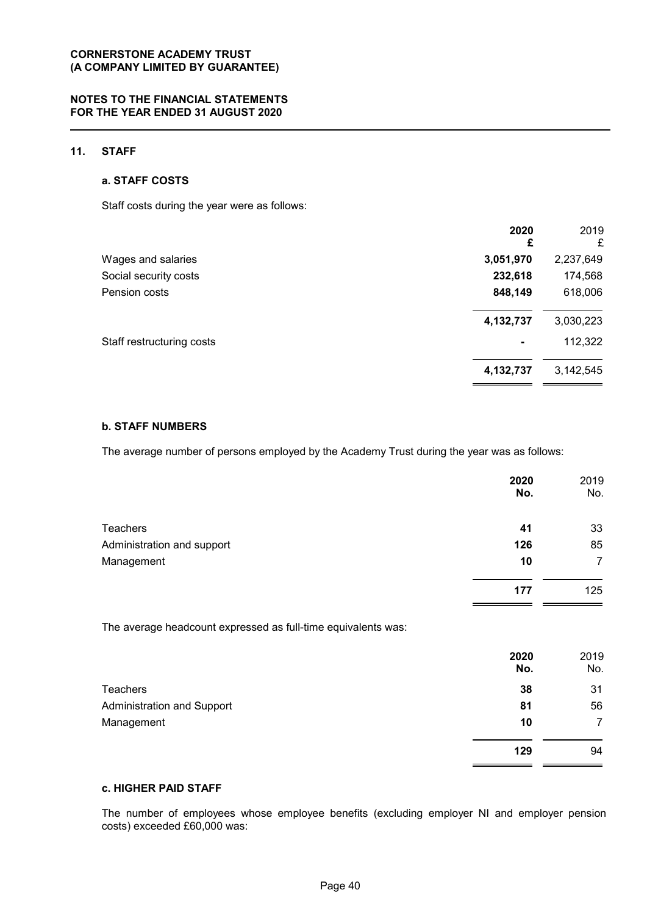## 11. STAFF

### a. STAFF COSTS

Staff costs during the year were as follows:

| | **2020 £** | 2019 £ |
|---|---|---|
| Wages and salaries | **3,051,970** | 2,237,649 |
| Social security costs | **232,618** | 174,568 |
| Pension costs | **848,149** | 618,006 |
| | **4,132,737** | 3,030,223 |
| Staff restructuring costs | **-** | 112,322 |
| | **4,132,737** | 3,142,545 |

### b. STAFF NUMBERS

The average number of persons employed by the Academy Trust during the year was as follows:

| | **2020 No.** | 2019 No. |
|---|---|---|
| Teachers | **41** | 33 |
| Administration and support | **126** | 85 |
| Management | **10** | 7 |
| | **177** | 125 |

The average headcount expressed as full-time equivalents was:

| | **2020 No.** | 2019 No. |
|---|---|---|
| Teachers | **38** | 31 |
| Administration and Support | **81** | 56 |
| Management | **10** | 7 |
| | **129** | 94 |

### c. HIGHER PAID STAFF

The number of employees whose employee benefits (excluding employer NI and employer pension costs) exceeded £60,000 was: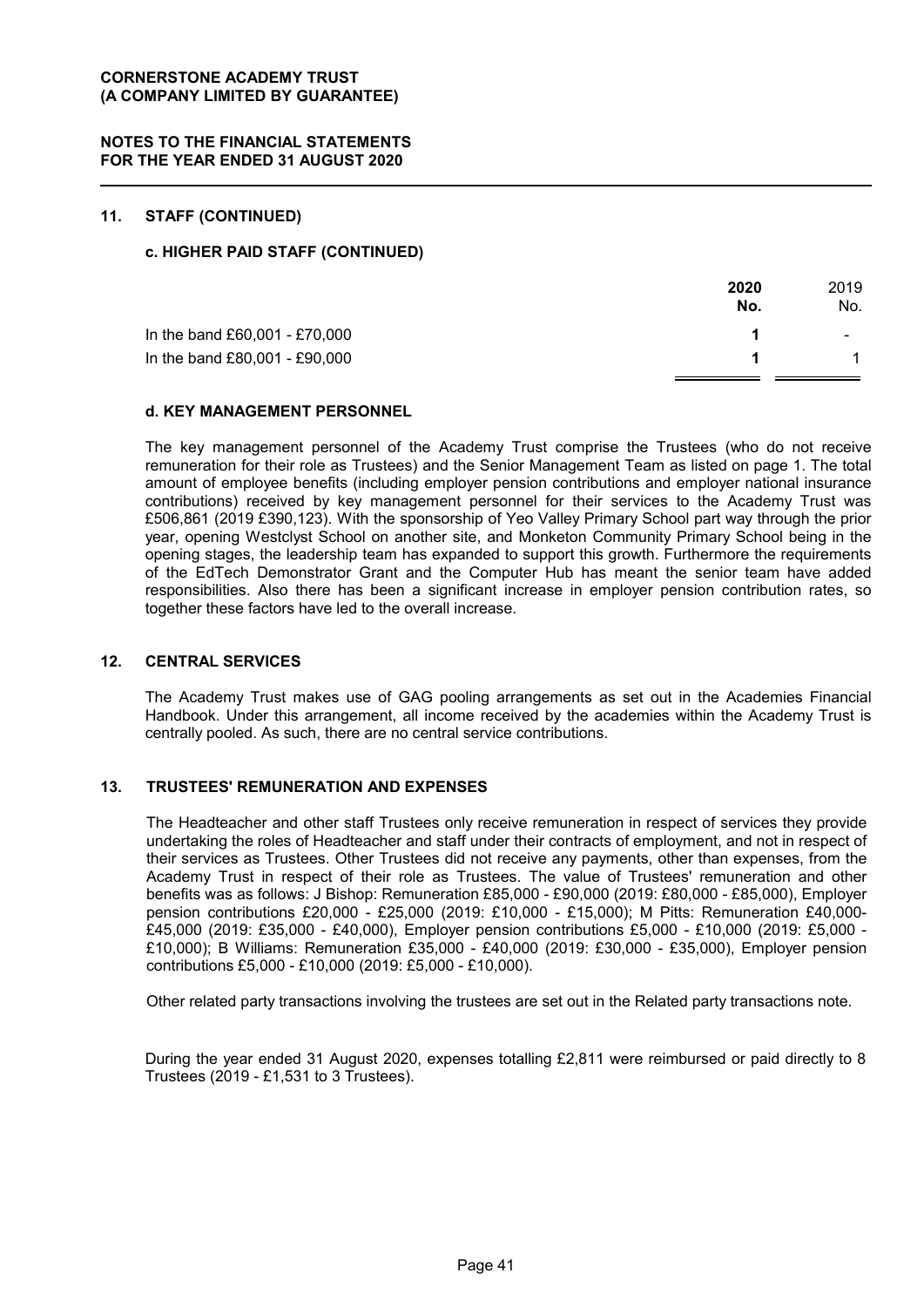## 11. STAFF (CONTINUED)

### c. HIGHER PAID STAFF (CONTINUED)

| | 2020 No. | 2019 No. |
|---|---|---|
| In the band £60,001 - £70,000 | **1** | - |
| In the band £80,001 - £90,000 | **1** | 1 |

### d. KEY MANAGEMENT PERSONNEL

The key management personnel of the Academy Trust comprise the Trustees (who do not receive remuneration for their role as Trustees) and the Senior Management Team as listed on page 1. The total amount of employee benefits (including employer pension contributions and employer national insurance contributions) received by key management personnel for their services to the Academy Trust was £506,861 (2019 £390,123). With the sponsorship of Yeo Valley Primary School part way through the prior year, opening Westclyst School on another site, and Monketon Community Primary School being in the opening stages, the leadership team has expanded to support this growth. Furthermore the requirements of the EdTech Demonstrator Grant and the Computer Hub has meant the senior team have added responsibilities. Also there has been a significant increase in employer pension contribution rates, so together these factors have led to the overall increase.

## 12. CENTRAL SERVICES

The Academy Trust makes use of GAG pooling arrangements as set out in the Academies Financial Handbook. Under this arrangement, all income received by the academies within the Academy Trust is centrally pooled. As such, there are no central service contributions.

## 13. TRUSTEES' REMUNERATION AND EXPENSES

The Headteacher and other staff Trustees only receive remuneration in respect of services they provide undertaking the roles of Headteacher and staff under their contracts of employment, and not in respect of their services as Trustees. Other Trustees did not receive any payments, other than expenses, from the Academy Trust in respect of their role as Trustees. The value of Trustees' remuneration and other benefits was as follows: J Bishop: Remuneration £85,000 - £90,000 (2019: £80,000 - £85,000), Employer pension contributions £20,000 - £25,000 (2019: £10,000 - £15,000); M Pitts: Remuneration £40,000- £45,000 (2019: £35,000 - £40,000), Employer pension contributions £5,000 - £10,000 (2019: £5,000 - £10,000); B Williams: Remuneration £35,000 - £40,000 (2019: £30,000 - £35,000), Employer pension contributions £5,000 - £10,000 (2019: £5,000 - £10,000).

Other related party transactions involving the trustees are set out in the Related party transactions note.

During the year ended 31 August 2020, expenses totalling £2,811 were reimbursed or paid directly to 8 Trustees (2019 - £1,531 to 3 Trustees).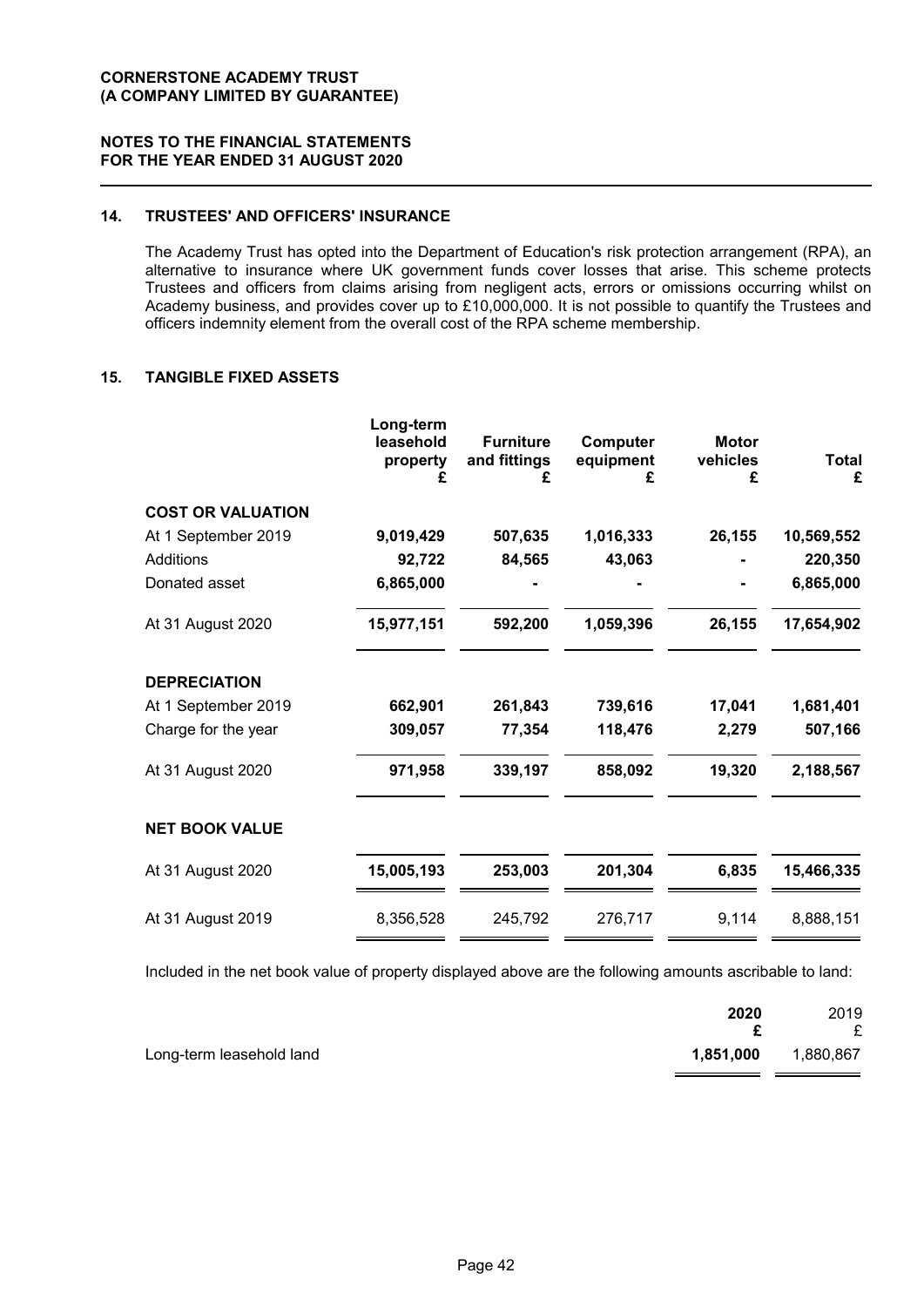## 14. TRUSTEES' AND OFFICERS' INSURANCE

The Academy Trust has opted into the Department of Education's risk protection arrangement (RPA), an alternative to insurance where UK government funds cover losses that arise. This scheme protects Trustees and officers from claims arising from negligent acts, errors or omissions occurring whilst on Academy business, and provides cover up to £10,000,000. It is not possible to quantify the Trustees and officers indemnity element from the overall cost of the RPA scheme membership.

## 15. TANGIBLE FIXED ASSETS

| | Long-term leasehold property £ | Furniture and fittings £ | Computer equipment £ | Motor vehicles £ | Total £ |
|---|---|---|---|---|---|
| **COST OR VALUATION** | | | | | |
| At 1 September 2019 | **9,019,429** | **507,635** | **1,016,333** | **26,155** | **10,569,552** |
| Additions | **92,722** | **84,565** | **43,063** | **-** | **220,350** |
| Donated asset | **6,865,000** | **-** | **-** | **-** | **6,865,000** |
| At 31 August 2020 | **15,977,151** | **592,200** | **1,059,396** | **26,155** | **17,654,902** |
| **DEPRECIATION** | | | | | |
| At 1 September 2019 | **662,901** | **261,843** | **739,616** | **17,041** | **1,681,401** |
| Charge for the year | **309,057** | **77,354** | **118,476** | **2,279** | **507,166** |
| At 31 August 2020 | **971,958** | **339,197** | **858,092** | **19,320** | **2,188,567** |
| **NET BOOK VALUE** | | | | | |
| At 31 August 2020 | **15,005,193** | **253,003** | **201,304** | **6,835** | **15,466,335** |
| At 31 August 2019 | 8,356,528 | 245,792 | 276,717 | 9,114 | 8,888,151 |

Included in the net book value of property displayed above are the following amounts ascribable to land:

| | 2020 £ | 2019 £ |
|---|---|---|
| Long-term leasehold land | **1,851,000** | 1,880,867 |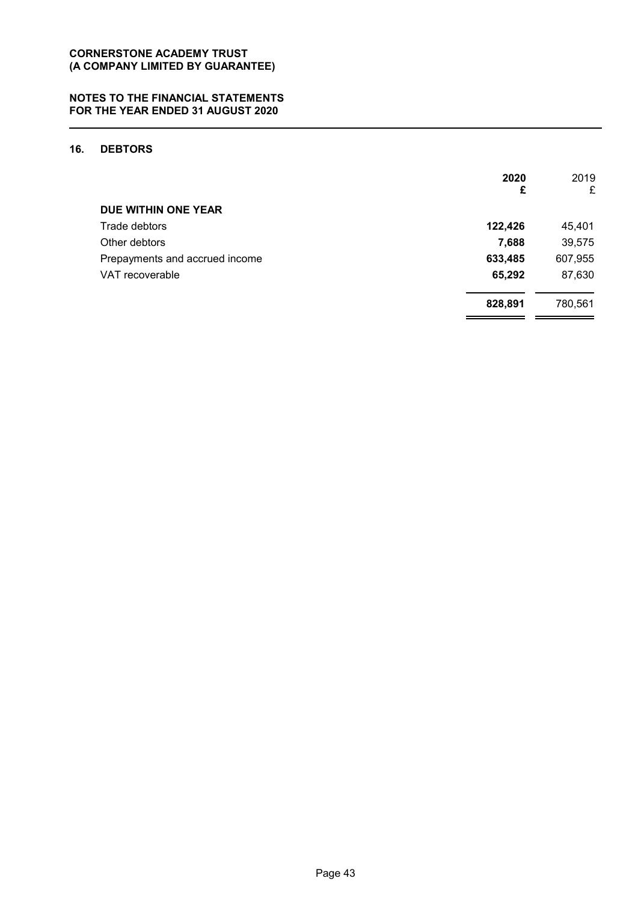**CORNERSTONE ACADEMY TRUST**
**(A COMPANY LIMITED BY GUARANTEE)**

**NOTES TO THE FINANCIAL STATEMENTS**
**FOR THE YEAR ENDED 31 AUGUST 2020**

## 16. DEBTORS

| | 2020 £ | 2019 £ |
|---|---|---|
| **DUE WITHIN ONE YEAR** | | |
| Trade debtors | **122,426** | 45,401 |
| Other debtors | **7,688** | 39,575 |
| Prepayments and accrued income | **633,485** | 607,955 |
| VAT recoverable | **65,292** | 87,630 |
| | **828,891** | 780,561 |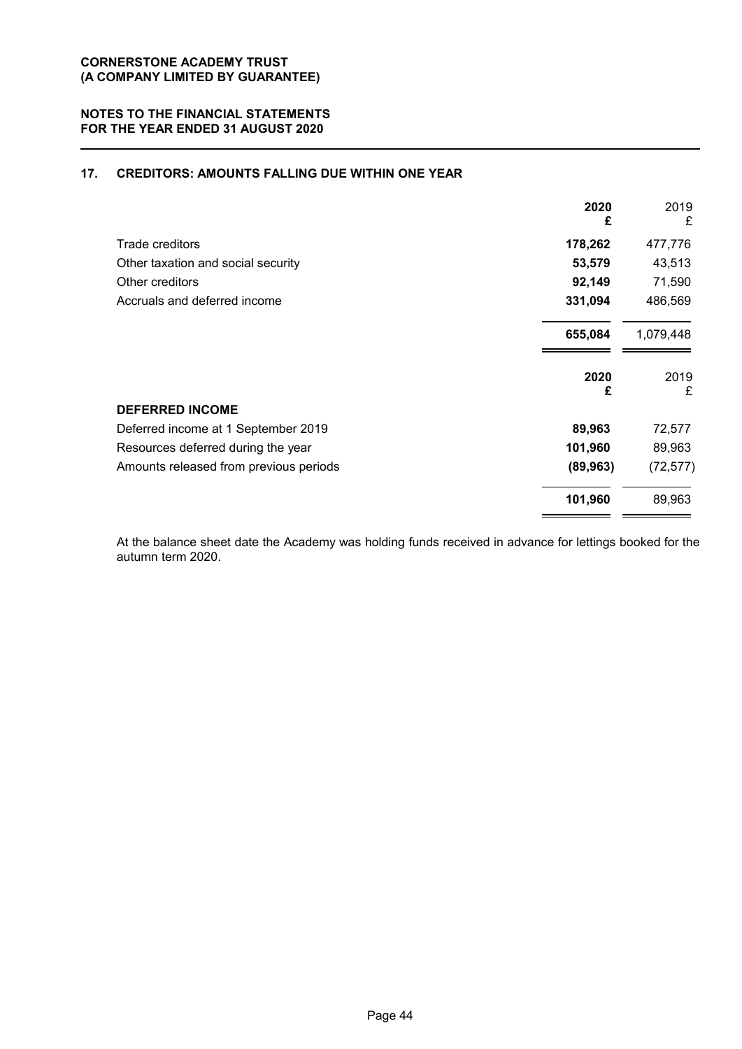## 17. CREDITORS: AMOUNTS FALLING DUE WITHIN ONE YEAR

| | 2020 £ | 2019 £ |
|---|---|---|
| Trade creditors | **178,262** | 477,776 |
| Other taxation and social security | **53,579** | 43,513 |
| Other creditors | **92,149** | 71,590 |
| Accruals and deferred income | **331,094** | 486,569 |
| | **655,084** | 1,079,448 |

| | 2020 £ | 2019 £ |
|---|---|---|
| **DEFERRED INCOME** | | |
| Deferred income at 1 September 2019 | **89,963** | 72,577 |
| Resources deferred during the year | **101,960** | 89,963 |
| Amounts released from previous periods | **(89,963)** | (72,577) |
| | **101,960** | 89,963 |

At the balance sheet date the Academy was holding funds received in advance for lettings booked for the autumn term 2020.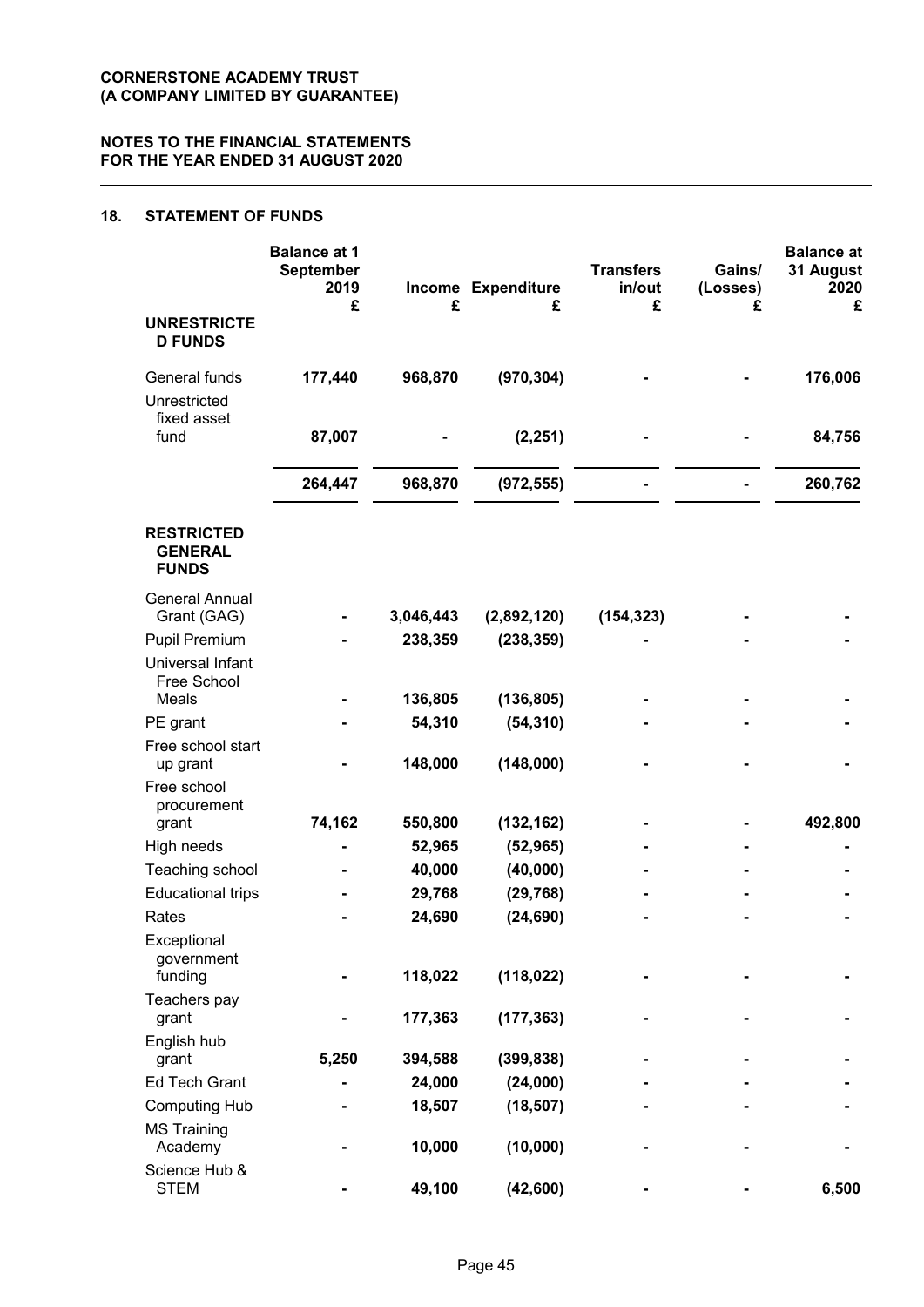## 18. STATEMENT OF FUNDS

| | Balance at 1 September 2019 £ | Income £ | Expenditure £ | Transfers in/out £ | Gains/ (Losses) £ | Balance at 31 August 2020 £ |
|---|---|---|---|---|---|---|
| **UNRESTRICTED FUNDS** | | | | | | |
| General funds | **177,440** | **968,870** | **(970,304)** | **-** | **-** | **176,006** |
| Unrestricted fixed asset fund | **87,007** | **-** | **(2,251)** | **-** | **-** | **84,756** |
| | **264,447** | **968,870** | **(972,555)** | **-** | **-** | **260,762** |
| **RESTRICTED GENERAL FUNDS** | | | | | | |
| General Annual Grant (GAG) | **-** | **3,046,443** | **(2,892,120)** | **(154,323)** | **-** | **-** |
| Pupil Premium | **-** | **238,359** | **(238,359)** | **-** | **-** | **-** |
| Universal Infant Free School Meals | **-** | **136,805** | **(136,805)** | **-** | **-** | **-** |
| PE grant | **-** | **54,310** | **(54,310)** | **-** | **-** | **-** |
| Free school start up grant | **-** | **148,000** | **(148,000)** | **-** | **-** | **-** |
| Free school procurement grant | **74,162** | **550,800** | **(132,162)** | **-** | **-** | **492,800** |
| High needs | **-** | **52,965** | **(52,965)** | **-** | **-** | **-** |
| Teaching school | **-** | **40,000** | **(40,000)** | **-** | **-** | **-** |
| Educational trips | **-** | **29,768** | **(29,768)** | **-** | **-** | **-** |
| Rates | **-** | **24,690** | **(24,690)** | **-** | **-** | **-** |
| Exceptional government funding | **-** | **118,022** | **(118,022)** | **-** | **-** | **-** |
| Teachers pay grant | **-** | **177,363** | **(177,363)** | **-** | **-** | **-** |
| English hub grant | **5,250** | **394,588** | **(399,838)** | **-** | **-** | **-** |
| Ed Tech Grant | **-** | **24,000** | **(24,000)** | **-** | **-** | **-** |
| Computing Hub | **-** | **18,507** | **(18,507)** | **-** | **-** | **-** |
| MS Training Academy | **-** | **10,000** | **(10,000)** | **-** | **-** | **-** |
| Science Hub & STEM | **-** | **49,100** | **(42,600)** | **-** | **-** | **6,500** |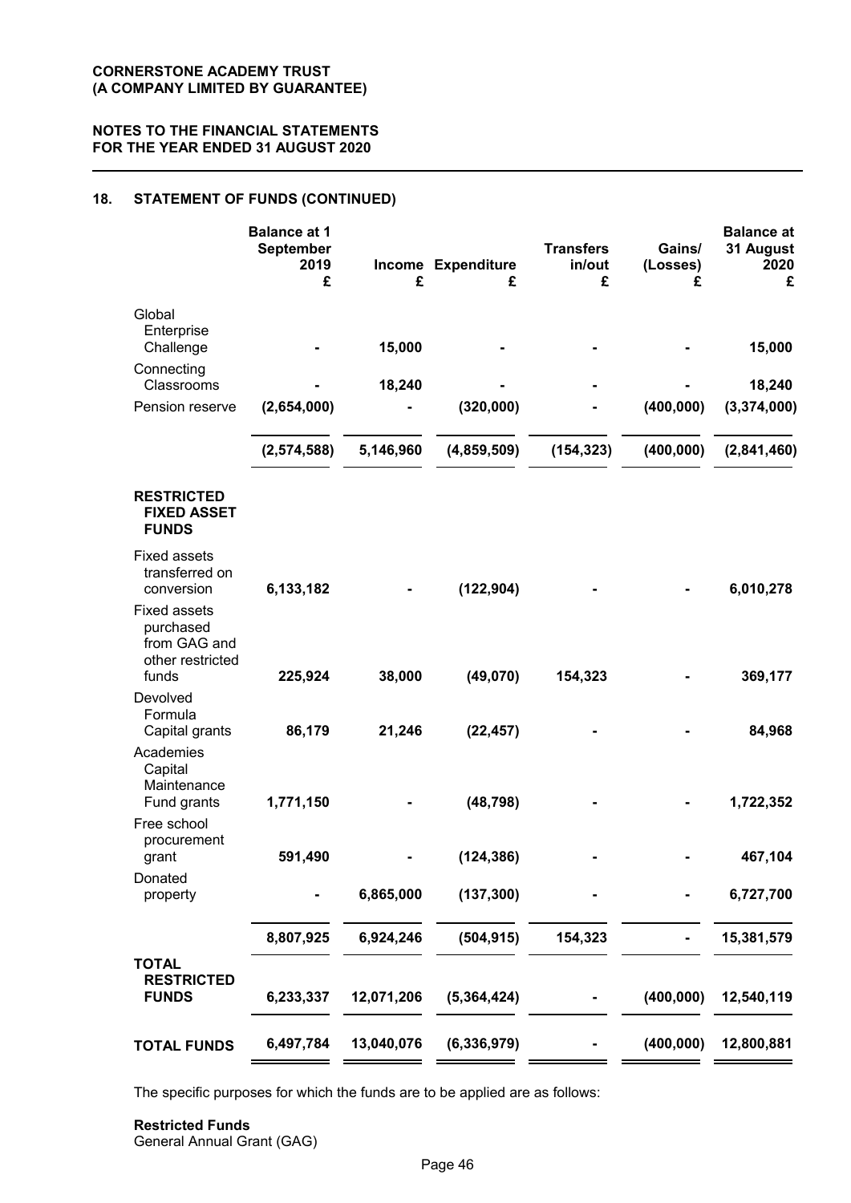**CORNERSTONE ACADEMY TRUST**
**(A COMPANY LIMITED BY GUARANTEE)**

**NOTES TO THE FINANCIAL STATEMENTS**
**FOR THE YEAR ENDED 31 AUGUST 2020**

## 18. STATEMENT OF FUNDS (CONTINUED)

| | Balance at 1 September 2019 £ | Income £ | Expenditure £ | Transfers in/out £ | Gains/ (Losses) £ | Balance at 31 August 2020 £ |
|---|---|---|---|---|---|---|
| Global Enterprise Challenge | - | 15,000 | - | - | - | 15,000 |
| Connecting Classrooms | - | 18,240 | - | - | - | 18,240 |
| Pension reserve | (2,654,000) | - | (320,000) | - | (400,000) | (3,374,000) |
| | (2,574,588) | 5,146,960 | (4,859,509) | (154,323) | (400,000) | (2,841,460) |
| **RESTRICTED FIXED ASSET FUNDS** | | | | | | |
| Fixed assets transferred on conversion | 6,133,182 | - | (122,904) | - | - | 6,010,278 |
| Fixed assets purchased from GAG and other restricted funds | 225,924 | 38,000 | (49,070) | 154,323 | - | 369,177 |
| Devolved Formula Capital grants | 86,179 | 21,246 | (22,457) | - | - | 84,968 |
| Academies Capital Maintenance Fund grants | 1,771,150 | - | (48,798) | - | - | 1,722,352 |
| Free school procurement grant | 591,490 | - | (124,386) | - | - | 467,104 |
| Donated property | - | 6,865,000 | (137,300) | - | - | 6,727,700 |
| | 8,807,925 | 6,924,246 | (504,915) | 154,323 | - | 15,381,579 |
| **TOTAL RESTRICTED FUNDS** | 6,233,337 | 12,071,206 | (5,364,424) | - | (400,000) | 12,540,119 |
| **TOTAL FUNDS** | 6,497,784 | 13,040,076 | (6,336,979) | - | (400,000) | 12,800,881 |

The specific purposes for which the funds are to be applied are as follows:

**Restricted Funds**
General Annual Grant (GAG)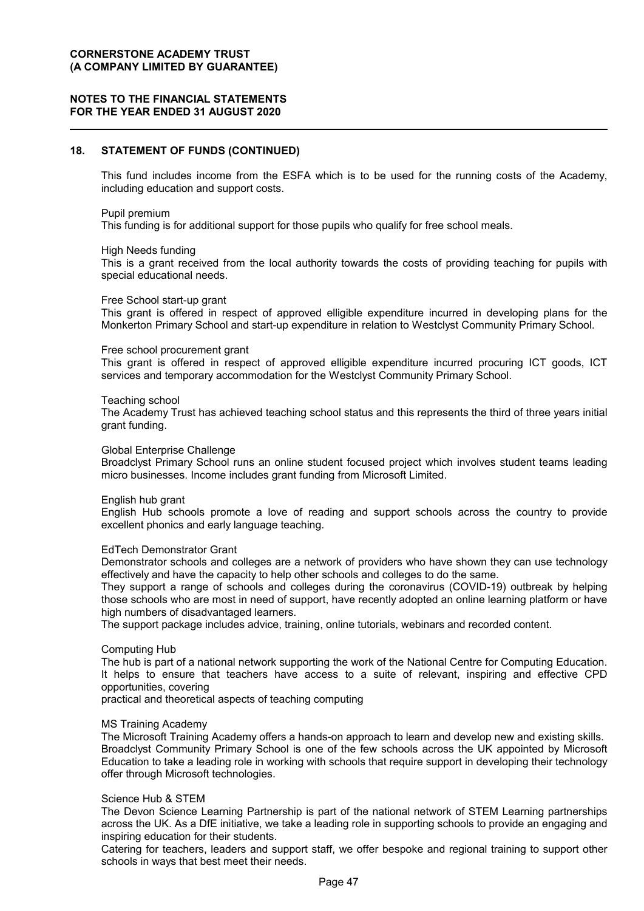## 18. STATEMENT OF FUNDS (CONTINUED)

This fund includes income from the ESFA which is to be used for the running costs of the Academy, including education and support costs.

Pupil premium
This funding is for additional support for those pupils who qualify for free school meals.

High Needs funding
This is a grant received from the local authority towards the costs of providing teaching for pupils with special educational needs.

Free School start-up grant
This grant is offered in respect of approved elligible expenditure incurred in developing plans for the Monkerton Primary School and start-up expenditure in relation to Westclyst Community Primary School.

Free school procurement grant
This grant is offered in respect of approved elligible expenditure incurred procuring ICT goods, ICT services and temporary accommodation for the Westclyst Community Primary School.

Teaching school
The Academy Trust has achieved teaching school status and this represents the third of three years initial grant funding.

Global Enterprise Challenge
Broadclyst Primary School runs an online student focused project which involves student teams leading micro businesses. Income includes grant funding from Microsoft Limited.

English hub grant
English Hub schools promote a love of reading and support schools across the country to provide excellent phonics and early language teaching.

EdTech Demonstrator Grant
Demonstrator schools and colleges are a network of providers who have shown they can use technology effectively and have the capacity to help other schools and colleges to do the same.
They support a range of schools and colleges during the coronavirus (COVID-19) outbreak by helping those schools who are most in need of support, have recently adopted an online learning platform or have high numbers of disadvantaged learners.
The support package includes advice, training, online tutorials, webinars and recorded content.

Computing Hub
The hub is part of a national network supporting the work of the National Centre for Computing Education. It helps to ensure that teachers have access to a suite of relevant, inspiring and effective CPD opportunities, covering
practical and theoretical aspects of teaching computing

MS Training Academy
The Microsoft Training Academy offers a hands-on approach to learn and develop new and existing skills.
Broadclyst Community Primary School is one of the few schools across the UK appointed by Microsoft Education to take a leading role in working with schools that require support in developing their technology offer through Microsoft technologies.

Science Hub & STEM
The Devon Science Learning Partnership is part of the national network of STEM Learning partnerships across the UK. As a DfE initiative, we take a leading role in supporting schools to provide an engaging and inspiring education for their students.
Catering for teachers, leaders and support staff, we offer bespoke and regional training to support other schools in ways that best meet their needs.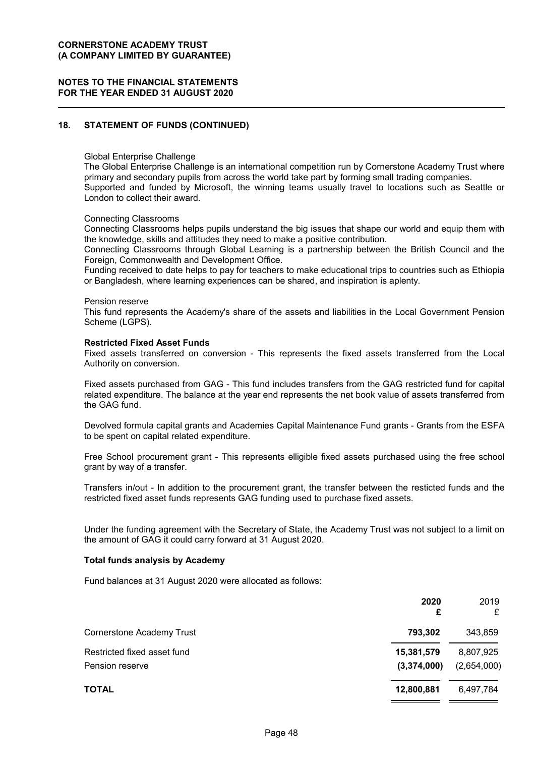## 18. STATEMENT OF FUNDS (CONTINUED)

Global Enterprise Challenge
The Global Enterprise Challenge is an international competition run by Cornerstone Academy Trust where primary and secondary pupils from across the world take part by forming small trading companies.
Supported and funded by Microsoft, the winning teams usually travel to locations such as Seattle or London to collect their award.

Connecting Classrooms
Connecting Classrooms helps pupils understand the big issues that shape our world and equip them with the knowledge, skills and attitudes they need to make a positive contribution.
Connecting Classrooms through Global Learning is a partnership between the British Council and the Foreign, Commonwealth and Development Office.
Funding received to date helps to pay for teachers to make educational trips to countries such as Ethiopia or Bangladesh, where learning experiences can be shared, and inspiration is aplenty.

Pension reserve
This fund represents the Academy's share of the assets and liabilities in the Local Government Pension Scheme (LGPS).

**Restricted Fixed Asset Funds**
Fixed assets transferred on conversion - This represents the fixed assets transferred from the Local Authority on conversion.

Fixed assets purchased from GAG - This fund includes transfers from the GAG restricted fund for capital related expenditure. The balance at the year end represents the net book value of assets transferred from the GAG fund.

Devolved formula capital grants and Academies Capital Maintenance Fund grants - Grants from the ESFA to be spent on capital related expenditure.

Free School procurement grant - This represents elligible fixed assets purchased using the free school grant by way of a transfer.

Transfers in/out - In addition to the procurement grant, the transfer between the resticted funds and the restricted fixed asset funds represents GAG funding used to purchase fixed assets.

Under the funding agreement with the Secretary of State, the Academy Trust was not subject to a limit on the amount of GAG it could carry forward at 31 August 2020.

**Total funds analysis by Academy**

Fund balances at 31 August 2020 were allocated as follows:

| | **2020** **£** | 2019 £ |
|---|---|---|
| Cornerstone Academy Trust | **793,302** | 343,859 |
| Restricted fixed asset fund | **15,381,579** | 8,807,925 |
| Pension reserve | **(3,374,000)** | (2,654,000) |
| **TOTAL** | **12,800,881** | 6,497,784 |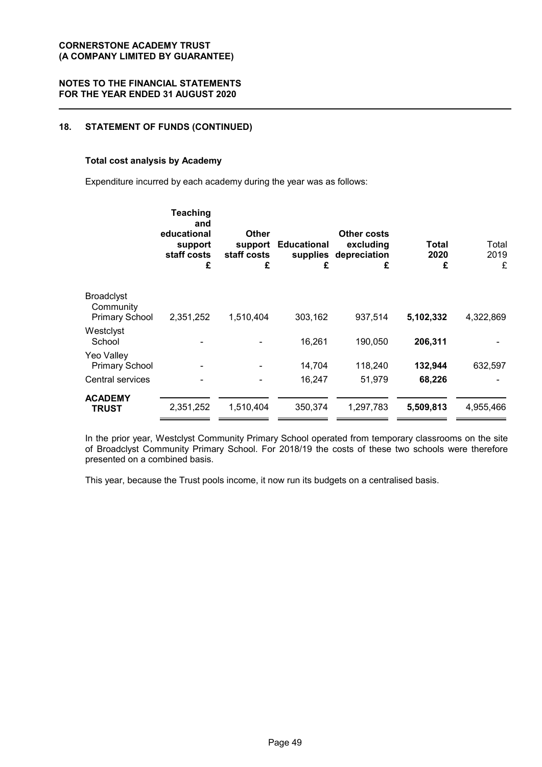## 18. STATEMENT OF FUNDS (CONTINUED)

### Total cost analysis by Academy

Expenditure incurred by each academy during the year was as follows:

| | Teaching and educational support staff costs £ | Other support staff costs £ | Educational supplies £ | Other costs excluding depreciation £ | Total 2020 £ | Total 2019 £ |
|---|---|---|---|---|---|---|
| Broadclyst Community Primary School | 2,351,252 | 1,510,404 | 303,162 | 937,514 | **5,102,332** | 4,322,869 |
| Westclyst School | - | - | 16,261 | 190,050 | **206,311** | - |
| Yeo Valley Primary School | - | - | 14,704 | 118,240 | **132,944** | 632,597 |
| Central services | - | - | 16,247 | 51,979 | **68,226** | - |
| **ACADEMY TRUST** | 2,351,252 | 1,510,404 | 350,374 | 1,297,783 | **5,509,813** | 4,955,466 |

In the prior year, Westclyst Community Primary School operated from temporary classrooms on the site of Broadclyst Community Primary School. For 2018/19 the costs of these two schools were therefore presented on a combined basis.

This year, because the Trust pools income, it now run its budgets on a centralised basis.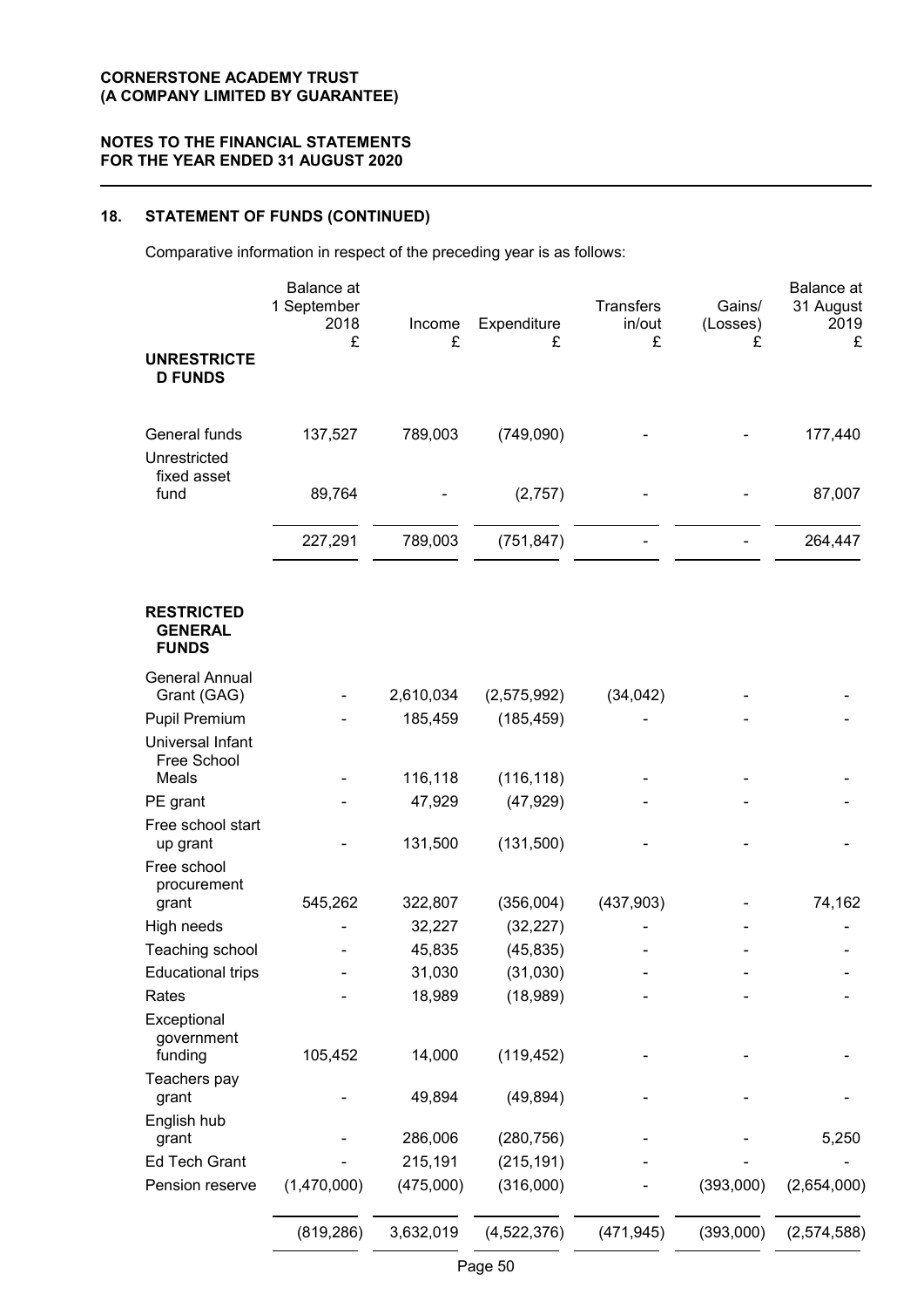## 18. STATEMENT OF FUNDS (CONTINUED)

Comparative information in respect of the preceding year is as follows:

| | Balance at 1 September 2018 £ | Income £ | Expenditure £ | Transfers in/out £ | Gains/ (Losses) £ | Balance at 31 August 2019 £ |
|---|---|---|---|---|---|---|
| **UNRESTRICTED FUNDS** | | | | | | |
| General funds | 137,527 | 789,003 | (749,090) | - | - | 177,440 |
| Unrestricted fixed asset fund | 89,764 | - | (2,757) | - | - | 87,007 |
| | 227,291 | 789,003 | (751,847) | - | - | 264,447 |
| **RESTRICTED GENERAL FUNDS** | | | | | | |
| General Annual Grant (GAG) | - | 2,610,034 | (2,575,992) | (34,042) | - | - |
| Pupil Premium | - | 185,459 | (185,459) | - | - | - |
| Universal Infant Free School Meals | - | 116,118 | (116,118) | - | - | - |
| PE grant | - | 47,929 | (47,929) | - | - | - |
| Free school start up grant | - | 131,500 | (131,500) | - | - | - |
| Free school procurement grant | 545,262 | 322,807 | (356,004) | (437,903) | - | 74,162 |
| High needs | - | 32,227 | (32,227) | - | - | - |
| Teaching school | - | 45,835 | (45,835) | - | - | - |
| Educational trips | - | 31,030 | (31,030) | - | - | - |
| Rates | - | 18,989 | (18,989) | - | - | - |
| Exceptional government funding | 105,452 | 14,000 | (119,452) | - | - | - |
| Teachers pay grant | - | 49,894 | (49,894) | - | - | - |
| English hub grant | - | 286,006 | (280,756) | - | - | 5,250 |
| Ed Tech Grant | - | 215,191 | (215,191) | - | - | - |
| Pension reserve | (1,470,000) | (475,000) | (316,000) | - | (393,000) | (2,654,000) |
| | (819,286) | 3,632,019 | (4,522,376) | (471,945) | (393,000) | (2,574,588) |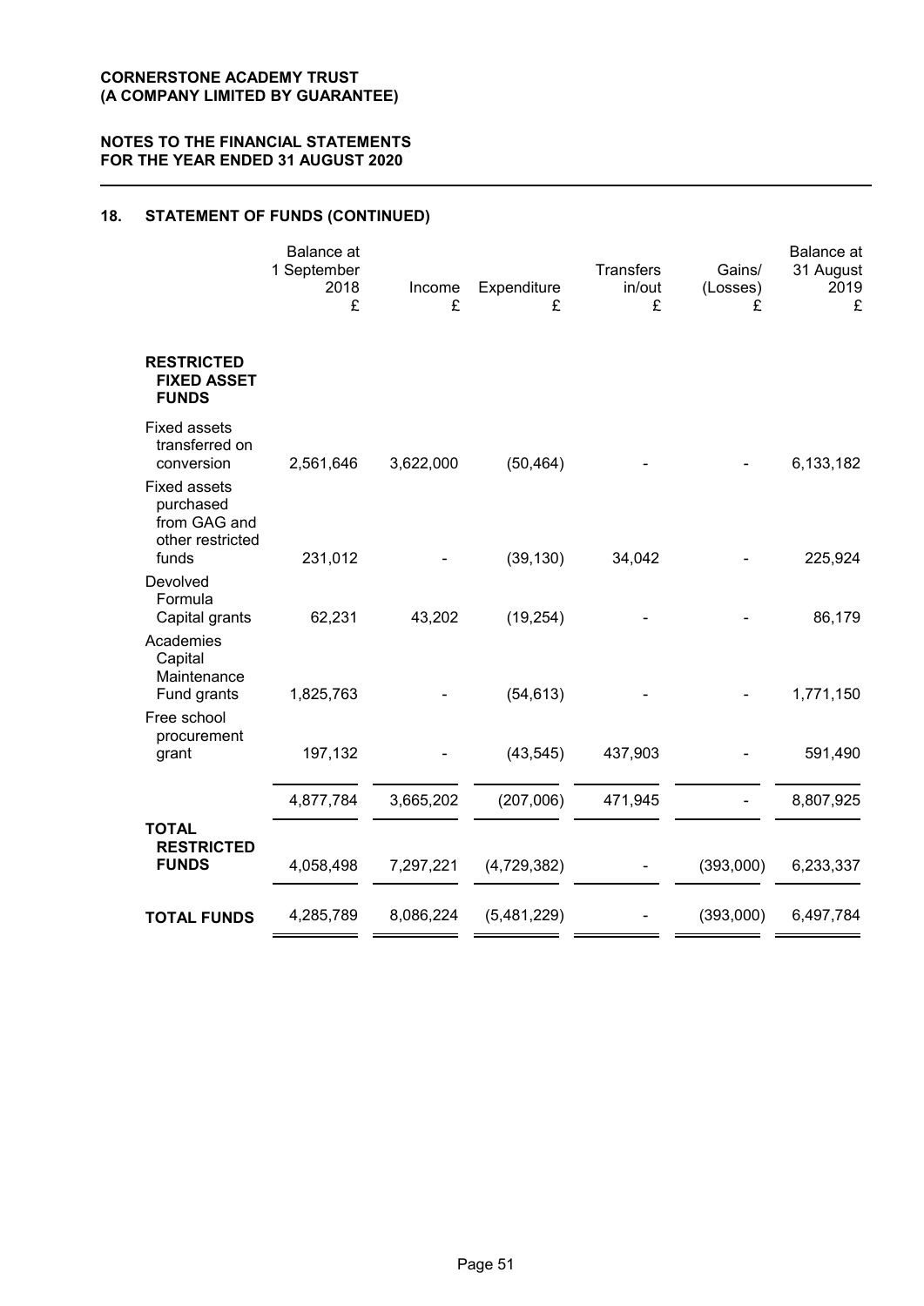**CORNERSTONE ACADEMY TRUST**
**(A COMPANY LIMITED BY GUARANTEE)**

**NOTES TO THE FINANCIAL STATEMENTS**
**FOR THE YEAR ENDED 31 AUGUST 2020**

## 18. STATEMENT OF FUNDS (CONTINUED)

| | Balance at 1 September 2018 £ | Income £ | Expenditure £ | Transfers in/out £ | Gains/ (Losses) £ | Balance at 31 August 2019 £ |
|---|---|---|---|---|---|---|
| **RESTRICTED FIXED ASSET FUNDS** | | | | | | |
| Fixed assets transferred on conversion | 2,561,646 | 3,622,000 | (50,464) | - | - | 6,133,182 |
| Fixed assets purchased from GAG and other restricted funds | 231,012 | - | (39,130) | 34,042 | - | 225,924 |
| Devolved Formula Capital grants | 62,231 | 43,202 | (19,254) | - | - | 86,179 |
| Academies Capital Maintenance Fund grants | 1,825,763 | - | (54,613) | - | - | 1,771,150 |
| Free school procurement grant | 197,132 | - | (43,545) | 437,903 | - | 591,490 |
| | 4,877,784 | 3,665,202 | (207,006) | 471,945 | - | 8,807,925 |
| **TOTAL RESTRICTED FUNDS** | 4,058,498 | 7,297,221 | (4,729,382) | - | (393,000) | 6,233,337 |
| **TOTAL FUNDS** | 4,285,789 | 8,086,224 | (5,481,229) | - | (393,000) | 6,497,784 |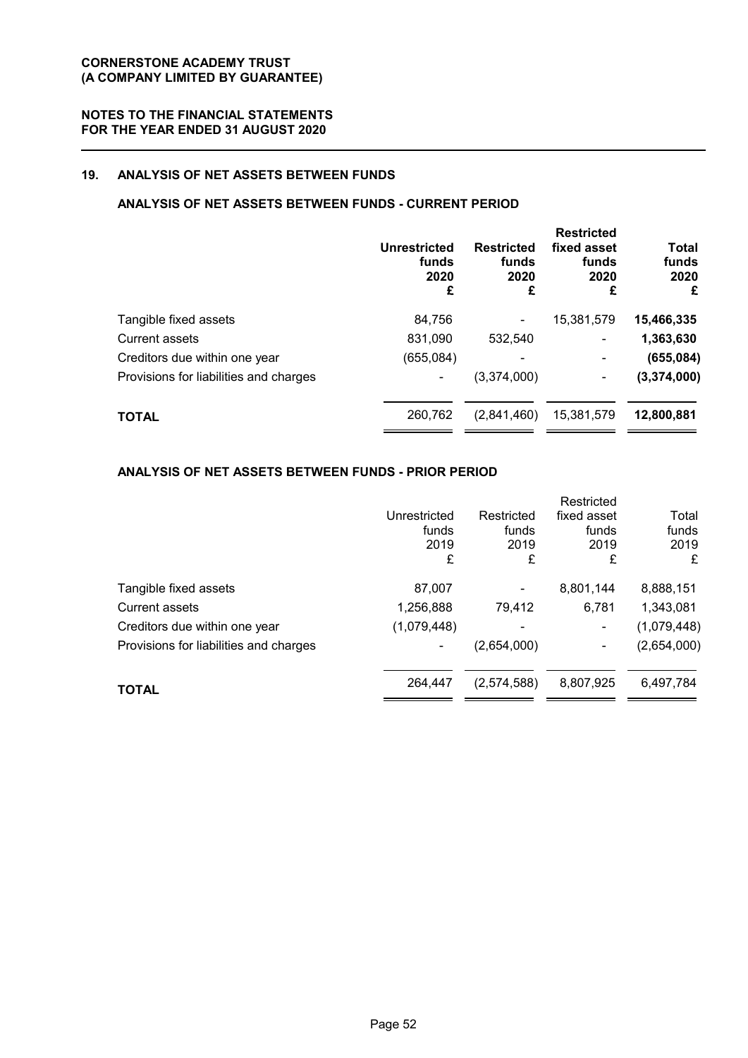## 19. ANALYSIS OF NET ASSETS BETWEEN FUNDS

### ANALYSIS OF NET ASSETS BETWEEN FUNDS - CURRENT PERIOD

| | Unrestricted funds 2020 £ | Restricted funds 2020 £ | Restricted fixed asset funds 2020 £ | Total funds 2020 £ |
|---|---|---|---|---|
| Tangible fixed assets | 84,756 | - | 15,381,579 | **15,466,335** |
| Current assets | 831,090 | 532,540 | - | **1,363,630** |
| Creditors due within one year | (655,084) | - | - | **(655,084)** |
| Provisions for liabilities and charges | - | (3,374,000) | - | **(3,374,000)** |
| **TOTAL** | 260,762 | (2,841,460) | 15,381,579 | **12,800,881** |

### ANALYSIS OF NET ASSETS BETWEEN FUNDS - PRIOR PERIOD

| | Unrestricted funds 2019 £ | Restricted funds 2019 £ | Restricted fixed asset funds 2019 £ | Total funds 2019 £ |
|---|---|---|---|---|
| Tangible fixed assets | 87,007 | - | 8,801,144 | 8,888,151 |
| Current assets | 1,256,888 | 79,412 | 6,781 | 1,343,081 |
| Creditors due within one year | (1,079,448) | - | - | (1,079,448) |
| Provisions for liabilities and charges | - | (2,654,000) | - | (2,654,000) |
| **TOTAL** | 264,447 | (2,574,588) | 8,807,925 | 6,497,784 |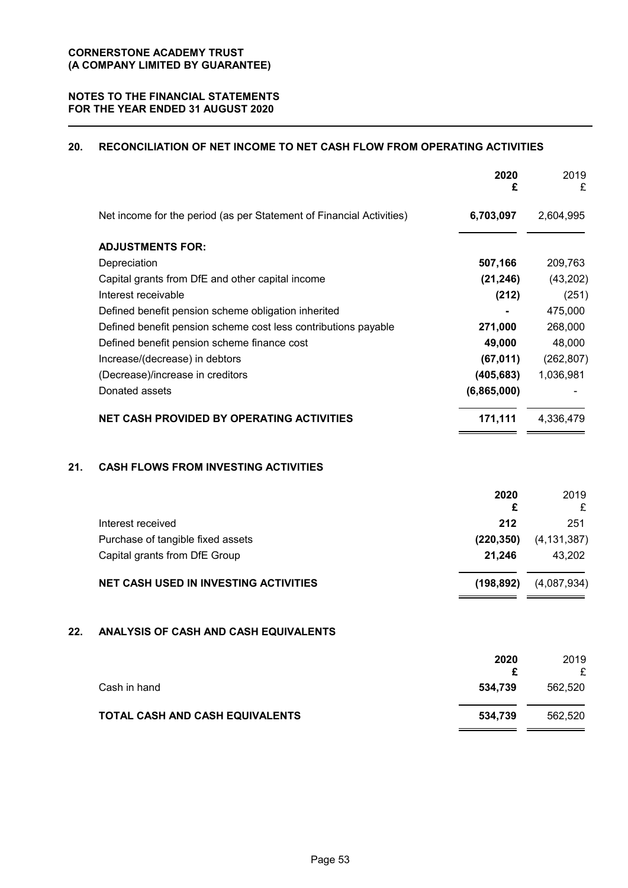**CORNERSTONE ACADEMY TRUST**
**(A COMPANY LIMITED BY GUARANTEE)**

**NOTES TO THE FINANCIAL STATEMENTS**
**FOR THE YEAR ENDED 31 AUGUST 2020**

## 20. RECONCILIATION OF NET INCOME TO NET CASH FLOW FROM OPERATING ACTIVITIES

| | 2020 £ | 2019 £ |
|---|---|---|
| Net income for the period (as per Statement of Financial Activities) | **6,703,097** | 2,604,995 |
| **ADJUSTMENTS FOR:** | | |
| Depreciation | **507,166** | 209,763 |
| Capital grants from DfE and other capital income | **(21,246)** | (43,202) |
| Interest receivable | **(212)** | (251) |
| Defined benefit pension scheme obligation inherited | **-** | 475,000 |
| Defined benefit pension scheme cost less contributions payable | **271,000** | 268,000 |
| Defined benefit pension scheme finance cost | **49,000** | 48,000 |
| Increase/(decrease) in debtors | **(67,011)** | (262,807) |
| (Decrease)/increase in creditors | **(405,683)** | 1,036,981 |
| Donated assets | **(6,865,000)** | - |
| **NET CASH PROVIDED BY OPERATING ACTIVITIES** | **171,111** | 4,336,479 |

## 21. CASH FLOWS FROM INVESTING ACTIVITIES

| | 2020 £ | 2019 £ |
|---|---|---|
| Interest received | **212** | 251 |
| Purchase of tangible fixed assets | **(220,350)** | (4,131,387) |
| Capital grants from DfE Group | **21,246** | 43,202 |
| **NET CASH USED IN INVESTING ACTIVITIES** | **(198,892)** | (4,087,934) |

## 22. ANALYSIS OF CASH AND CASH EQUIVALENTS

| | 2020 £ | 2019 £ |
|---|---|---|
| Cash in hand | **534,739** | 562,520 |
| **TOTAL CASH AND CASH EQUIVALENTS** | **534,739** | 562,520 |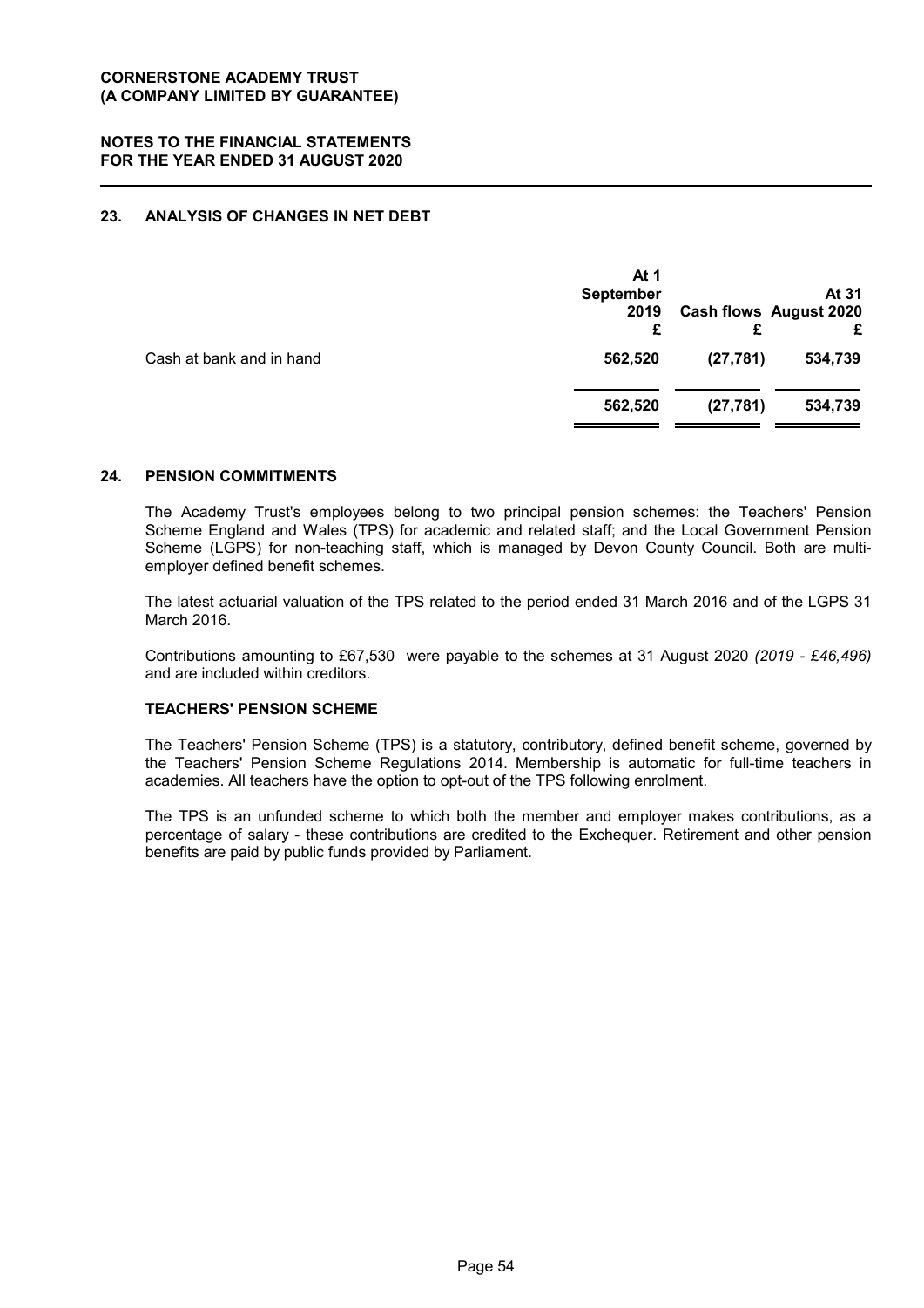## 23. ANALYSIS OF CHANGES IN NET DEBT

| | At 1 September 2019 £ | Cash flows £ | At 31 August 2020 £ |
|---|---|---|---|
| Cash at bank and in hand | **562,520** | **(27,781)** | **534,739** |
| | **562,520** | **(27,781)** | **534,739** |

## 24. PENSION COMMITMENTS

The Academy Trust's employees belong to two principal pension schemes: the Teachers' Pension Scheme England and Wales (TPS) for academic and related staff; and the Local Government Pension Scheme (LGPS) for non-teaching staff, which is managed by Devon County Council. Both are multi-employer defined benefit schemes.

The latest actuarial valuation of the TPS related to the period ended 31 March 2016 and of the LGPS 31 March 2016.

Contributions amounting to £67,530 were payable to the schemes at 31 August 2020 *(2019 - £46,496)* and are included within creditors.

### TEACHERS' PENSION SCHEME

The Teachers' Pension Scheme (TPS) is a statutory, contributory, defined benefit scheme, governed by the Teachers' Pension Scheme Regulations 2014. Membership is automatic for full-time teachers in academies. All teachers have the option to opt-out of the TPS following enrolment.

The TPS is an unfunded scheme to which both the member and employer makes contributions, as a percentage of salary - these contributions are credited to the Exchequer. Retirement and other pension benefits are paid by public funds provided by Parliament.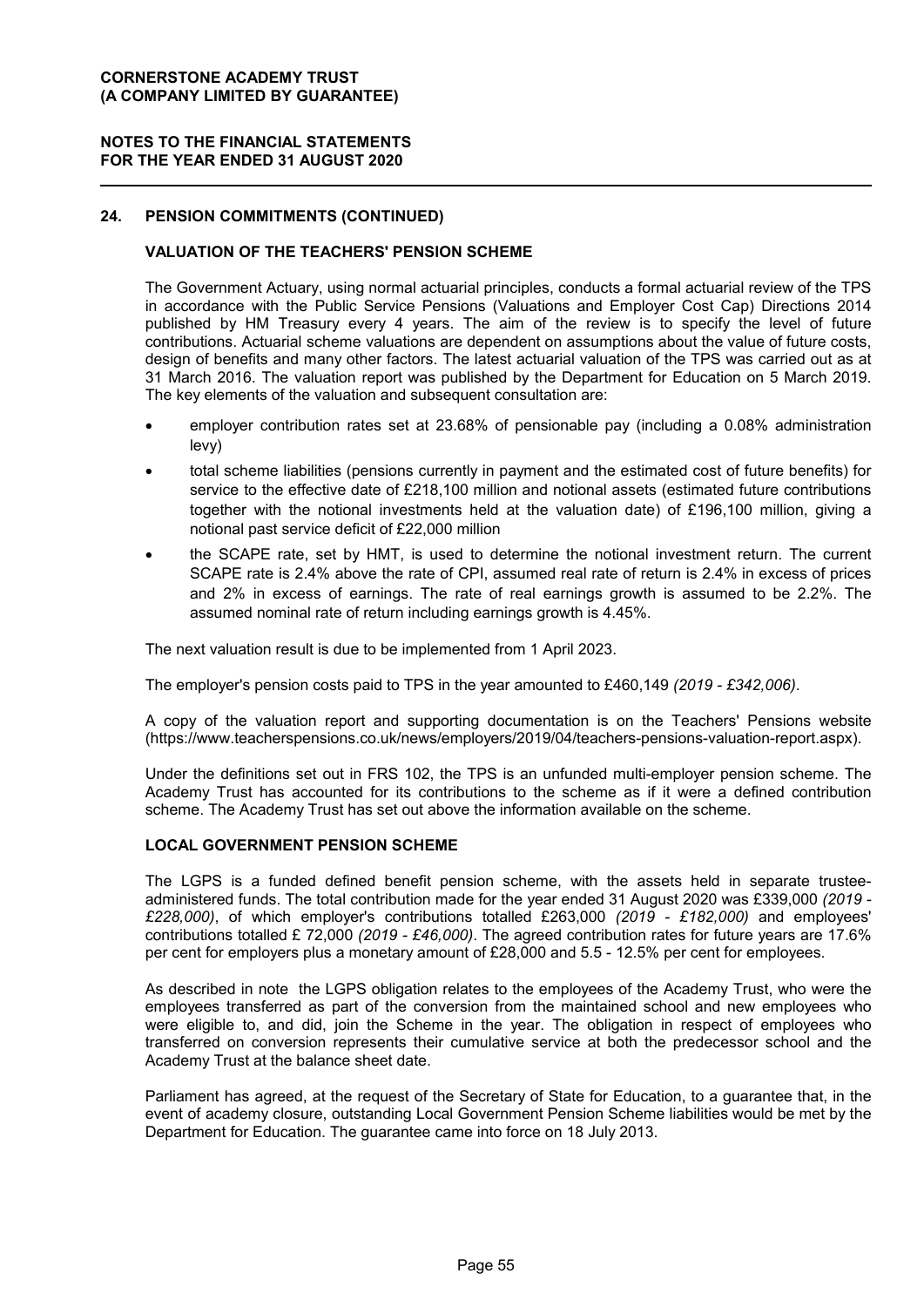## 24. PENSION COMMITMENTS (CONTINUED)

### VALUATION OF THE TEACHERS' PENSION SCHEME

The Government Actuary, using normal actuarial principles, conducts a formal actuarial review of the TPS in accordance with the Public Service Pensions (Valuations and Employer Cost Cap) Directions 2014 published by HM Treasury every 4 years. The aim of the review is to specify the level of future contributions. Actuarial scheme valuations are dependent on assumptions about the value of future costs, design of benefits and many other factors. The latest actuarial valuation of the TPS was carried out as at 31 March 2016. The valuation report was published by the Department for Education on 5 March 2019. The key elements of the valuation and subsequent consultation are:

- employer contribution rates set at 23.68% of pensionable pay (including a 0.08% administration levy)
- total scheme liabilities (pensions currently in payment and the estimated cost of future benefits) for service to the effective date of £218,100 million and notional assets (estimated future contributions together with the notional investments held at the valuation date) of £196,100 million, giving a notional past service deficit of £22,000 million
- the SCAPE rate, set by HMT, is used to determine the notional investment return. The current SCAPE rate is 2.4% above the rate of CPI, assumed real rate of return is 2.4% in excess of prices and 2% in excess of earnings. The rate of real earnings growth is assumed to be 2.2%. The assumed nominal rate of return including earnings growth is 4.45%.

The next valuation result is due to be implemented from 1 April 2023.

The employer's pension costs paid to TPS in the year amounted to £460,149 *(2019 - £342,006)*.

A copy of the valuation report and supporting documentation is on the Teachers' Pensions website (https://www.teacherspensions.co.uk/news/employers/2019/04/teachers-pensions-valuation-report.aspx).

Under the definitions set out in FRS 102, the TPS is an unfunded multi-employer pension scheme. The Academy Trust has accounted for its contributions to the scheme as if it were a defined contribution scheme. The Academy Trust has set out above the information available on the scheme.

### LOCAL GOVERNMENT PENSION SCHEME

The LGPS is a funded defined benefit pension scheme, with the assets held in separate trustee-administered funds. The total contribution made for the year ended 31 August 2020 was £339,000 *(2019 - £228,000)*, of which employer's contributions totalled £263,000 *(2019 - £182,000)* and employees' contributions totalled £ 72,000 *(2019 - £46,000)*. The agreed contribution rates for future years are 17.6% per cent for employers plus a monetary amount of £28,000 and 5.5 - 12.5% per cent for employees.

As described in note the LGPS obligation relates to the employees of the Academy Trust, who were the employees transferred as part of the conversion from the maintained school and new employees who were eligible to, and did, join the Scheme in the year. The obligation in respect of employees who transferred on conversion represents their cumulative service at both the predecessor school and the Academy Trust at the balance sheet date.

Parliament has agreed, at the request of the Secretary of State for Education, to a guarantee that, in the event of academy closure, outstanding Local Government Pension Scheme liabilities would be met by the Department for Education. The guarantee came into force on 18 July 2013.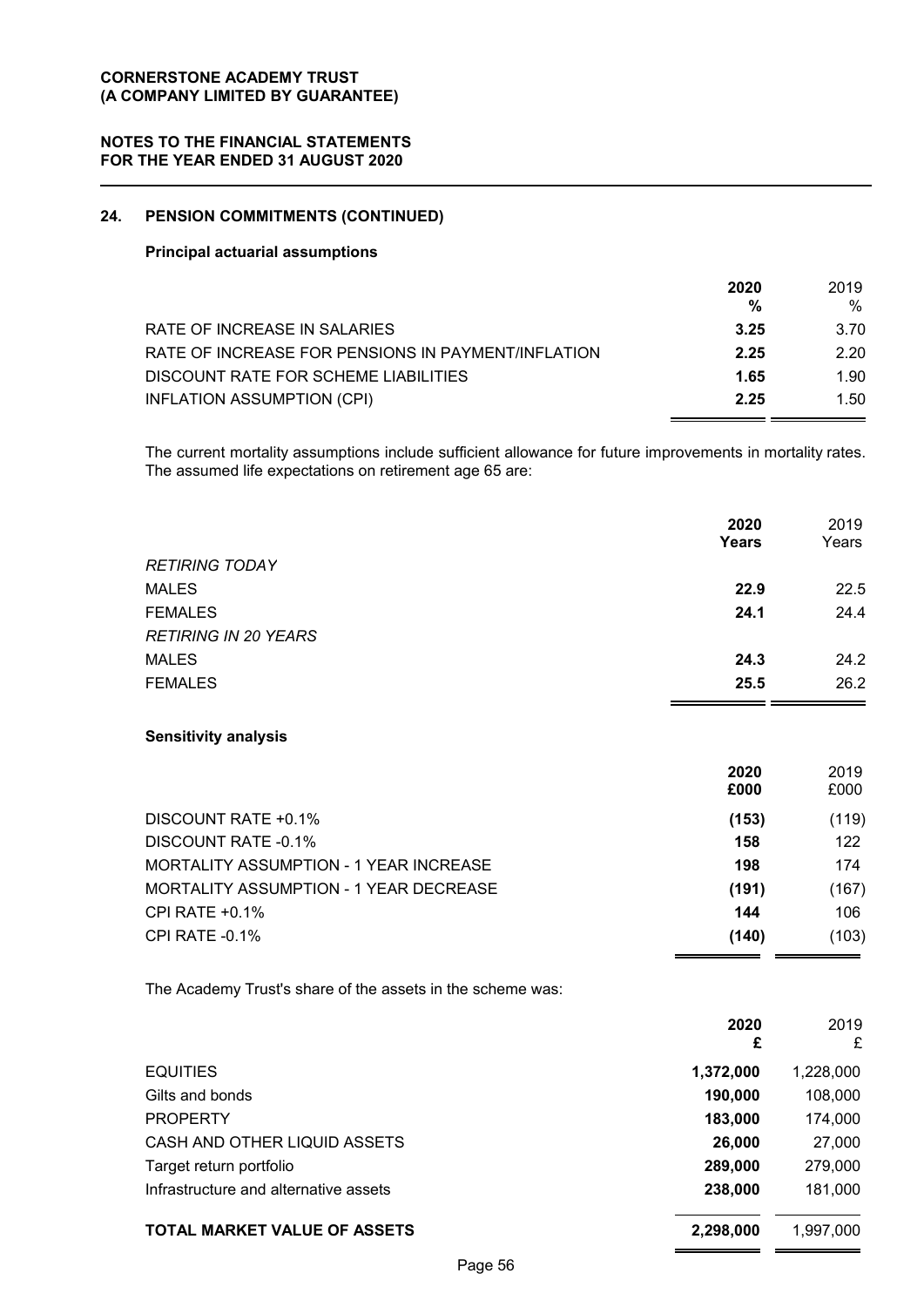## 24. PENSION COMMITMENTS (CONTINUED)

### Principal actuarial assumptions

| | 2020 % | 2019 % |
|---|---|---|
| RATE OF INCREASE IN SALARIES | **3.25** | 3.70 |
| RATE OF INCREASE FOR PENSIONS IN PAYMENT/INFLATION | **2.25** | 2.20 |
| DISCOUNT RATE FOR SCHEME LIABILITIES | **1.65** | 1.90 |
| INFLATION ASSUMPTION (CPI) | **2.25** | 1.50 |

The current mortality assumptions include sufficient allowance for future improvements in mortality rates. The assumed life expectations on retirement age 65 are:

| | 2020 Years | 2019 Years |
|---|---|---|
| *RETIRING TODAY* | | |
| MALES | **22.9** | 22.5 |
| FEMALES | **24.1** | 24.4 |
| *RETIRING IN 20 YEARS* | | |
| MALES | **24.3** | 24.2 |
| FEMALES | **25.5** | 26.2 |

### Sensitivity analysis

| | 2020 £000 | 2019 £000 |
|---|---|---|
| DISCOUNT RATE +0.1% | **(153)** | (119) |
| DISCOUNT RATE -0.1% | **158** | 122 |
| MORTALITY ASSUMPTION - 1 YEAR INCREASE | **198** | 174 |
| MORTALITY ASSUMPTION - 1 YEAR DECREASE | **(191)** | (167) |
| CPI RATE +0.1% | **144** | 106 |
| CPI RATE -0.1% | **(140)** | (103) |

The Academy Trust's share of the assets in the scheme was:

| | 2020 £ | 2019 £ |
|---|---|---|
| EQUITIES | **1,372,000** | 1,228,000 |
| Gilts and bonds | **190,000** | 108,000 |
| PROPERTY | **183,000** | 174,000 |
| CASH AND OTHER LIQUID ASSETS | **26,000** | 27,000 |
| Target return portfolio | **289,000** | 279,000 |
| Infrastructure and alternative assets | **238,000** | 181,000 |
| **TOTAL MARKET VALUE OF ASSETS** | **2,298,000** | 1,997,000 |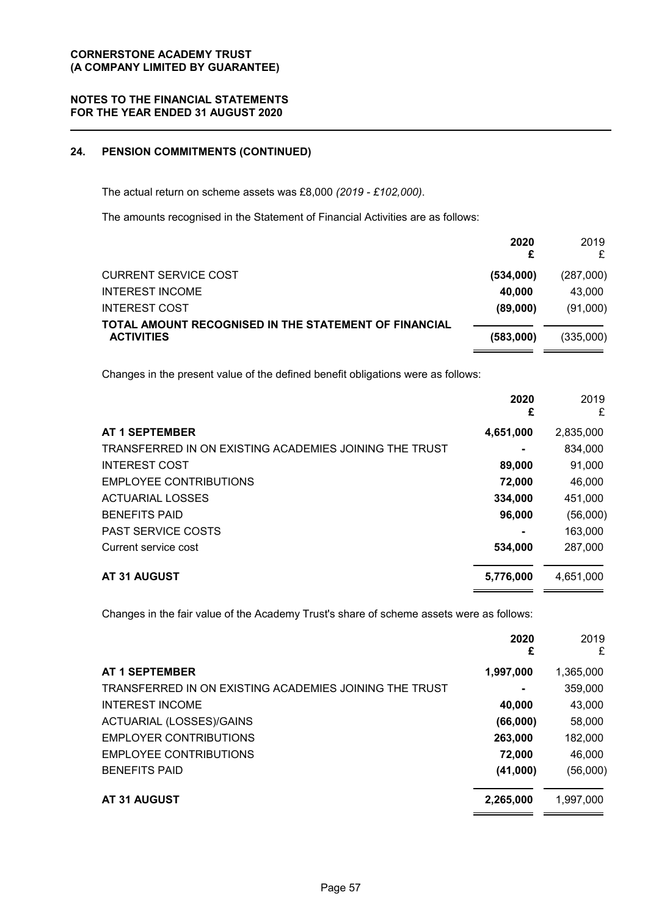## 24. PENSION COMMITMENTS (CONTINUED)

The actual return on scheme assets was £8,000 *(2019 - £102,000)*.

The amounts recognised in the Statement of Financial Activities are as follows:

| | 2020 £ | 2019 £ |
|---|---|---|
| CURRENT SERVICE COST | (534,000) | (287,000) |
| INTEREST INCOME | 40,000 | 43,000 |
| INTEREST COST | (89,000) | (91,000) |
| TOTAL AMOUNT RECOGNISED IN THE STATEMENT OF FINANCIAL ACTIVITIES | (583,000) | (335,000) |

Changes in the present value of the defined benefit obligations were as follows:

| | 2020 £ | 2019 £ |
|---|---|---|
| AT 1 SEPTEMBER | 4,651,000 | 2,835,000 |
| TRANSFERRED IN ON EXISTING ACADEMIES JOINING THE TRUST | - | 834,000 |
| INTEREST COST | 89,000 | 91,000 |
| EMPLOYEE CONTRIBUTIONS | 72,000 | 46,000 |
| ACTUARIAL LOSSES | 334,000 | 451,000 |
| BENEFITS PAID | 96,000 | (56,000) |
| PAST SERVICE COSTS | - | 163,000 |
| Current service cost | 534,000 | 287,000 |
| AT 31 AUGUST | 5,776,000 | 4,651,000 |

Changes in the fair value of the Academy Trust's share of scheme assets were as follows:

| | 2020 £ | 2019 £ |
|---|---|---|
| AT 1 SEPTEMBER | 1,997,000 | 1,365,000 |
| TRANSFERRED IN ON EXISTING ACADEMIES JOINING THE TRUST | - | 359,000 |
| INTEREST INCOME | 40,000 | 43,000 |
| ACTUARIAL (LOSSES)/GAINS | (66,000) | 58,000 |
| EMPLOYER CONTRIBUTIONS | 263,000 | 182,000 |
| EMPLOYEE CONTRIBUTIONS | 72,000 | 46,000 |
| BENEFITS PAID | (41,000) | (56,000) |
| AT 31 AUGUST | 2,265,000 | 1,997,000 |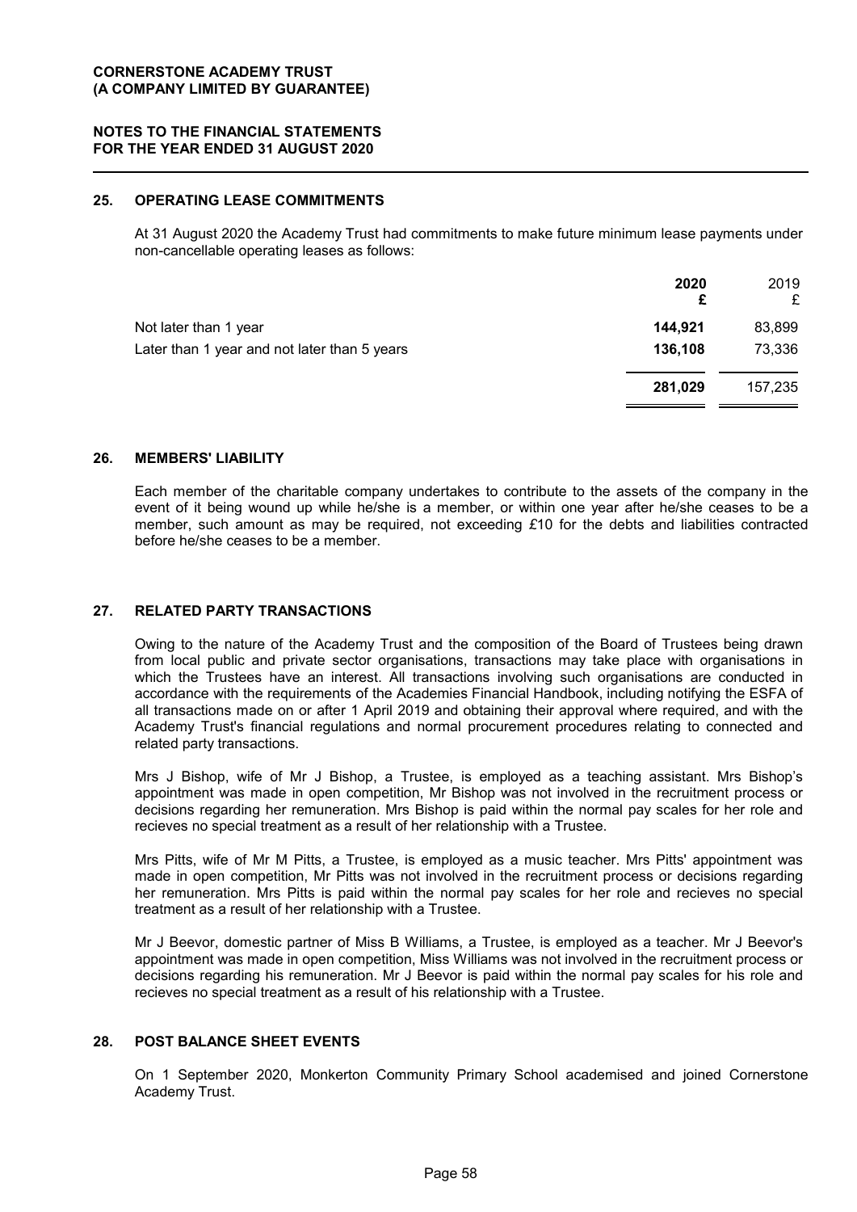## 25. OPERATING LEASE COMMITMENTS

At 31 August 2020 the Academy Trust had commitments to make future minimum lease payments under non-cancellable operating leases as follows:

| | **2020** **£** | 2019 £ |
|---|---|---|
| Not later than 1 year | **144,921** | 83,899 |
| Later than 1 year and not later than 5 years | **136,108** | 73,336 |
| | **281,029** | 157,235 |

## 26. MEMBERS' LIABILITY

Each member of the charitable company undertakes to contribute to the assets of the company in the event of it being wound up while he/she is a member, or within one year after he/she ceases to be a member, such amount as may be required, not exceeding £10 for the debts and liabilities contracted before he/she ceases to be a member.

## 27. RELATED PARTY TRANSACTIONS

Owing to the nature of the Academy Trust and the composition of the Board of Trustees being drawn from local public and private sector organisations, transactions may take place with organisations in which the Trustees have an interest. All transactions involving such organisations are conducted in accordance with the requirements of the Academies Financial Handbook, including notifying the ESFA of all transactions made on or after 1 April 2019 and obtaining their approval where required, and with the Academy Trust's financial regulations and normal procurement procedures relating to connected and related party transactions.

Mrs J Bishop, wife of Mr J Bishop, a Trustee, is employed as a teaching assistant. Mrs Bishop's appointment was made in open competition, Mr Bishop was not involved in the recruitment process or decisions regarding her remuneration. Mrs Bishop is paid within the normal pay scales for her role and recieves no special treatment as a result of her relationship with a Trustee.

Mrs Pitts, wife of Mr M Pitts, a Trustee, is employed as a music teacher. Mrs Pitts' appointment was made in open competition, Mr Pitts was not involved in the recruitment process or decisions regarding her remuneration. Mrs Pitts is paid within the normal pay scales for her role and recieves no special treatment as a result of her relationship with a Trustee.

Mr J Beevor, domestic partner of Miss B Williams, a Trustee, is employed as a teacher. Mr J Beevor's appointment was made in open competition, Miss Williams was not involved in the recruitment process or decisions regarding his remuneration. Mr J Beevor is paid within the normal pay scales for his role and recieves no special treatment as a result of his relationship with a Trustee.

## 28. POST BALANCE SHEET EVENTS

On 1 September 2020, Monkerton Community Primary School academised and joined Cornerstone Academy Trust.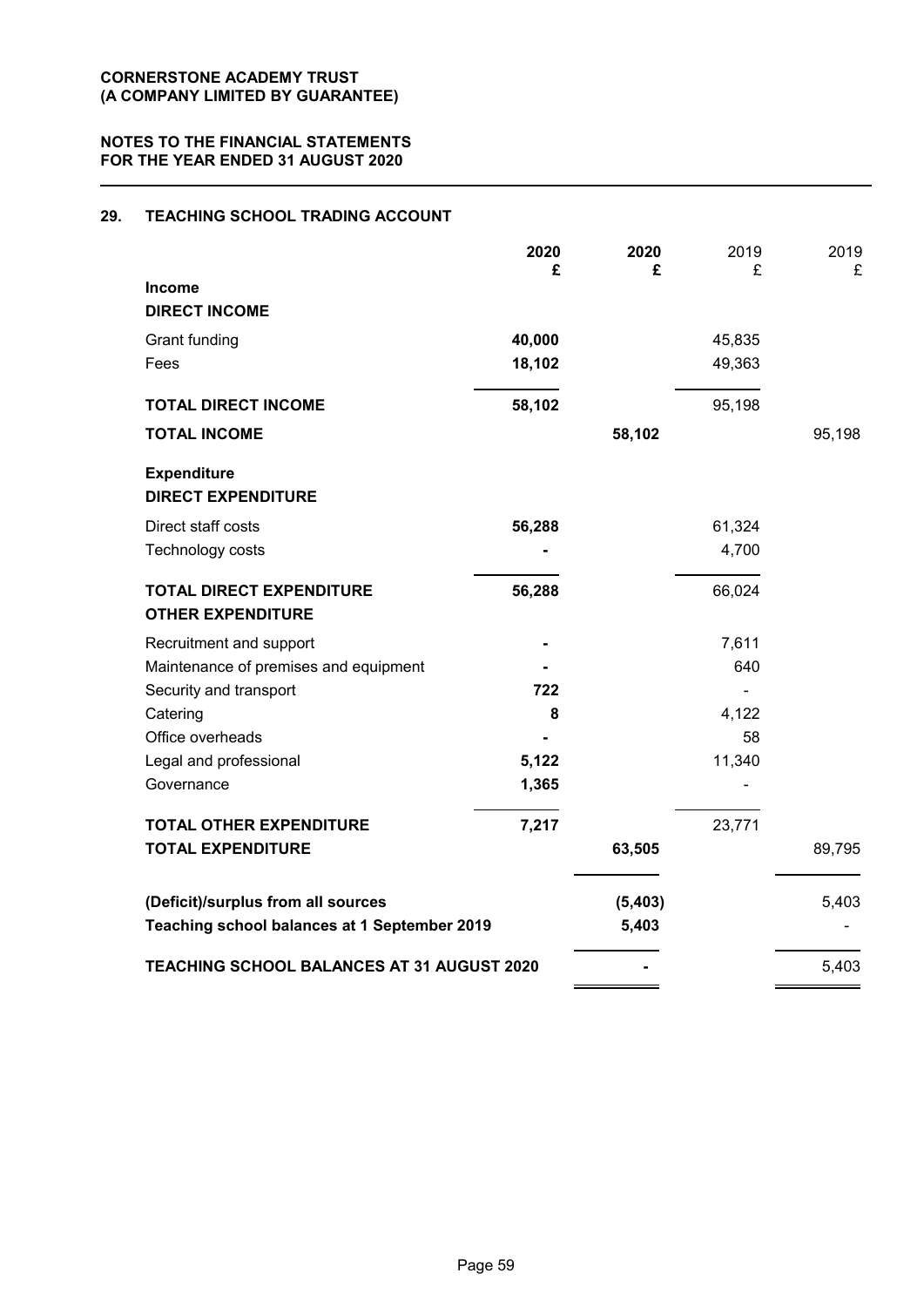**CORNERSTONE ACADEMY TRUST**
**(A COMPANY LIMITED BY GUARANTEE)**

**NOTES TO THE FINANCIAL STATEMENTS**
**FOR THE YEAR ENDED 31 AUGUST 2020**

## 29. TEACHING SCHOOL TRADING ACCOUNT

| | 2020 £ | 2020 £ | 2019 £ | 2019 £ |
|---|---|---|---|---|
| **Income** | | | | |
| **DIRECT INCOME** | | | | |
| Grant funding | 40,000 | | 45,835 | |
| Fees | 18,102 | | 49,363 | |
| **TOTAL DIRECT INCOME** | 58,102 | | 95,198 | |
| **TOTAL INCOME** | | 58,102 | | 95,198 |
| **Expenditure** | | | | |
| **DIRECT EXPENDITURE** | | | | |
| Direct staff costs | 56,288 | | 61,324 | |
| Technology costs | - | | 4,700 | |
| **TOTAL DIRECT EXPENDITURE** | 56,288 | | 66,024 | |
| **OTHER EXPENDITURE** | | | | |
| Recruitment and support | - | | 7,611 | |
| Maintenance of premises and equipment | - | | 640 | |
| Security and transport | 722 | | - | |
| Catering | 8 | | 4,122 | |
| Office overheads | - | | 58 | |
| Legal and professional | 5,122 | | 11,340 | |
| Governance | 1,365 | | - | |
| **TOTAL OTHER EXPENDITURE** | 7,217 | | 23,771 | |
| **TOTAL EXPENDITURE** | | 63,505 | | 89,795 |
| **(Deficit)/surplus from all sources** | | (5,403) | | 5,403 |
| **Teaching school balances at 1 September 2019** | | 5,403 | | - |
| **TEACHING SCHOOL BALANCES AT 31 AUGUST 2020** | | - | | 5,403 |